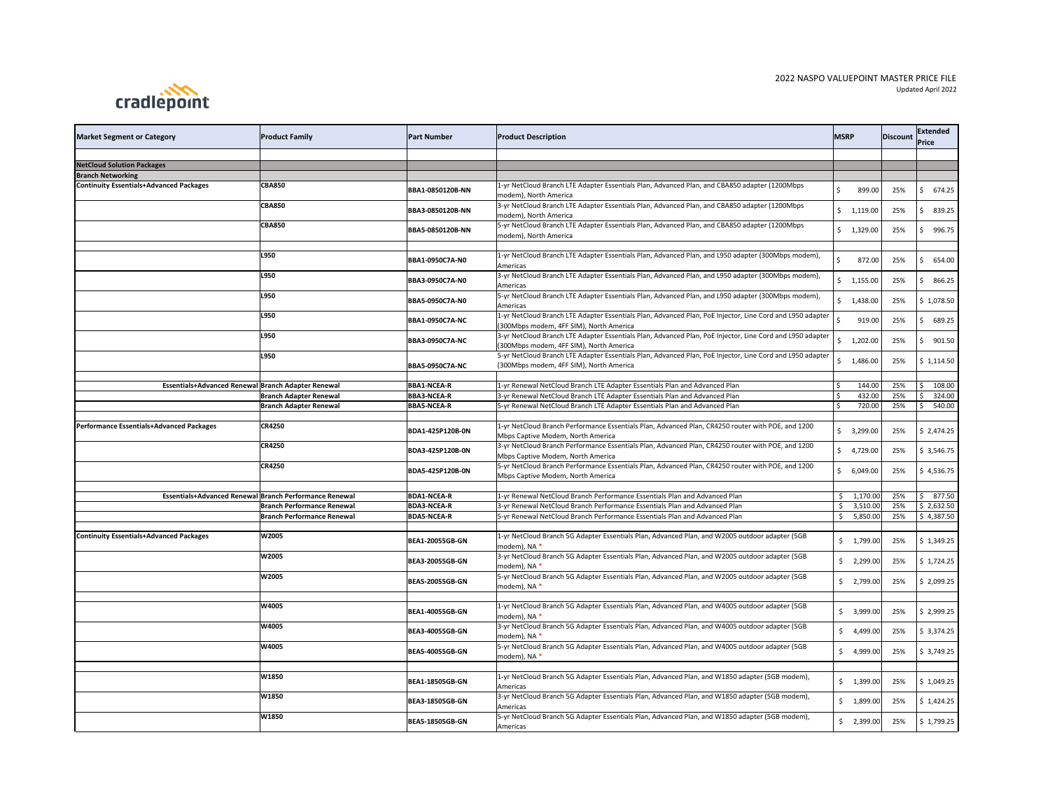cradlepoint

2022 NASPO VALUEPOINT MASTER PRICE FILE
Updated April 2022

| Market Segment or Category | Product Family | Part Number | Product Description | MSRP | Discount | Extended Price |
|---|---|---|---|---|---|---|
| | | | | | | |
| **NetCloud Solution Packages** | | | | | | |
| **Branch Networking** | | | | | | |
| **Continuity Essentials+Advanced Packages** | **CBA850** | **BBA1-0850120B-NN** | 1-yr NetCloud Branch LTE Adapter Essentials Plan, Advanced Plan, and CBA850 adapter (1200Mbps modem), North America | $ 899.00 | 25% | $ 674.25 |
| | **CBA850** | **BBA3-0850120B-NN** | 3-yr NetCloud Branch LTE Adapter Essentials Plan, Advanced Plan, and CBA850 adapter (1200Mbps modem), North America | $ 1,119.00 | 25% | $ 839.25 |
| | **CBA850** | **BBA5-0850120B-NN** | 5-yr NetCloud Branch LTE Adapter Essentials Plan, Advanced Plan, and CBA850 adapter (1200Mbps modem), North America | $ 1,329.00 | 25% | $ 996.75 |
| | | | | | | |
| | **L950** | **BBA1-0950C7A-N0** | 1-yr NetCloud Branch LTE Adapter Essentials Plan, Advanced Plan, and L950 adapter (300Mbps modem), Americas | $ 872.00 | 25% | $ 654.00 |
| | **L950** | **BBA3-0950C7A-N0** | 3-yr NetCloud Branch LTE Adapter Essentials Plan, Advanced Plan, and L950 adapter (300Mbps modem), Americas | $ 1,155.00 | 25% | $ 866.25 |
| | **L950** | **BBA5-0950C7A-N0** | 5-yr NetCloud Branch LTE Adapter Essentials Plan, Advanced Plan, and L950 adapter (300Mbps modem), Americas | $ 1,438.00 | 25% | $ 1,078.50 |
| | **L950** | **BBA1-0950C7A-NC** | 1-yr NetCloud Branch LTE Adapter Essentials Plan, Advanced Plan, PoE Injector, Line Cord and L950 adapter (300Mbps modem, 4FF SIM), North America | $ 919.00 | 25% | $ 689.25 |
| | **L950** | **BBA3-0950C7A-NC** | 3-yr NetCloud Branch LTE Adapter Essentials Plan, Advanced Plan, PoE Injector, Line Cord and L950 adapter (300Mbps modem, 4FF SIM), North America | $ 1,202.00 | 25% | $ 901.50 |
| | **L950** | **BBA5-0950C7A-NC** | 5-yr NetCloud Branch LTE Adapter Essentials Plan, Advanced Plan, PoE Injector, Line Cord and L950 adapter (300Mbps modem, 4FF SIM), North America | $ 1,486.00 | 25% | $ 1,114.50 |
| | | | | | | |
| **Essentials+Advanced Renewal** | **Branch Adapter Renewal** | **BBA1-NCEA-R** | 1-yr Renewal NetCloud Branch LTE Adapter Essentials Plan and Advanced Plan | $ 144.00 | 25% | $ 108.00 |
| | **Branch Adapter Renewal** | **BBA3-NCEA-R** | 3-yr Renewal NetCloud Branch LTE Adapter Essentials Plan and Advanced Plan | $ 432.00 | 25% | $ 324.00 |
| | **Branch Adapter Renewal** | **BBA5-NCEA-R** | 5-yr Renewal NetCloud Branch LTE Adapter Essentials Plan and Advanced Plan | $ 720.00 | 25% | $ 540.00 |
| | | | | | | |
| **Performance Essentials+Advanced Packages** | **CR4250** | **BDA1-425P120B-0N** | 1-yr NetCloud Branch Performance Essentials Plan, Advanced Plan, CR4250 router with POE, and 1200 Mbps Captive Modem, North America | $ 3,299.00 | 25% | $ 2,474.25 |
| | **CR4250** | **BDA3-425P120B-0N** | 3-yr NetCloud Branch Performance Essentials Plan, Advanced Plan, CR4250 router with POE, and 1200 Mbps Captive Modem, North America | $ 4,729.00 | 25% | $ 3,546.75 |
| | **CR4250** | **BDA5-425P120B-0N** | 5-yr NetCloud Branch Performance Essentials Plan, Advanced Plan, CR4250 router with POE, and 1200 Mbps Captive Modem, North America | $ 6,049.00 | 25% | $ 4,536.75 |
| | | | | | | |
| **Essentials+Advanced Renewal** | **Branch Performance Renewal** | **BDA1-NCEA-R** | 1-yr Renewal NetCloud Branch Performance Essentials Plan and Advanced Plan | $ 1,170.00 | 25% | $ 877.50 |
| | **Branch Performance Renewal** | **BDA3-NCEA-R** | 3-yr Renewal NetCloud Branch Performance Essentials Plan and Advanced Plan | $ 3,510.00 | 25% | $ 2,632.50 |
| | **Branch Performance Renewal** | **BDA5-NCEA-R** | 5-yr Renewal NetCloud Branch Performance Essentials Plan and Advanced Plan | $ 5,850.00 | 25% | $ 4,387.50 |
| | | | | | | |
| **Continuity Essentials+Advanced Packages** | **W2005** | **BEA1-20055GB-GN** | 1-yr NetCloud Branch 5G Adapter Essentials Plan, Advanced Plan, and W2005 outdoor adapter (5GB modem), NA * | $ 1,799.00 | 25% | $ 1,349.25 |
| | **W2005** | **BEA3-20055GB-GN** | 3-yr NetCloud Branch 5G Adapter Essentials Plan, Advanced Plan, and W2005 outdoor adapter (5GB modem), NA * | $ 2,299.00 | 25% | $ 1,724.25 |
| | **W2005** | **BEA5-20055GB-GN** | 5-yr NetCloud Branch 5G Adapter Essentials Plan, Advanced Plan, and W2005 outdoor adapter (5GB modem), NA * | $ 2,799.00 | 25% | $ 2,099.25 |
| | | | | | | |
| | **W4005** | **BEA1-40055GB-GN** | 1-yr NetCloud Branch 5G Adapter Essentials Plan, Advanced Plan, and W4005 outdoor adapter (5GB modem), NA * | $ 3,999.00 | 25% | $ 2,999.25 |
| | **W4005** | **BEA3-40055GB-GN** | 3-yr NetCloud Branch 5G Adapter Essentials Plan, Advanced Plan, and W4005 outdoor adapter (5GB modem), NA * | $ 4,499.00 | 25% | $ 3,374.25 |
| | **W4005** | **BEA5-40055GB-GN** | 5-yr NetCloud Branch 5G Adapter Essentials Plan, Advanced Plan, and W4005 outdoor adapter (5GB modem), NA * | $ 4,999.00 | 25% | $ 3,749.25 |
| | | | | | | |
| | **W1850** | **BEA1-18505GB-GN** | 1-yr NetCloud Branch 5G Adapter Essentials Plan, Advanced Plan, and W1850 adapter (5GB modem), Americas | $ 1,399.00 | 25% | $ 1,049.25 |
| | **W1850** | **BEA3-18505GB-GN** | 3-yr NetCloud Branch 5G Adapter Essentials Plan, Advanced Plan, and W1850 adapter (5GB modem), Americas | $ 1,899.00 | 25% | $ 1,424.25 |
| | **W1850** | **BEA5-18505GB-GN** | 5-yr NetCloud Branch 5G Adapter Essentials Plan, Advanced Plan, and W1850 adapter (5GB modem), Americas | $ 2,399.00 | 25% | $ 1,799.25 |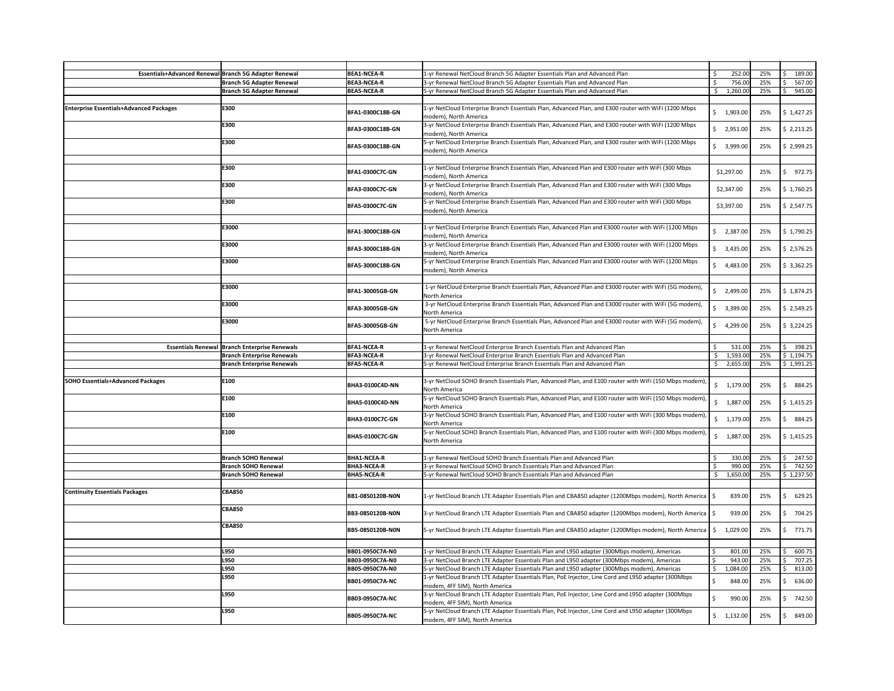| | | | | | | |
|---|---|---|---|---|---|---|
| Essentials+Advanced Renewal | Branch 5G Adapter Renewal | BEA1-NCEA-R | 1-yr Renewal NetCloud Branch 5G Adapter Essentials Plan and Advanced Plan | $ 252.00 | 25% | $ 189.00 |
| | Branch 5G Adapter Renewal | BEA3-NCEA-R | 3-yr Renewal NetCloud Branch 5G Adapter Essentials Plan and Advanced Plan | $ 756.00 | 25% | $ 567.00 |
| | Branch 5G Adapter Renewal | BEA5-NCEA-R | 5-yr Renewal NetCloud Branch 5G Adapter Essentials Plan and Advanced Plan | $ 1,260.00 | 25% | $ 945.00 |
| | | | | | | |
| Enterprise Essentials+Advanced Packages | E300 | BFA1-0300C18B-GN | 1-yr NetCloud Enterprise Branch Essentials Plan, Advanced Plan, and E300 router with WiFi (1200 Mbps modem), North America | $ 1,903.00 | 25% | $ 1,427.25 |
| | E300 | BFA3-0300C18B-GN | 3-yr NetCloud Enterprise Branch Essentials Plan, Advanced Plan, and E300 router with WiFi (1200 Mbps modem), North America | $ 2,951.00 | 25% | $ 2,213.25 |
| | E300 | BFA5-0300C18B-GN | 5-yr NetCloud Enterprise Branch Essentials Plan, Advanced Plan, and E300 router with WiFi (1200 Mbps modem), North America | $ 3,999.00 | 25% | $ 2,999.25 |
| | | | | | | |
| | E300 | BFA1-0300C7C-GN | 1-yr NetCloud Enterprise Branch Essentials Plan, Advanced Plan and E300 router with WiFi (300 Mbps modem), North America | $1,297.00 | 25% | $ 972.75 |
| | E300 | BFA3-0300C7C-GN | 3-yr NetCloud Enterprise Branch Essentials Plan, Advanced Plan and E300 router with WiFi (300 Mbps modem), North America | $2,347.00 | 25% | $ 1,760.25 |
| | E300 | BFA5-0300C7C-GN | 5-yr NetCloud Enterprise Branch Essentials Plan, Advanced Plan and E300 router with WiFi (300 Mbps modem), North America | $3,397.00 | 25% | $ 2,547.75 |
| | | | | | | |
| | E3000 | BFA1-3000C18B-GN | 1-yr NetCloud Enterprise Branch Essentials Plan, Advanced Plan and E3000 router with WiFi (1200 Mbps modem), North America | $ 2,387.00 | 25% | $ 1,790.25 |
| | E3000 | BFA3-3000C18B-GN | 3-yr NetCloud Enterprise Branch Essentials Plan, Advanced Plan and E3000 router with WiFi (1200 Mbps modem), North America | $ 3,435.00 | 25% | $ 2,576.25 |
| | E3000 | BFA5-3000C18B-GN | 5-yr NetCloud Enterprise Branch Essentials Plan, Advanced Plan and E3000 router with WiFi (1200 Mbps modem), North America | $ 4,483.00 | 25% | $ 3,362.25 |
| | | | | | | |
| | E3000 | BFA1-30005GB-GN | 1-yr NetCloud Enterprise Branch Essentials Plan, Advanced Plan and E3000 router with WiFi (5G modem), North America | $ 2,499.00 | 25% | $ 1,874.25 |
| | E3000 | BFA3-30005GB-GN | 3-yr NetCloud Enterprise Branch Essentials Plan, Advanced Plan and E3000 router with WiFi (5G modem), North America | $ 3,399.00 | 25% | $ 2,549.25 |
| | E3000 | BFA5-30005GB-GN | 5-yr NetCloud Enterprise Branch Essentials Plan, Advanced Plan and E3000 router with WiFi (5G modem), North America | $ 4,299.00 | 25% | $ 3,224.25 |
| | | | | | | |
| Essentials Renewal | Branch Enterprise Renewals | BFA1-NCEA-R | 1-yr Renewal NetCloud Enterprise Branch Essentials Plan and Advanced Plan | $ 531.00 | 25% | $ 398.25 |
| | Branch Enterprise Renewals | BFA3-NCEA-R | 3-yr Renewal NetCloud Enterprise Branch Essentials Plan and Advanced Plan | $ 1,593.00 | 25% | $ 1,194.75 |
| | Branch Enterprise Renewals | BFA5-NCEA-R | 5-yr Renewal NetCloud Enterprise Branch Essentials Plan and Advanced Plan | $ 2,655.00 | 25% | $ 1,991.25 |
| | | | | | | |
| SOHO Essentials+Advanced Packages | E100 | BHA3-0100C4D-NN | 3-yr NetCloud SOHO Branch Essentials Plan, Advanced Plan, and E100 router with WiFi (150 Mbps modem), North America | $ 1,179.00 | 25% | $ 884.25 |
| | E100 | BHA5-0100C4D-NN | 5-yr NetCloud SOHO Branch Essentials Plan, Advanced Plan, and E100 router with WiFi (150 Mbps modem), North America | $ 1,887.00 | 25% | $ 1,415.25 |
| | E100 | BHA3-0100C7C-GN | 3-yr NetCloud SOHO Branch Essentials Plan, Advanced Plan, and E100 router with WiFi (300 Mbps modem), North America | $ 1,179.00 | 25% | $ 884.25 |
| | E100 | BHA5-0100C7C-GN | 5-yr NetCloud SOHO Branch Essentials Plan, Advanced Plan, and E100 router with WiFi (300 Mbps modem), North America | $ 1,887.00 | 25% | $ 1,415.25 |
| | | | | | | |
| | Branch SOHO Renewal | BHA1-NCEA-R | 1-yr Renewal NetCloud SOHO Branch Essentials Plan and Advanced Plan | $ 330.00 | 25% | $ 247.50 |
| | Branch SOHO Renewal | BHA3-NCEA-R | 3-yr Renewal NetCloud SOHO Branch Essentials Plan and Advanced Plan | $ 990.00 | 25% | $ 742.50 |
| | Branch SOHO Renewal | BHA5-NCEA-R | 5-yr Renewal NetCloud SOHO Branch Essentials Plan and Advanced Plan | $ 1,650.00 | 25% | $ 1,237.50 |
| | | | | | | |
| Continuity Essentials Packages | CBA850 | BB1-0850120B-N0N | 1-yr NetCloud Branch LTE Adapter Essentials Plan and CBA850 adapter (1200Mbps modem), North America | $ 839.00 | 25% | $ 629.25 |
| | CBA850 | BB3-0850120B-N0N | 3-yr NetCloud Branch LTE Adapter Essentials Plan and CBA850 adapter (1200Mbps modem), North America | $ 939.00 | 25% | $ 704.25 |
| | CBA850 | BB5-0850120B-N0N | 5-yr NetCloud Branch LTE Adapter Essentials Plan and CBA850 adapter (1200Mbps modem), North America | $ 1,029.00 | 25% | $ 771.75 |
| | | | | | | |
| | L950 | BB01-0950C7A-N0 | 1-yr NetCloud Branch LTE Adapter Essentials Plan and L950 adapter (300Mbps modem), Americas | $ 801.00 | 25% | $ 600.75 |
| | L950 | BB03-0950C7A-N0 | 3-yr NetCloud Branch LTE Adapter Essentials Plan and L950 adapter (300Mbps modem), Americas | $ 943.00 | 25% | $ 707.25 |
| | L950 | BB05-0950C7A-N0 | 5-yr NetCloud Branch LTE Adapter Essentials Plan and L950 adapter (300Mbps modem), Americas | $ 1,084.00 | 25% | $ 813.00 |
| | L950 | BB01-0950C7A-NC | 1-yr NetCloud Branch LTE Adapter Essentials Plan, PoE Injector, Line Cord and L950 adapter (300Mbps modem, 4FF SIM), North America | $ 848.00 | 25% | $ 636.00 |
| | L950 | BB03-0950C7A-NC | 3-yr NetCloud Branch LTE Adapter Essentials Plan, PoE Injector, Line Cord and L950 adapter (300Mbps modem, 4FF SIM), North America | $ 990.00 | 25% | $ 742.50 |
| | L950 | BB05-0950C7A-NC | 5-yr NetCloud Branch LTE Adapter Essentials Plan, PoE Injector, Line Cord and L950 adapter (300Mbps modem, 4FF SIM), North America | $ 1,132.00 | 25% | $ 849.00 |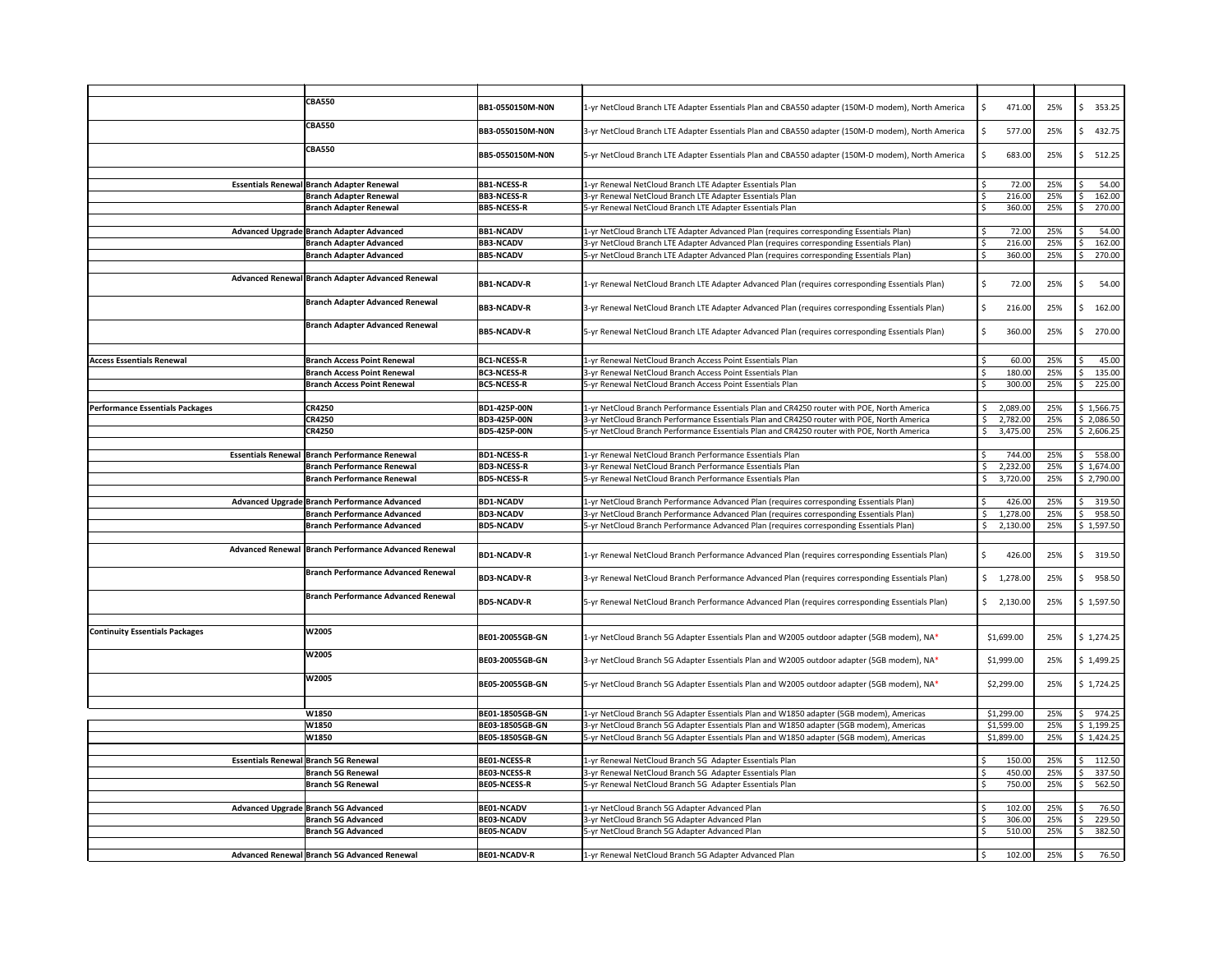| | | | | | | |
|---|---|---|---|---|---|---|
| | **CBA550** | **BB1-0550150M-N0N** | 1-yr NetCloud Branch LTE Adapter Essentials Plan and CBA550 adapter (150M-D modem), North America | $ 471.00 | 25% | $ 353.25 |
| | **CBA550** | **BB3-0550150M-N0N** | 3-yr NetCloud Branch LTE Adapter Essentials Plan and CBA550 adapter (150M-D modem), North America | $ 577.00 | 25% | $ 432.75 |
| | **CBA550** | **BB5-0550150M-N0N** | 5-yr NetCloud Branch LTE Adapter Essentials Plan and CBA550 adapter (150M-D modem), North America | $ 683.00 | 25% | $ 512.25 |
| | | | | | | |
| **Essentials Renewal** | **Branch Adapter Renewal** | **BB1-NCESS-R** | 1-yr Renewal NetCloud Branch LTE Adapter Essentials Plan | $ 72.00 | 25% | $ 54.00 |
| | **Branch Adapter Renewal** | **BB3-NCESS-R** | 3-yr Renewal NetCloud Branch LTE Adapter Essentials Plan | $ 216.00 | 25% | $ 162.00 |
| | **Branch Adapter Renewal** | **BB5-NCESS-R** | 5-yr Renewal NetCloud Branch LTE Adapter Essentials Plan | $ 360.00 | 25% | $ 270.00 |
| | | | | | | |
| **Advanced Upgrade** | **Branch Adapter Advanced** | **BB1-NCADV** | 1-yr NetCloud Branch LTE Adapter Advanced Plan (requires corresponding Essentials Plan) | $ 72.00 | 25% | $ 54.00 |
| | **Branch Adapter Advanced** | **BB3-NCADV** | 3-yr NetCloud Branch LTE Adapter Advanced Plan (requires corresponding Essentials Plan) | $ 216.00 | 25% | $ 162.00 |
| | **Branch Adapter Advanced** | **BB5-NCADV** | 5-yr NetCloud Branch LTE Adapter Advanced Plan (requires corresponding Essentials Plan) | $ 360.00 | 25% | $ 270.00 |
| | | | | | | |
| **Advanced Renewal** | **Branch Adapter Advanced Renewal** | **BB1-NCADV-R** | 1-yr Renewal NetCloud Branch LTE Adapter Advanced Plan (requires corresponding Essentials Plan) | $ 72.00 | 25% | $ 54.00 |
| | **Branch Adapter Advanced Renewal** | **BB3-NCADV-R** | 3-yr Renewal NetCloud Branch LTE Adapter Advanced Plan (requires corresponding Essentials Plan) | $ 216.00 | 25% | $ 162.00 |
| | **Branch Adapter Advanced Renewal** | **BB5-NCADV-R** | 5-yr Renewal NetCloud Branch LTE Adapter Advanced Plan (requires corresponding Essentials Plan) | $ 360.00 | 25% | $ 270.00 |
| | | | | | | |
| **Access Essentials Renewal** | **Branch Access Point Renewal** | **BC1-NCESS-R** | 1-yr Renewal NetCloud Branch Access Point Essentials Plan | $ 60.00 | 25% | $ 45.00 |
| | **Branch Access Point Renewal** | **BC3-NCESS-R** | 3-yr Renewal NetCloud Branch Access Point Essentials Plan | $ 180.00 | 25% | $ 135.00 |
| | **Branch Access Point Renewal** | **BC5-NCESS-R** | 5-yr Renewal NetCloud Branch Access Point Essentials Plan | $ 300.00 | 25% | $ 225.00 |
| | | | | | | |
| **Performance Essentials Packages** | **CR4250** | **BD1-425P-00N** | 1-yr NetCloud Branch Performance Essentials Plan and CR4250 router with POE, North America | $ 2,089.00 | 25% | $ 1,566.75 |
| | **CR4250** | **BD3-425P-00N** | 3-yr NetCloud Branch Performance Essentials Plan and CR4250 router with POE, North America | $ 2,782.00 | 25% | $ 2,086.50 |
| | **CR4250** | **BD5-425P-00N** | 5-yr NetCloud Branch Performance Essentials Plan and CR4250 router with POE, North America | $ 3,475.00 | 25% | $ 2,606.25 |
| | | | | | | |
| **Essentials Renewal** | **Branch Performance Renewal** | **BD1-NCESS-R** | 1-yr Renewal NetCloud Branch Performance Essentials Plan | $ 744.00 | 25% | $ 558.00 |
| | **Branch Performance Renewal** | **BD3-NCESS-R** | 3-yr Renewal NetCloud Branch Performance Essentials Plan | $ 2,232.00 | 25% | $ 1,674.00 |
| | **Branch Performance Renewal** | **BD5-NCESS-R** | 5-yr Renewal NetCloud Branch Performance Essentials Plan | $ 3,720.00 | 25% | $ 2,790.00 |
| | | | | | | |
| **Advanced Upgrade** | **Branch Performance Advanced** | **BD1-NCADV** | 1-yr NetCloud Branch Performance Advanced Plan (requires corresponding Essentials Plan) | $ 426.00 | 25% | $ 319.50 |
| | **Branch Performance Advanced** | **BD3-NCADV** | 3-yr NetCloud Branch Performance Advanced Plan (requires corresponding Essentials Plan) | $ 1,278.00 | 25% | $ 958.50 |
| | **Branch Performance Advanced** | **BD5-NCADV** | 5-yr NetCloud Branch Performance Advanced Plan (requires corresponding Essentials Plan) | $ 2,130.00 | 25% | $ 1,597.50 |
| | | | | | | |
| **Advanced Renewal** | **Branch Performance Advanced Renewal** | **BD1-NCADV-R** | 1-yr Renewal NetCloud Branch Performance Advanced Plan (requires corresponding Essentials Plan) | $ 426.00 | 25% | $ 319.50 |
| | **Branch Performance Advanced Renewal** | **BD3-NCADV-R** | 3-yr Renewal NetCloud Branch Performance Advanced Plan (requires corresponding Essentials Plan) | $ 1,278.00 | 25% | $ 958.50 |
| | **Branch Performance Advanced Renewal** | **BD5-NCADV-R** | 5-yr Renewal NetCloud Branch Performance Advanced Plan (requires corresponding Essentials Plan) | $ 2,130.00 | 25% | $ 1,597.50 |
| | | | | | | |
| **Continuity Essentials Packages** | **W2005** | **BE01-20055GB-GN** | 1-yr NetCloud Branch 5G Adapter Essentials Plan and W2005 outdoor adapter (5GB modem), NA* | $1,699.00 | 25% | $ 1,274.25 |
| | **W2005** | **BE03-20055GB-GN** | 3-yr NetCloud Branch 5G Adapter Essentials Plan and W2005 outdoor adapter (5GB modem), NA* | $1,999.00 | 25% | $ 1,499.25 |
| | **W2005** | **BE05-20055GB-GN** | 5-yr NetCloud Branch 5G Adapter Essentials Plan and W2005 outdoor adapter (5GB modem), NA* | $2,299.00 | 25% | $ 1,724.25 |
| | | | | | | |
| | **W1850** | **BE01-18505GB-GN** | 1-yr NetCloud Branch 5G Adapter Essentials Plan and W1850 adapter (5GB modem), Americas | $1,299.00 | 25% | $ 974.25 |
| | **W1850** | **BE03-18505GB-GN** | 3-yr NetCloud Branch 5G Adapter Essentials Plan and W1850 adapter (5GB modem), Americas | $1,599.00 | 25% | $ 1,199.25 |
| | **W1850** | **BE05-18505GB-GN** | 5-yr NetCloud Branch 5G Adapter Essentials Plan and W1850 adapter (5GB modem), Americas | $1,899.00 | 25% | $ 1,424.25 |
| | | | | | | |
| **Essentials Renewal** | **Branch 5G Renewal** | **BE01-NCESS-R** | 1-yr Renewal NetCloud Branch 5G Adapter Essentials Plan | $ 150.00 | 25% | $ 112.50 |
| | **Branch 5G Renewal** | **BE03-NCESS-R** | 3-yr Renewal NetCloud Branch 5G Adapter Essentials Plan | $ 450.00 | 25% | $ 337.50 |
| | **Branch 5G Renewal** | **BE05-NCESS-R** | 5-yr Renewal NetCloud Branch 5G Adapter Essentials Plan | $ 750.00 | 25% | $ 562.50 |
| | | | | | | |
| **Advanced Upgrade** | **Branch 5G Advanced** | **BE01-NCADV** | 1-yr NetCloud Branch 5G Adapter Advanced Plan | $ 102.00 | 25% | $ 76.50 |
| | **Branch 5G Advanced** | **BE03-NCADV** | 3-yr NetCloud Branch 5G Adapter Advanced Plan | $ 306.00 | 25% | $ 229.50 |
| | **Branch 5G Advanced** | **BE05-NCADV** | 5-yr NetCloud Branch 5G Adapter Advanced Plan | $ 510.00 | 25% | $ 382.50 |
| | | | | | | |
| **Advanced Renewal** | **Branch 5G Advanced Renewal** | **BE01-NCADV-R** | 1-yr Renewal NetCloud Branch 5G Adapter Advanced Plan | $ 102.00 | 25% | $ 76.50 |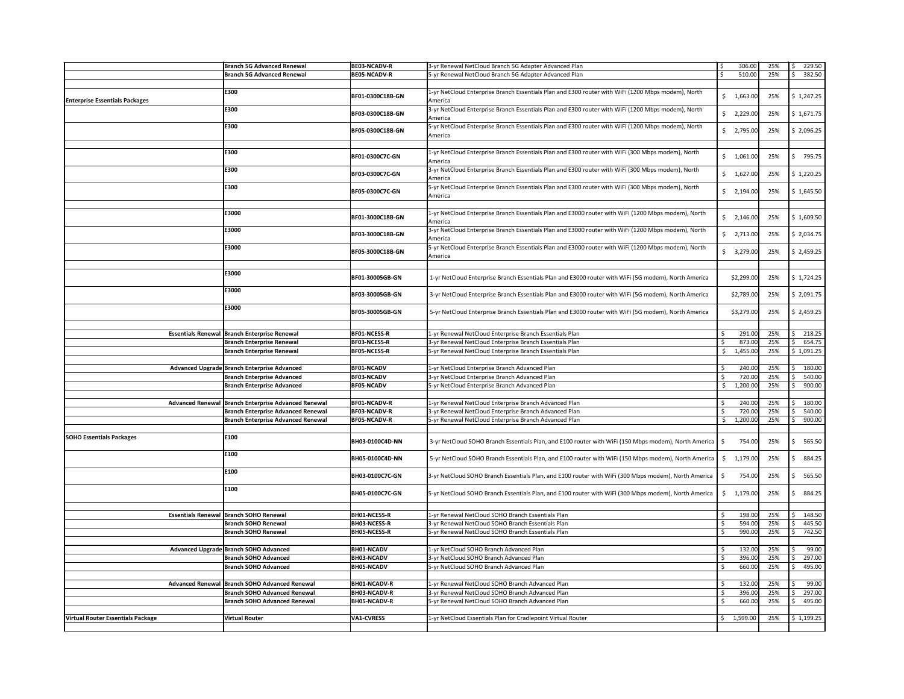| | | | | | | |
|---|---|---|---|---|---|---|
| | **Branch 5G Advanced Renewal** | **BE03-NCADV-R** | 3-yr Renewal NetCloud Branch 5G Adapter Advanced Plan | $ 306.00 | 25% | $ 229.50 |
| | **Branch 5G Advanced Renewal** | **BE05-NCADV-R** | 5-yr Renewal NetCloud Branch 5G Adapter Advanced Plan | $ 510.00 | 25% | $ 382.50 |
| | | | | | | |
| **Enterprise Essentials Packages** | **E300** | **BF01-0300C18B-GN** | 1-yr NetCloud Enterprise Branch Essentials Plan and E300 router with WiFi (1200 Mbps modem), North America | $ 1,663.00 | 25% | $ 1,247.25 |
| | **E300** | **BF03-0300C18B-GN** | 3-yr NetCloud Enterprise Branch Essentials Plan and E300 router with WiFi (1200 Mbps modem), North America | $ 2,229.00 | 25% | $ 1,671.75 |
| | **E300** | **BF05-0300C18B-GN** | 5-yr NetCloud Enterprise Branch Essentials Plan and E300 router with WiFi (1200 Mbps modem), North America | $ 2,795.00 | 25% | $ 2,096.25 |
| | | | | | | |
| | **E300** | **BF01-0300C7C-GN** | 1-yr NetCloud Enterprise Branch Essentials Plan and E300 router with WiFi (300 Mbps modem), North America | $ 1,061.00 | 25% | $ 795.75 |
| | **E300** | **BF03-0300C7C-GN** | 3-yr NetCloud Enterprise Branch Essentials Plan and E300 router with WiFi (300 Mbps modem), North America | $ 1,627.00 | 25% | $ 1,220.25 |
| | **E300** | **BF05-0300C7C-GN** | 5-yr NetCloud Enterprise Branch Essentials Plan and E300 router with WiFi (300 Mbps modem), North America | $ 2,194.00 | 25% | $ 1,645.50 |
| | | | | | | |
| | **E3000** | **BF01-3000C18B-GN** | 1-yr NetCloud Enterprise Branch Essentials Plan and E3000 router with WiFi (1200 Mbps modem), North America | $ 2,146.00 | 25% | $ 1,609.50 |
| | **E3000** | **BF03-3000C18B-GN** | 3-yr NetCloud Enterprise Branch Essentials Plan and E3000 router with WiFi (1200 Mbps modem), North America | $ 2,713.00 | 25% | $ 2,034.75 |
| | **E3000** | **BF05-3000C18B-GN** | 5-yr NetCloud Enterprise Branch Essentials Plan and E3000 router with WiFi (1200 Mbps modem), North America | $ 3,279.00 | 25% | $ 2,459.25 |
| | | | | | | |
| | **E3000** | **BF01-30005GB-GN** | 1-yr NetCloud Enterprise Branch Essentials Plan and E3000 router with WiFi (5G modem), North America | $2,299.00 | 25% | $ 1,724.25 |
| | **E3000** | **BF03-30005GB-GN** | 3-yr NetCloud Enterprise Branch Essentials Plan and E3000 router with WiFi (5G modem), North America | $2,789.00 | 25% | $ 2,091.75 |
| | **E3000** | **BF05-30005GB-GN** | 5-yr NetCloud Enterprise Branch Essentials Plan and E3000 router with WiFi (5G modem), North America | $3,279.00 | 25% | $ 2,459.25 |
| | | | | | | |
| **Essentials Renewal** | **Branch Enterprise Renewal** | **BF01-NCESS-R** | 1-yr Renewal NetCloud Enterprise Branch Essentials Plan | $ 291.00 | 25% | $ 218.25 |
| | **Branch Enterprise Renewal** | **BF03-NCESS-R** | 3-yr Renewal NetCloud Enterprise Branch Essentials Plan | $ 873.00 | 25% | $ 654.75 |
| | **Branch Enterprise Renewal** | **BF05-NCESS-R** | 5-yr Renewal NetCloud Enterprise Branch Essentials Plan | $ 1,455.00 | 25% | $ 1,091.25 |
| | | | | | | |
| **Advanced Upgrade** | **Branch Enterprise Advanced** | **BF01-NCADV** | 1-yr NetCloud Enterprise Branch Advanced Plan | $ 240.00 | 25% | $ 180.00 |
| | **Branch Enterprise Advanced** | **BF03-NCADV** | 3-yr NetCloud Enterprise Branch Advanced Plan | $ 720.00 | 25% | $ 540.00 |
| | **Branch Enterprise Advanced** | **BF05-NCADV** | 5-yr NetCloud Enterprise Branch Advanced Plan | $ 1,200.00 | 25% | $ 900.00 |
| | | | | | | |
| **Advanced Renewal** | **Branch Enterprise Advanced Renewal** | **BF01-NCADV-R** | 1-yr Renewal NetCloud Enterprise Branch Advanced Plan | $ 240.00 | 25% | $ 180.00 |
| | **Branch Enterprise Advanced Renewal** | **BF03-NCADV-R** | 3-yr Renewal NetCloud Enterprise Branch Advanced Plan | $ 720.00 | 25% | $ 540.00 |
| | **Branch Enterprise Advanced Renewal** | **BF05-NCADV-R** | 5-yr Renewal NetCloud Enterprise Branch Advanced Plan | $ 1,200.00 | 25% | $ 900.00 |
| | | | | | | |
| **SOHO Essentials Packages** | **E100** | **BH03-0100C4D-NN** | 3-yr NetCloud SOHO Branch Essentials Plan, and E100 router with WiFi (150 Mbps modem), North America | $ 754.00 | 25% | $ 565.50 |
| | **E100** | **BH05-0100C4D-NN** | 5-yr NetCloud SOHO Branch Essentials Plan, and E100 router with WiFi (150 Mbps modem), North America | $ 1,179.00 | 25% | $ 884.25 |
| | **E100** | **BH03-0100C7C-GN** | 3-yr NetCloud SOHO Branch Essentials Plan, and E100 router with WiFi (300 Mbps modem), North America | $ 754.00 | 25% | $ 565.50 |
| | **E100** | **BH05-0100C7C-GN** | 5-yr NetCloud SOHO Branch Essentials Plan, and E100 router with WiFi (300 Mbps modem), North America | $ 1,179.00 | 25% | $ 884.25 |
| | | | | | | |
| **Essentials Renewal** | **Branch SOHO Renewal** | **BH01-NCESS-R** | 1-yr Renewal NetCloud SOHO Branch Essentials Plan | $ 198.00 | 25% | $ 148.50 |
| | **Branch SOHO Renewal** | **BH03-NCESS-R** | 3-yr Renewal NetCloud SOHO Branch Essentials Plan | $ 594.00 | 25% | $ 445.50 |
| | **Branch SOHO Renewal** | **BH05-NCESS-R** | 5-yr Renewal NetCloud SOHO Branch Essentials Plan | $ 990.00 | 25% | $ 742.50 |
| | | | | | | |
| **Advanced Upgrade** | **Branch SOHO Advanced** | **BH01-NCADV** | 1-yr NetCloud SOHO Branch Advanced Plan | $ 132.00 | 25% | $ 99.00 |
| | **Branch SOHO Advanced** | **BH03-NCADV** | 3-yr NetCloud SOHO Branch Advanced Plan | $ 396.00 | 25% | $ 297.00 |
| | **Branch SOHO Advanced** | **BH05-NCADV** | 5-yr NetCloud SOHO Branch Advanced Plan | $ 660.00 | 25% | $ 495.00 |
| | | | | | | |
| **Advanced Renewal** | **Branch SOHO Advanced Renewal** | **BH01-NCADV-R** | 1-yr Renewal NetCloud SOHO Branch Advanced Plan | $ 132.00 | 25% | $ 99.00 |
| | **Branch SOHO Advanced Renewal** | **BH03-NCADV-R** | 3-yr Renewal NetCloud SOHO Branch Advanced Plan | $ 396.00 | 25% | $ 297.00 |
| | **Branch SOHO Advanced Renewal** | **BH05-NCADV-R** | 5-yr Renewal NetCloud SOHO Branch Advanced Plan | $ 660.00 | 25% | $ 495.00 |
| | | | | | | |
| **Virtual Router Essentials Package** | **Virtual Router** | **VA1-CVRESS** | 1-yr NetCloud Essentials Plan for Cradlepoint Virtual Router | $ 1,599.00 | 25% | $ 1,199.25 |
| | | | | | | |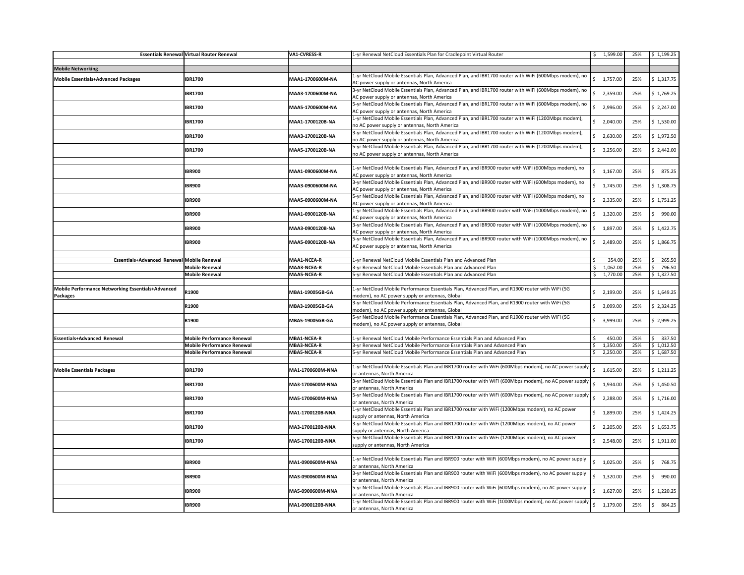| | | | | | | |
|---|---|---|---|---|---|---|
| Essentials Renewal | Virtual Router Renewal | VA1-CVRESS-R | 1-yr Renewal NetCloud Essentials Plan for Cradlepoint Virtual Router | $ 1,599.00 | 25% | $ 1,199.25 |
| | | | | | | |
| **Mobile Networking** | | | | | | |
| **Mobile Essentials+Advanced Packages** | **IBR1700** | **MAA1-1700600M-NA** | 1-yr NetCloud Mobile Essentials Plan, Advanced Plan, and IBR1700 router with WiFi (600Mbps modem), no AC power supply or antennas, North America | $ 1,757.00 | 25% | $ 1,317.75 |
| | **IBR1700** | **MAA3-1700600M-NA** | 3-yr NetCloud Mobile Essentials Plan, Advanced Plan, and IBR1700 router with WiFi (600Mbps modem), no AC power supply or antennas, North America | $ 2,359.00 | 25% | $ 1,769.25 |
| | **IBR1700** | **MAA5-1700600M-NA** | 5-yr NetCloud Mobile Essentials Plan, Advanced Plan, and IBR1700 router with WiFi (600Mbps modem), no AC power supply or antennas, North America | $ 2,996.00 | 25% | $ 2,247.00 |
| | **IBR1700** | **MAA1-1700120B-NA** | 1-yr NetCloud Mobile Essentials Plan, Advanced Plan, and IBR1700 router with WiFi (1200Mbps modem), no AC power supply or antennas, North America | $ 2,040.00 | 25% | $ 1,530.00 |
| | **IBR1700** | **MAA3-1700120B-NA** | 3-yr NetCloud Mobile Essentials Plan, Advanced Plan, and IBR1700 router with WiFi (1200Mbps modem), no AC power supply or antennas, North America | $ 2,630.00 | 25% | $ 1,972.50 |
| | **IBR1700** | **MAA5-1700120B-NA** | 5-yr NetCloud Mobile Essentials Plan, Advanced Plan, and IBR1700 router with WiFi (1200Mbps modem), no AC power supply or antennas, North America | $ 3,256.00 | 25% | $ 2,442.00 |
| | | | | | | |
| | **IBR900** | **MAA1-0900600M-NA** | 1-yr NetCloud Mobile Essentials Plan, Advanced Plan, and IBR900 router with WiFi (600Mbps modem), no AC power supply or antennas, North America | $ 1,167.00 | 25% | $ 875.25 |
| | **IBR900** | **MAA3-0900600M-NA** | 3-yr NetCloud Mobile Essentials Plan, Advanced Plan, and IBR900 router with WiFi (600Mbps modem), no AC power supply or antennas, North America | $ 1,745.00 | 25% | $ 1,308.75 |
| | **IBR900** | **MAA5-0900600M-NA** | 5-yr NetCloud Mobile Essentials Plan, Advanced Plan, and IBR900 router with WiFi (600Mbps modem), no AC power supply or antennas, North America | $ 2,335.00 | 25% | $ 1,751.25 |
| | **IBR900** | **MAA1-0900120B-NA** | 1-yr NetCloud Mobile Essentials Plan, Advanced Plan, and IBR900 router with WiFi (1000Mbps modem), no AC power supply or antennas, North America | $ 1,320.00 | 25% | $ 990.00 |
| | **IBR900** | **MAA3-0900120B-NA** | 3-yr NetCloud Mobile Essentials Plan, Advanced Plan, and IBR900 router with WiFi (1000Mbps modem), no AC power supply or antennas, North America | $ 1,897.00 | 25% | $ 1,422.75 |
| | **IBR900** | **MAA5-0900120B-NA** | 5-yr NetCloud Mobile Essentials Plan, Advanced Plan, and IBR900 router with WiFi (1000Mbps modem), no AC power supply or antennas, North America | $ 2,489.00 | 25% | $ 1,866.75 |
| | | | | | | |
| **Essentials+Advanced Renewal** | **Mobile Renewal** | **MAA1-NCEA-R** | 1-yr Renewal NetCloud Mobile Essentials Plan and Advanced Plan | $ 354.00 | 25% | $ 265.50 |
| | **Mobile Renewal** | **MAA3-NCEA-R** | 3-yr Renewal NetCloud Mobile Essentials Plan and Advanced Plan | $ 1,062.00 | 25% | $ 796.50 |
| | **Mobile Renewal** | **MAA5-NCEA-R** | 5-yr Renewal NetCloud Mobile Essentials Plan and Advanced Plan | $ 1,770.00 | 25% | $ 1,327.50 |
| | | | | | | |
| **Mobile Performance Networking Essentials+Advanced Packages** | **R1900** | **MBA1-19005GB-GA** | 1-yr NetCloud Mobile Performance Essentials Plan, Advanced Plan, and R1900 router with WiFi (5G modem), no AC power supply or antennas, Global | $ 2,199.00 | 25% | $ 1,649.25 |
| | **R1900** | **MBA3-19005GB-GA** | 3-yr NetCloud Mobile Performance Essentials Plan, Advanced Plan, and R1900 router with WiFi (5G modem), no AC power supply or antennas, Global | $ 3,099.00 | 25% | $ 2,324.25 |
| | **R1900** | **MBA5-19005GB-GA** | 5-yr NetCloud Mobile Performance Essentials Plan, Advanced Plan, and R1900 router with WiFi (5G modem), no AC power supply or antennas, Global | $ 3,999.00 | 25% | $ 2,999.25 |
| | | | | | | |
| **Essentials+Advanced Renewal** | **Mobile Performance Renewal** | **MBA1-NCEA-R** | 1-yr Renewal NetCloud Mobile Performance Essentials Plan and Advanced Plan | $ 450.00 | 25% | $ 337.50 |
| | **Mobile Performance Renewal** | **MBA3-NCEA-R** | 3-yr Renewal NetCloud Mobile Performance Essentials Plan and Advanced Plan | $ 1,350.00 | 25% | $ 1,012.50 |
| | **Mobile Performance Renewal** | **MBA5-NCEA-R** | 5-yr Renewal NetCloud Mobile Performance Essentials Plan and Advanced Plan | $ 2,250.00 | 25% | $ 1,687.50 |
| | | | | | | |
| **Mobile Essentials Packages** | **IBR1700** | **MA1-1700600M-NNA** | 1-yr NetCloud Mobile Essentials Plan and IBR1700 router with WiFi (600Mbps modem), no AC power supply or antennas, North America | $ 1,615.00 | 25% | $ 1,211.25 |
| | **IBR1700** | **MA3-1700600M-NNA** | 3-yr NetCloud Mobile Essentials Plan and IBR1700 router with WiFi (600Mbps modem), no AC power supply or antennas, North America | $ 1,934.00 | 25% | $ 1,450.50 |
| | **IBR1700** | **MA5-1700600M-NNA** | 5-yr NetCloud Mobile Essentials Plan and IBR1700 router with WiFi (600Mbps modem), no AC power supply or antennas, North America | $ 2,288.00 | 25% | $ 1,716.00 |
| | **IBR1700** | **MA1-1700120B-NNA** | 1-yr NetCloud Mobile Essentials Plan and IBR1700 router with WiFi (1200Mbps modem), no AC power supply or antennas, North America | $ 1,899.00 | 25% | $ 1,424.25 |
| | **IBR1700** | **MA3-1700120B-NNA** | 3-yr NetCloud Mobile Essentials Plan and IBR1700 router with WiFi (1200Mbps modem), no AC power supply or antennas, North America | $ 2,205.00 | 25% | $ 1,653.75 |
| | **IBR1700** | **MA5-1700120B-NNA** | 5-yr NetCloud Mobile Essentials Plan and IBR1700 router with WiFi (1200Mbps modem), no AC power supply or antennas, North America | $ 2,548.00 | 25% | $ 1,911.00 |
| | | | | | | |
| | **IBR900** | **MA1-0900600M-NNA** | 1-yr NetCloud Mobile Essentials Plan and IBR900 router with WiFi (600Mbps modem), no AC power supply or antennas, North America | $ 1,025.00 | 25% | $ 768.75 |
| | **IBR900** | **MA3-0900600M-NNA** | 3-yr NetCloud Mobile Essentials Plan and IBR900 router with WiFi (600Mbps modem), no AC power supply or antennas, North America | $ 1,320.00 | 25% | $ 990.00 |
| | **IBR900** | **MA5-0900600M-NNA** | 5-yr NetCloud Mobile Essentials Plan and IBR900 router with WiFi (600Mbps modem), no AC power supply or antennas, North America | $ 1,627.00 | 25% | $ 1,220.25 |
| | **IBR900** | **MA1-0900120B-NNA** | 1-yr NetCloud Mobile Essentials Plan and IBR900 router with WiFi (1000Mbps modem), no AC power supply or antennas, North America | $ 1,179.00 | 25% | $ 884.25 |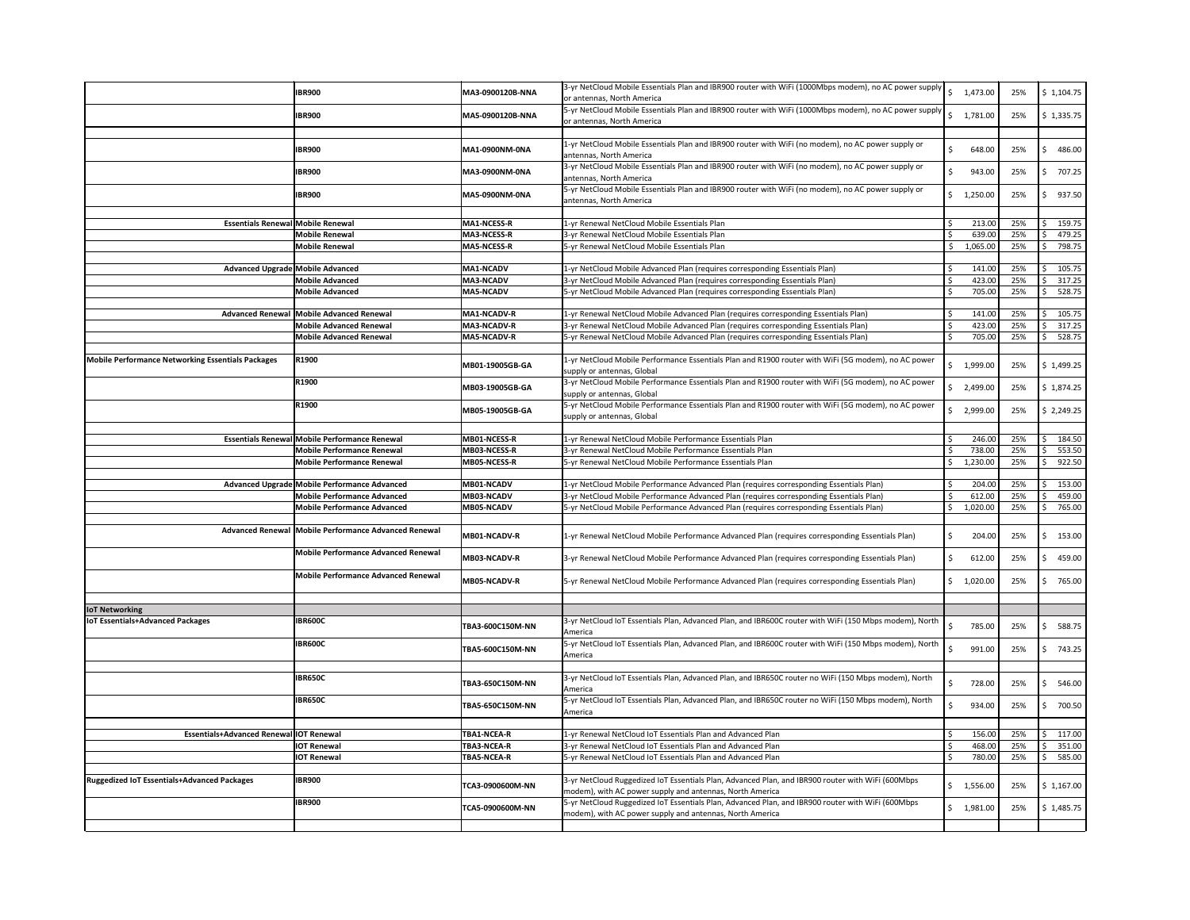| | | | | | | |
|---|---|---|---|---|---|---|
| | **IBR900** | **MA3-0900120B-NNA** | 3-yr NetCloud Mobile Essentials Plan and IBR900 router with WiFi (1000Mbps modem), no AC power supply or antennas, North America | $ 1,473.00 | 25% | $ 1,104.75 |
| | **IBR900** | **MA5-0900120B-NNA** | 5-yr NetCloud Mobile Essentials Plan and IBR900 router with WiFi (1000Mbps modem), no AC power supply or antennas, North America | $ 1,781.00 | 25% | $ 1,335.75 |
| | | | | | | |
| | **IBR900** | **MA1-0900NM-0NA** | 1-yr NetCloud Mobile Essentials Plan and IBR900 router with WiFi (no modem), no AC power supply or antennas, North America | $ 648.00 | 25% | $ 486.00 |
| | **IBR900** | **MA3-0900NM-0NA** | 3-yr NetCloud Mobile Essentials Plan and IBR900 router with WiFi (no modem), no AC power supply or antennas, North America | $ 943.00 | 25% | $ 707.25 |
| | **IBR900** | **MA5-0900NM-0NA** | 5-yr NetCloud Mobile Essentials Plan and IBR900 router with WiFi (no modem), no AC power supply or antennas, North America | $ 1,250.00 | 25% | $ 937.50 |
| | | | | | | |
| **Essentials Renewal** | **Mobile Renewal** | **MA1-NCESS-R** | 1-yr Renewal NetCloud Mobile Essentials Plan | $ 213.00 | 25% | $ 159.75 |
| | **Mobile Renewal** | **MA3-NCESS-R** | 3-yr Renewal NetCloud Mobile Essentials Plan | $ 639.00 | 25% | $ 479.25 |
| | **Mobile Renewal** | **MA5-NCESS-R** | 5-yr Renewal NetCloud Mobile Essentials Plan | $ 1,065.00 | 25% | $ 798.75 |
| | | | | | | |
| **Advanced Upgrade** | **Mobile Advanced** | **MA1-NCADV** | 1-yr NetCloud Mobile Advanced Plan (requires corresponding Essentials Plan) | $ 141.00 | 25% | $ 105.75 |
| | **Mobile Advanced** | **MA3-NCADV** | 3-yr NetCloud Mobile Advanced Plan (requires corresponding Essentials Plan) | $ 423.00 | 25% | $ 317.25 |
| | **Mobile Advanced** | **MA5-NCADV** | 5-yr NetCloud Mobile Advanced Plan (requires corresponding Essentials Plan) | $ 705.00 | 25% | $ 528.75 |
| | | | | | | |
| **Advanced Renewal** | **Mobile Advanced Renewal** | **MA1-NCADV-R** | 1-yr Renewal NetCloud Mobile Advanced Plan (requires corresponding Essentials Plan) | $ 141.00 | 25% | $ 105.75 |
| | **Mobile Advanced Renewal** | **MA3-NCADV-R** | 3-yr Renewal NetCloud Mobile Advanced Plan (requires corresponding Essentials Plan) | $ 423.00 | 25% | $ 317.25 |
| | **Mobile Advanced Renewal** | **MA5-NCADV-R** | 5-yr Renewal NetCloud Mobile Advanced Plan (requires corresponding Essentials Plan) | $ 705.00 | 25% | $ 528.75 |
| | | | | | | |
| **Mobile Performance Networking Essentials Packages** | **R1900** | **MB01-19005GB-GA** | 1-yr NetCloud Mobile Performance Essentials Plan and R1900 router with WiFi (5G modem), no AC power supply or antennas, Global | $ 1,999.00 | 25% | $ 1,499.25 |
| | **R1900** | **MB03-19005GB-GA** | 3-yr NetCloud Mobile Performance Essentials Plan and R1900 router with WiFi (5G modem), no AC power supply or antennas, Global | $ 2,499.00 | 25% | $ 1,874.25 |
| | **R1900** | **MB05-19005GB-GA** | 5-yr NetCloud Mobile Performance Essentials Plan and R1900 router with WiFi (5G modem), no AC power supply or antennas, Global | $ 2,999.00 | 25% | $ 2,249.25 |
| | | | | | | |
| **Essentials Renewal** | **Mobile Performance Renewal** | **MB01-NCESS-R** | 1-yr Renewal NetCloud Mobile Performance Essentials Plan | $ 246.00 | 25% | $ 184.50 |
| | **Mobile Performance Renewal** | **MB03-NCESS-R** | 3-yr Renewal NetCloud Mobile Performance Essentials Plan | $ 738.00 | 25% | $ 553.50 |
| | **Mobile Performance Renewal** | **MB05-NCESS-R** | 5-yr Renewal NetCloud Mobile Performance Essentials Plan | $ 1,230.00 | 25% | $ 922.50 |
| | | | | | | |
| **Advanced Upgrade** | **Mobile Performance Advanced** | **MB01-NCADV** | 1-yr NetCloud Mobile Performance Advanced Plan (requires corresponding Essentials Plan) | $ 204.00 | 25% | $ 153.00 |
| | **Mobile Performance Advanced** | **MB03-NCADV** | 3-yr NetCloud Mobile Performance Advanced Plan (requires corresponding Essentials Plan) | $ 612.00 | 25% | $ 459.00 |
| | **Mobile Performance Advanced** | **MB05-NCADV** | 5-yr NetCloud Mobile Performance Advanced Plan (requires corresponding Essentials Plan) | $ 1,020.00 | 25% | $ 765.00 |
| | | | | | | |
| **Advanced Renewal** | **Mobile Performance Advanced Renewal** | **MB01-NCADV-R** | 1-yr Renewal NetCloud Mobile Performance Advanced Plan (requires corresponding Essentials Plan) | $ 204.00 | 25% | $ 153.00 |
| | **Mobile Performance Advanced Renewal** | **MB03-NCADV-R** | 3-yr Renewal NetCloud Mobile Performance Advanced Plan (requires corresponding Essentials Plan) | $ 612.00 | 25% | $ 459.00 |
| | **Mobile Performance Advanced Renewal** | **MB05-NCADV-R** | 5-yr Renewal NetCloud Mobile Performance Advanced Plan (requires corresponding Essentials Plan) | $ 1,020.00 | 25% | $ 765.00 |
| | | | | | | |
| **IoT Networking** | | | | | | |
| **IoT Essentials+Advanced Packages** | **IBR600C** | **TBA3-600C150M-NN** | 3-yr NetCloud IoT Essentials Plan, Advanced Plan, and IBR600C router with WiFi (150 Mbps modem), North America | $ 785.00 | 25% | $ 588.75 |
| | **IBR600C** | **TBA5-600C150M-NN** | 5-yr NetCloud IoT Essentials Plan, Advanced Plan, and IBR600C router with WiFi (150 Mbps modem), North America | $ 991.00 | 25% | $ 743.25 |
| | | | | | | |
| | **IBR650C** | **TBA3-650C150M-NN** | 3-yr NetCloud IoT Essentials Plan, Advanced Plan, and IBR650C router no WiFi (150 Mbps modem), North America | $ 728.00 | 25% | $ 546.00 |
| | **IBR650C** | **TBA5-650C150M-NN** | 5-yr NetCloud IoT Essentials Plan, Advanced Plan, and IBR650C router no WiFi (150 Mbps modem), North America | $ 934.00 | 25% | $ 700.50 |
| | | | | | | |
| **Essentials+Advanced Renewal** | **IOT Renewal** | **TBA1-NCEA-R** | 1-yr Renewal NetCloud IoT Essentials Plan and Advanced Plan | $ 156.00 | 25% | $ 117.00 |
| | **IOT Renewal** | **TBA3-NCEA-R** | 3-yr Renewal NetCloud IoT Essentials Plan and Advanced Plan | $ 468.00 | 25% | $ 351.00 |
| | **IOT Renewal** | **TBA5-NCEA-R** | 5-yr Renewal NetCloud IoT Essentials Plan and Advanced Plan | $ 780.00 | 25% | $ 585.00 |
| | | | | | | |
| **Ruggedized IoT Essentials+Advanced Packages** | **IBR900** | **TCA3-0900600M-NN** | 3-yr NetCloud Ruggedized IoT Essentials Plan, Advanced Plan, and IBR900 router with WiFi (600Mbps modem), with AC power supply and antennas, North America | $ 1,556.00 | 25% | $ 1,167.00 |
| | **IBR900** | **TCA5-0900600M-NN** | 5-yr NetCloud Ruggedized IoT Essentials Plan, Advanced Plan, and IBR900 router with WiFi (600Mbps modem), with AC power supply and antennas, North America | $ 1,981.00 | 25% | $ 1,485.75 |
| | | | | | | |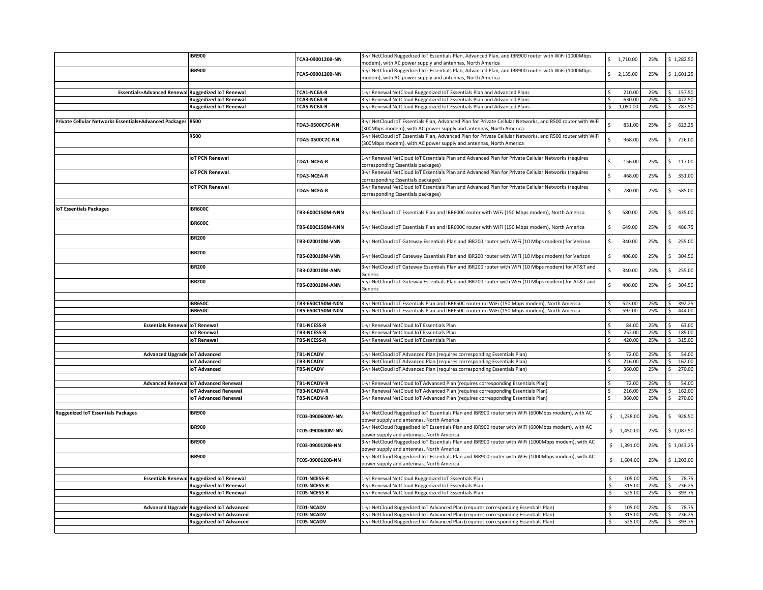| | | | | | | |
|---|---|---|---|---|---|---|
| | **IBR900** | **TCA3-0900120B-NN** | 3-yr NetCloud Ruggedized IoT Essentials Plan, Advanced Plan, and IBR900 router with WiFi (1000Mbps modem), with AC power supply and antennas, North America | $ 1,710.00 | 25% | $ 1,282.50 |
| | **IBR900** | **TCA5-0900120B-NN** | 5-yr NetCloud Ruggedized IoT Essentials Plan, Advanced Plan, and IBR900 router with WiFi (1000Mbps modem), with AC power supply and antennas, North America | $ 2,135.00 | 25% | $ 1,601.25 |
| | | | | | | |
| **Essentials+Advanced Renewal** | **Ruggedized IoT Renewal** | **TCA1-NCEA-R** | 1-yr Renewal NetCloud Ruggedized IoT Essentials Plan and Advanced Plans | $ 210.00 | 25% | $ 157.50 |
| | **Ruggedized IoT Renewal** | **TCA3-NCEA-R** | 3-yr Renewal NetCloud Ruggedized IoT Essentials Plan and Advanced Plans | $ 630.00 | 25% | $ 472.50 |
| | **Ruggedized IoT Renewal** | **TCA5-NCEA-R** | 5-yr Renewal NetCloud Ruggedized IoT Essentials Plan and Advanced Plans | $ 1,050.00 | 25% | $ 787.50 |
| | | | | | | |
| **Private Cellular Networks Essentials+Advanced Packages** | **R500** | **TDA3-0500C7C-NN** | 3-yr NetCloud IoT Essentials Plan, Advanced Plan for Private Cellular Networks, and R500 router with WiFi (300Mbps modem), with AC power supply and antennas, North America | $ 831.00 | 25% | $ 623.25 |
| | **R500** | **TDA5-0500C7C-NN** | 5-yr NetCloud IoT Essentials Plan, Advanced Plan for Private Cellular Networks, and R500 router with WiFi (300Mbps modem), with AC power supply and antennas, North America | $ 968.00 | 25% | $ 726.00 |
| | | | | | | |
| | **IoT PCN Renewal** | **TDA1-NCEA-R** | 1-yr Renewal NetCloud IoT Essentials Plan and Advanced Plan for Private Cellular Networks (requires corresponding Essentials packages) | $ 156.00 | 25% | $ 117.00 |
| | **IoT PCN Renewal** | **TDA3-NCEA-R** | 3-yr Renewal NetCloud IoT Essentials Plan and Advanced Plan for Private Cellular Networks (requires corresponding Essentials packages) | $ 468.00 | 25% | $ 351.00 |
| | **IoT PCN Renewal** | **TDA5-NCEA-R** | 5-yr Renewal NetCloud IoT Essentials Plan and Advanced Plan for Private Cellular Networks (requires corresponding Essentials packages) | $ 780.00 | 25% | $ 585.00 |
| | | | | | | |
| **IoT Essentials Packages** | **IBR600C** | **TB3-600C150M-NNN** | 3-yr NetCloud IoT Essentials Plan and IBR600C router with WiFi (150 Mbps modem), North America | $ 580.00 | 25% | $ 435.00 |
| | **IBR600C** | **TB5-600C150M-NNN** | 5-yr NetCloud IoT Essentials Plan and IBR600C router with WiFi (150 Mbps modem), North America | $ 649.00 | 25% | $ 486.75 |
| | **IBR200** | **TB3-020010M-VNN** | 3-yr NetCloud IoT Gateway Essentials Plan and IBR200 router with WiFi (10 Mbps modem) for Verizon | $ 340.00 | 25% | $ 255.00 |
| | **IBR200** | **TB5-020010M-VNN** | 5-yr NetCloud IoT Gateway Essentials Plan and IBR200 router with WiFi (10 Mbps modem) for Verizon | $ 406.00 | 25% | $ 304.50 |
| | **IBR200** | **TB3-020010M-ANN** | 3-yr NetCloud IoT Gateway Essentials Plan and IBR200 router with WiFi (10 Mbps modem) for AT&T and Generic | $ 340.00 | 25% | $ 255.00 |
| | **IBR200** | **TB5-020010M-ANN** | 5-yr NetCloud IoT Gateway Essentials Plan and IBR200 router with WiFi (10 Mbps modem) for AT&T and Generic | $ 406.00 | 25% | $ 304.50 |
| | | | | | | |
| | **IBR650C** | **TB3-650C150M-N0N** | 3-yr NetCloud IoT Essentials Plan and IBR650C router no WiFi (150 Mbps modem), North America | $ 523.00 | 25% | $ 392.25 |
| | **IBR650C** | **TB5-650C150M-N0N** | 5-yr NetCloud IoT Essentials Plan and IBR650C router no WiFi (150 Mbps modem), North America | $ 592.00 | 25% | $ 444.00 |
| | | | | | | |
| **Essentials Renewal** | **IoT Renewal** | **TB1-NCESS-R** | 1-yr Renewal NetCloud IoT Essentials Plan | $ 84.00 | 25% | $ 63.00 |
| | **IoT Renewal** | **TB3-NCESS-R** | 3-yr Renewal NetCloud IoT Essentials Plan | $ 252.00 | 25% | $ 189.00 |
| | **IoT Renewal** | **TB5-NCESS-R** | 5-yr Renewal NetCloud IoT Essentials Plan | $ 420.00 | 25% | $ 315.00 |
| | | | | | | |
| **Advanced Upgrade** | **IoT Advanced** | **TB1-NCADV** | 1-yr NetCloud IoT Advanced Plan (requires corresponding Essentials Plan) | $ 72.00 | 25% | $ 54.00 |
| | **IoT Advanced** | **TB3-NCADV** | 3-yr NetCloud IoT Advanced Plan (requires corresponding Essentials Plan) | $ 216.00 | 25% | $ 162.00 |
| | **IoT Advanced** | **TB5-NCADV** | 5-yr NetCloud IoT Advanced Plan (requires corresponding Essentials Plan) | $ 360.00 | 25% | $ 270.00 |
| | | | | | | |
| **Advanced Renewal** | **IoT Advanced Renewal** | **TB1-NCADV-R** | 1-yr Renewal NetCloud IoT Advanced Plan (requires corresponding Essentials Plan) | $ 72.00 | 25% | $ 54.00 |
| | **IoT Advanced Renewal** | **TB3-NCADV-R** | 3-yr Renewal NetCloud IoT Advanced Plan (requires corresponding Essentials Plan) | $ 216.00 | 25% | $ 162.00 |
| | **IoT Advanced Renewal** | **TB5-NCADV-R** | 5-yr Renewal NetCloud IoT Advanced Plan (requires corresponding Essentials Plan) | $ 360.00 | 25% | $ 270.00 |
| | | | | | | |
| **Ruggedized IoT Essentials Packages** | **IBR900** | **TC03-0900600M-NN** | 3-yr NetCloud Ruggedized IoT Essentials Plan and IBR900 router with WiFi (600Mbps modem), with AC power supply and antennas, North America | $ 1,238.00 | 25% | $ 928.50 |
| | **IBR900** | **TC05-0900600M-NN** | 5-yr NetCloud Ruggedized IoT Essentials Plan and IBR900 router with WiFi (600Mbps modem), with AC power supply and antennas, North America | $ 1,450.00 | 25% | $ 1,087.50 |
| | **IBR900** | **TC03-0900120B-NN** | 3-yr NetCloud Ruggedized IoT Essentials Plan and IBR900 router with WiFi (1000Mbps modem), with AC power supply and antennas, North America | $ 1,391.00 | 25% | $ 1,043.25 |
| | **IBR900** | **TC05-0900120B-NN** | 5-yr NetCloud Ruggedized IoT Essentials Plan and IBR900 router with WiFi (1000Mbps modem), with AC power supply and antennas, North America | $ 1,604.00 | 25% | $ 1,203.00 |
| | | | | | | |
| **Essentials Renewal** | **Ruggedized IoT Renewal** | **TC01-NCESS-R** | 1-yr Renewal NetCloud Ruggedized IoT Essentials Plan | $ 105.00 | 25% | $ 78.75 |
| | **Ruggedized IoT Renewal** | **TC03-NCESS-R** | 3-yr Renewal NetCloud Ruggedized IoT Essentials Plan | $ 315.00 | 25% | $ 236.25 |
| | **Ruggedized IoT Renewal** | **TC05-NCESS-R** | 5-yr Renewal NetCloud Ruggedized IoT Essentials Plan | $ 525.00 | 25% | $ 393.75 |
| | | | | | | |
| **Advanced Upgrade** | **Ruggedized IoT Advanced** | **TC01-NCADV** | 1-yr NetCloud Ruggedized IoT Advanced Plan (requires corresponding Essentials Plan) | $ 105.00 | 25% | $ 78.75 |
| | **Ruggedized IoT Advanced** | **TC03-NCADV** | 3-yr NetCloud Ruggedized IoT Advanced Plan (requires corresponding Essentials Plan) | $ 315.00 | 25% | $ 236.25 |
| | **Ruggedized IoT Advanced** | **TC05-NCADV** | 5-yr NetCloud Ruggedized IoT Advanced Plan (requires corresponding Essentials Plan) | $ 525.00 | 25% | $ 393.75 |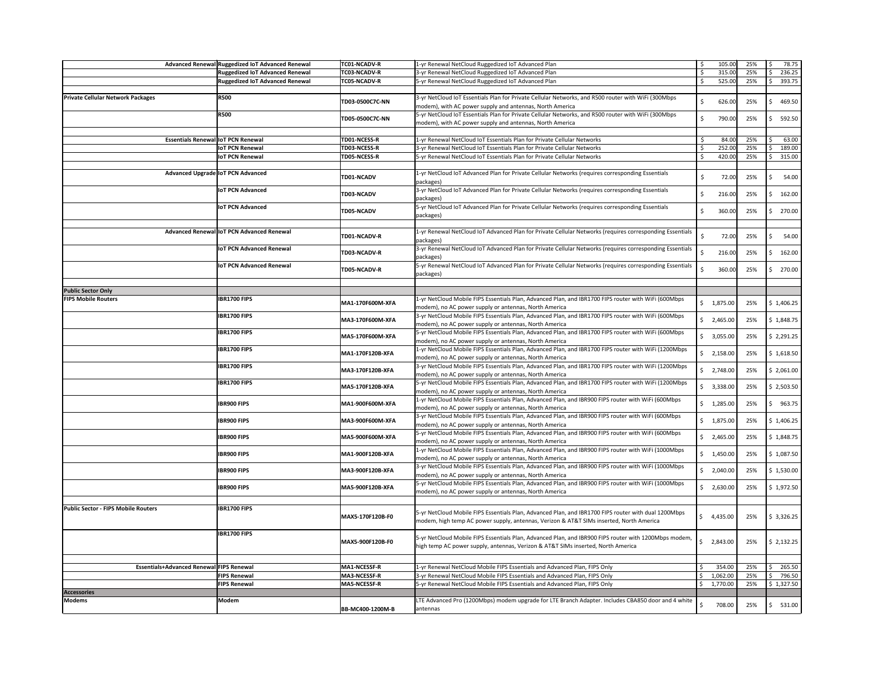| | | | | | | |
|---|---|---|---|---|---|---|
| Advanced Renewal | Ruggedized IoT Advanced Renewal | TC01-NCADV-R | 1-yr Renewal NetCloud Ruggedized IoT Advanced Plan | $ 105.00 | 25% | $ 78.75 |
| | Ruggedized IoT Advanced Renewal | TC03-NCADV-R | 3-yr Renewal NetCloud Ruggedized IoT Advanced Plan | $ 315.00 | 25% | $ 236.25 |
| | Ruggedized IoT Advanced Renewal | TC05-NCADV-R | 5-yr Renewal NetCloud Ruggedized IoT Advanced Plan | $ 525.00 | 25% | $ 393.75 |
| | | | | | | |
| Private Cellular Network Packages | R500 | TD03-0500C7C-NN | 3-yr NetCloud IoT Essentials Plan for Private Cellular Networks, and R500 router with WiFi (300Mbps modem), with AC power supply and antennas, North America | $ 626.00 | 25% | $ 469.50 |
| | R500 | TD05-0500C7C-NN | 5-yr NetCloud IoT Essentials Plan for Private Cellular Networks, and R500 router with WiFi (300Mbps modem), with AC power supply and antennas, North America | $ 790.00 | 25% | $ 592.50 |
| | | | | | | |
| Essentials Renewal | IoT PCN Renewal | TD01-NCESS-R | 1-yr Renewal NetCloud IoT Essentials Plan for Private Cellular Networks | $ 84.00 | 25% | $ 63.00 |
| | IoT PCN Renewal | TD03-NCESS-R | 3-yr Renewal NetCloud IoT Essentials Plan for Private Cellular Networks | $ 252.00 | 25% | $ 189.00 |
| | IoT PCN Renewal | TD05-NCESS-R | 5-yr Renewal NetCloud IoT Essentials Plan for Private Cellular Networks | $ 420.00 | 25% | $ 315.00 |
| | | | | | | |
| Advanced Upgrade | IoT PCN Advanced | TD01-NCADV | 1-yr NetCloud IoT Advanced Plan for Private Cellular Networks (requires corresponding Essentials packages) | $ 72.00 | 25% | $ 54.00 |
| | IoT PCN Advanced | TD03-NCADV | 3-yr NetCloud IoT Advanced Plan for Private Cellular Networks (requires corresponding Essentials packages) | $ 216.00 | 25% | $ 162.00 |
| | IoT PCN Advanced | TD05-NCADV | 5-yr NetCloud IoT Advanced Plan for Private Cellular Networks (requires corresponding Essentials packages) | $ 360.00 | 25% | $ 270.00 |
| | | | | | | |
| Advanced Renewal | IoT PCN Advanced Renewal | TD01-NCADV-R | 1-yr Renewal NetCloud IoT Advanced Plan for Private Cellular Networks (requires corresponding Essentials packages) | $ 72.00 | 25% | $ 54.00 |
| | IoT PCN Advanced Renewal | TD03-NCADV-R | 3-yr Renewal NetCloud IoT Advanced Plan for Private Cellular Networks (requires corresponding Essentials packages) | $ 216.00 | 25% | $ 162.00 |
| | IoT PCN Advanced Renewal | TD05-NCADV-R | 5-yr Renewal NetCloud IoT Advanced Plan for Private Cellular Networks (requires corresponding Essentials packages) | $ 360.00 | 25% | $ 270.00 |
| | | | | | | |
| **Public Sector Only** | | | | | | |
| FIPS Mobile Routers | IBR1700 FIPS | MA1-170F600M-XFA | 1-yr NetCloud Mobile FIPS Essentials Plan, Advanced Plan, and IBR1700 FIPS router with WiFi (600Mbps modem), no AC power supply or antennas, North America | $ 1,875.00 | 25% | $ 1,406.25 |
| | IBR1700 FIPS | MA3-170F600M-XFA | 3-yr NetCloud Mobile FIPS Essentials Plan, Advanced Plan, and IBR1700 FIPS router with WiFi (600Mbps modem), no AC power supply or antennas, North America | $ 2,465.00 | 25% | $ 1,848.75 |
| | IBR1700 FIPS | MA5-170F600M-XFA | 5-yr NetCloud Mobile FIPS Essentials Plan, Advanced Plan, and IBR1700 FIPS router with WiFi (600Mbps modem), no AC power supply or antennas, North America | $ 3,055.00 | 25% | $ 2,291.25 |
| | IBR1700 FIPS | MA1-170F120B-XFA | 1-yr NetCloud Mobile FIPS Essentials Plan, Advanced Plan, and IBR1700 FIPS router with WiFi (1200Mbps modem), no AC power supply or antennas, North America | $ 2,158.00 | 25% | $ 1,618.50 |
| | IBR1700 FIPS | MA3-170F120B-XFA | 3-yr NetCloud Mobile FIPS Essentials Plan, Advanced Plan, and IBR1700 FIPS router with WiFi (1200Mbps modem), no AC power supply or antennas, North America | $ 2,748.00 | 25% | $ 2,061.00 |
| | IBR1700 FIPS | MA5-170F120B-XFA | 5-yr NetCloud Mobile FIPS Essentials Plan, Advanced Plan, and IBR1700 FIPS router with WiFi (1200Mbps modem), no AC power supply or antennas, North America | $ 3,338.00 | 25% | $ 2,503.50 |
| | IBR900 FIPS | MA1-900F600M-XFA | 1-yr NetCloud Mobile FIPS Essentials Plan, Advanced Plan, and IBR900 FIPS router with WiFi (600Mbps modem), no AC power supply or antennas, North America | $ 1,285.00 | 25% | $ 963.75 |
| | IBR900 FIPS | MA3-900F600M-XFA | 3-yr NetCloud Mobile FIPS Essentials Plan, Advanced Plan, and IBR900 FIPS router with WiFi (600Mbps modem), no AC power supply or antennas, North America | $ 1,875.00 | 25% | $ 1,406.25 |
| | IBR900 FIPS | MA5-900F600M-XFA | 5-yr NetCloud Mobile FIPS Essentials Plan, Advanced Plan, and IBR900 FIPS router with WiFi (600Mbps modem), no AC power supply or antennas, North America | $ 2,465.00 | 25% | $ 1,848.75 |
| | IBR900 FIPS | MA1-900F120B-XFA | 1-yr NetCloud Mobile FIPS Essentials Plan, Advanced Plan, and IBR900 FIPS router with WiFi (1000Mbps modem), no AC power supply or antennas, North America | $ 1,450.00 | 25% | $ 1,087.50 |
| | IBR900 FIPS | MA3-900F120B-XFA | 3-yr NetCloud Mobile FIPS Essentials Plan, Advanced Plan, and IBR900 FIPS router with WiFi (1000Mbps modem), no AC power supply or antennas, North America | $ 2,040.00 | 25% | $ 1,530.00 |
| | IBR900 FIPS | MA5-900F120B-XFA | 5-yr NetCloud Mobile FIPS Essentials Plan, Advanced Plan, and IBR900 FIPS router with WiFi (1000Mbps modem), no AC power supply or antennas, North America | $ 2,630.00 | 25% | $ 1,972.50 |
| | | | | | | |
| Public Sector - FIPS Mobile Routers | IBR1700 FIPS | MAX5-170F120B-F0 | 5-yr NetCloud Mobile FIPS Essentials Plan, Advanced Plan, and IBR1700 FIPS router with dual 1200Mbps modem, high temp AC power supply, antennas, Verizon & AT&T SIMs inserted, North America | $ 4,435.00 | 25% | $ 3,326.25 |
| | IBR1700 FIPS | MAX5-900F120B-F0 | 5-yr NetCloud Mobile FIPS Essentials Plan, Advanced Plan, and IBR900 FIPS router with 1200Mbps modem, high temp AC power supply, antennas, Verizon & AT&T SIMs inserted, North America | $ 2,843.00 | 25% | $ 2,132.25 |
| | | | | | | |
| Essentials+Advanced Renewal | FIPS Renewal | MA1-NCESSF-R | 1-yr Renewal NetCloud Mobile FIPS Essentials and Advanced Plan, FIPS Only | $ 354.00 | 25% | $ 265.50 |
| | FIPS Renewal | MA3-NCESSF-R | 3-yr Renewal NetCloud Mobile FIPS Essentials and Advanced Plan, FIPS Only | $ 1,062.00 | 25% | $ 796.50 |
| | FIPS Renewal | MA5-NCESSF-R | 5-yr Renewal NetCloud Mobile FIPS Essentials and Advanced Plan, FIPS Only | $ 1,770.00 | 25% | $ 1,327.50 |
| **Accessories** | | | | | | |
| Modems | Modem | BB-MC400-1200M-B | LTE Advanced Pro (1200Mbps) modem upgrade for LTE Branch Adapter. Includes CBA850 door and 4 white antennas | $ 708.00 | 25% | $ 531.00 |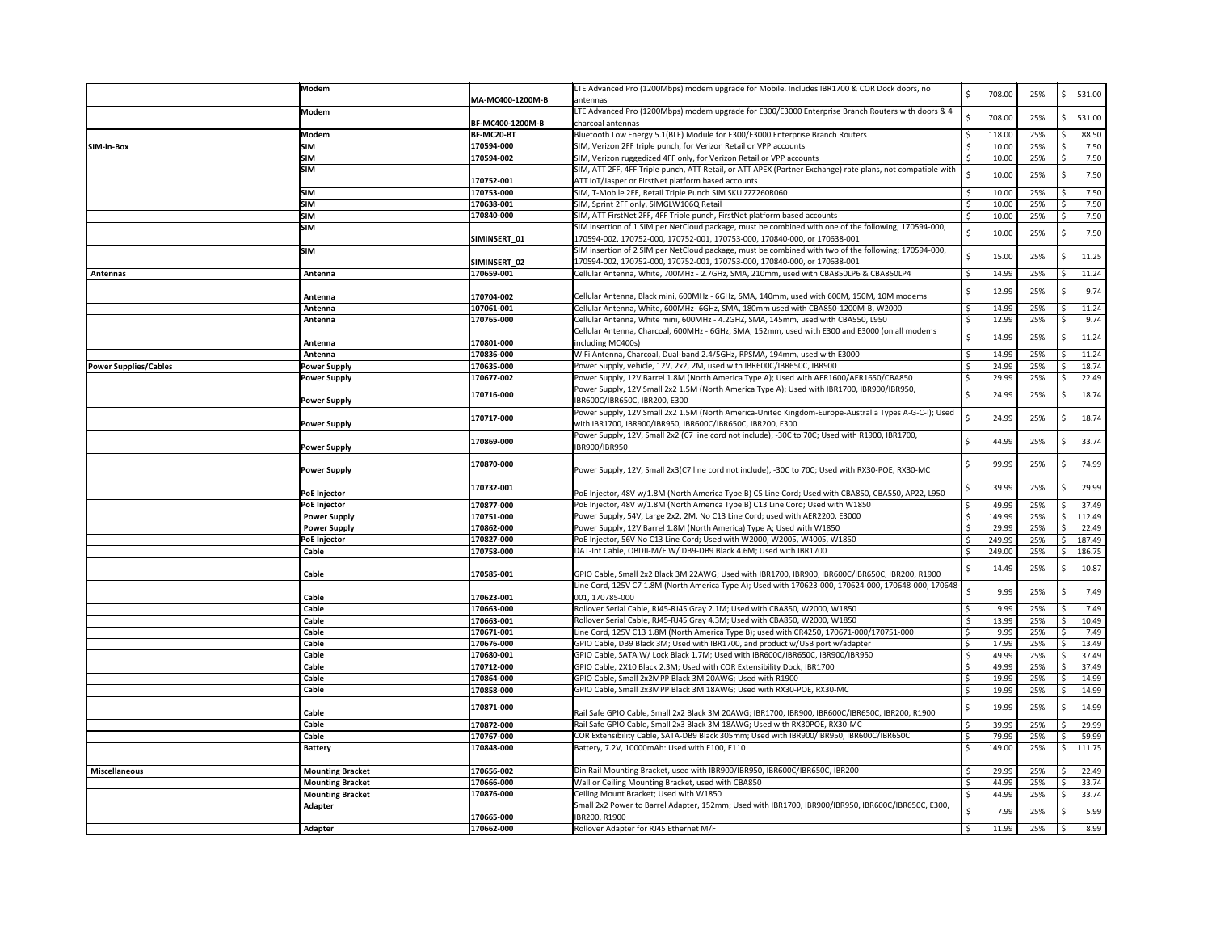| | | | | | | |
|---|---|---|---|---|---|---|
| | **Modem** | **MA-MC400-1200M-B** | LTE Advanced Pro (1200Mbps) modem upgrade for Mobile. Includes IBR1700 & COR Dock doors, no antennas | $ 708.00 | 25% | $ 531.00 |
| | **Modem** | **BF-MC400-1200M-B** | LTE Advanced Pro (1200Mbps) modem upgrade for E300/E3000 Enterprise Branch Routers with doors & 4 charcoal antennas | $ 708.00 | 25% | $ 531.00 |
| | **Modem** | **BF-MC20-BT** | Bluetooth Low Energy 5.1(BLE) Module for E300/E3000 Enterprise Branch Routers | $ 118.00 | 25% | $ 88.50 |
| **SIM-in-Box** | **SIM** | **170594-000** | SIM, Verizon 2FF triple punch, for Verizon Retail or VPP accounts | $ 10.00 | 25% | $ 7.50 |
| | **SIM** | **170594-002** | SIM, Verizon ruggedized 4FF only, for Verizon Retail or VPP accounts | $ 10.00 | 25% | $ 7.50 |
| | **SIM** | **170752-001** | SIM, ATT 2FF, 4FF Triple punch, ATT Retail, or ATT APEX (Partner Exchange) rate plans, not compatible with ATT IoT/Jasper or FirstNet platform based accounts | $ 10.00 | 25% | $ 7.50 |
| | **SIM** | **170753-000** | SIM, T-Mobile 2FF, Retail Triple Punch SIM SKU ZZZ260R060 | $ 10.00 | 25% | $ 7.50 |
| | **SIM** | **170638-001** | SIM, Sprint 2FF only, SIMGLW106Q Retail | $ 10.00 | 25% | $ 7.50 |
| | **SIM** | **170840-000** | SIM, ATT FirstNet 2FF, 4FF Triple punch, FirstNet platform based accounts | $ 10.00 | 25% | $ 7.50 |
| | **SIM** | **SIMINSERT_01** | SIM insertion of 1 SIM per NetCloud package, must be combined with one of the following; 170594-000, 170594-002, 170752-000, 170752-001, 170753-000, 170840-000, or 170638-001 | $ 10.00 | 25% | $ 7.50 |
| | **SIM** | **SIMINSERT_02** | SIM insertion of 2 SIM per NetCloud package, must be combined with two of the following; 170594-000, 170594-002, 170752-000, 170752-001, 170753-000, 170840-000, or 170638-001 | $ 15.00 | 25% | $ 11.25 |
| **Antennas** | **Antenna** | **170659-001** | Cellular Antenna, White, 700MHz - 2.7GHz, SMA, 210mm, used with CBA850LP6 & CBA850LP4 | $ 14.99 | 25% | $ 11.24 |
| | **Antenna** | **170704-002** | Cellular Antenna, Black mini, 600MHz - 6GHz, SMA, 140mm, used with 600M, 150M, 10M modems | $ 12.99 | 25% | $ 9.74 |
| | **Antenna** | **107061-001** | Cellular Antenna, White, 600MHz- 6GHz, SMA, 180mm used with CBA850-1200M-B, W2000 | $ 14.99 | 25% | $ 11.24 |
| | **Antenna** | **170765-000** | Cellular Antenna, White mini, 600MHz - 4.2GHZ, SMA, 145mm, used with CBA550, L950 | $ 12.99 | 25% | $ 9.74 |
| | **Antenna** | **170801-000** | Cellular Antenna, Charcoal, 600MHz - 6GHz, SMA, 152mm, used with E300 and E3000 (on all modems including MC400s) | $ 14.99 | 25% | $ 11.24 |
| | **Antenna** | **170836-000** | WiFi Antenna, Charcoal, Dual-band 2.4/5GHz, RPSMA, 194mm, used with E3000 | $ 14.99 | 25% | $ 11.24 |
| **Power Supplies/Cables** | **Power Supply** | **170635-000** | Power Supply, vehicle, 12V, 2x2, 2M, used with IBR600C/IBR650C, IBR900 | $ 24.99 | 25% | $ 18.74 |
| | **Power Supply** | **170677-002** | Power Supply, 12V Barrel 1.8M (North America Type A); Used with AER1600/AER1650/CBA850 | $ 29.99 | 25% | $ 22.49 |
| | **Power Supply** | **170716-000** | Power Supply, 12V Small 2x2 1.5M (North America Type A); Used with IBR1700, IBR900/IBR950, IBR600C/IBR650C, IBR200, E300 | $ 24.99 | 25% | $ 18.74 |
| | **Power Supply** | **170717-000** | Power Supply, 12V Small 2x2 1.5M (North America-United Kingdom-Europe-Australia Types A-G-C-I); Used with IBR1700, IBR900/IBR950, IBR600C/IBR650C, IBR200, E300 | $ 24.99 | 25% | $ 18.74 |
| | **Power Supply** | **170869-000** | Power Supply, 12V, Small 2x2 (C7 line cord not include), -30C to 70C; Used with R1900, IBR1700, IBR900/IBR950 | $ 44.99 | 25% | $ 33.74 |
| | **Power Supply** | **170870-000** | Power Supply, 12V, Small 2x3(C7 line cord not include), -30C to 70C; Used with RX30-POE, RX30-MC | $ 99.99 | 25% | $ 74.99 |
| | **PoE Injector** | **170732-001** | PoE Injector, 48V w/1.8M (North America Type B) C5 Line Cord; Used with CBA850, CBA550, AP22, L950 | $ 39.99 | 25% | $ 29.99 |
| | **PoE Injector** | **170877-000** | PoE Injector, 48V w/1.8M (North America Type B) C13 Line Cord; Used with W1850 | $ 49.99 | 25% | $ 37.49 |
| | **Power Supply** | **170751-000** | Power Supply, 54V, Large 2x2, 2M, No C13 Line Cord; used with AER2200, E3000 | $ 149.99 | 25% | $ 112.49 |
| | **Power Supply** | **170862-000** | Power Supply, 12V Barrel 1.8M (North America) Type A; Used with W1850 | $ 29.99 | 25% | $ 22.49 |
| | **PoE Injector** | **170827-000** | PoE Injector, 56V No C13 Line Cord; Used with W2000, W2005, W4005, W1850 | $ 249.99 | 25% | $ 187.49 |
| | **Cable** | **170758-000** | DAT-Int Cable, OBDII-M/F W/ DB9-DB9 Black 4.6M; Used with IBR1700 | $ 249.00 | 25% | $ 186.75 |
| | **Cable** | **170585-001** | GPIO Cable, Small 2x2 Black 3M 22AWG; Used with IBR1700, IBR900, IBR600C/IBR650C, IBR200, R1900 | $ 14.49 | 25% | $ 10.87 |
| | **Cable** | **170623-001** | Line Cord, 125V C7 1.8M (North America Type A); Used with 170623-000, 170624-000, 170648-000, 170648-001, 170785-000 | $ 9.99 | 25% | $ 7.49 |
| | **Cable** | **170663-000** | Rollover Serial Cable, RJ45-RJ45 Gray 2.1M; Used with CBA850, W2000, W1850 | $ 9.99 | 25% | $ 7.49 |
| | **Cable** | **170663-001** | Rollover Serial Cable, RJ45-RJ45 Gray 4.3M; Used with CBA850, W2000, W1850 | $ 13.99 | 25% | $ 10.49 |
| | **Cable** | **170671-001** | Line Cord, 125V C13 1.8M (North America Type B); used with CR4250, 170671-000/170751-000 | $ 9.99 | 25% | $ 7.49 |
| | **Cable** | **170676-000** | GPIO Cable, DB9 Black 3M; Used with IBR1700, and product w/USB port w/adapter | $ 17.99 | 25% | $ 13.49 |
| | **Cable** | **170680-001** | GPIO Cable, SATA W/ Lock Black 1.7M; Used with IBR600C/IBR650C, IBR900/IBR950 | $ 49.99 | 25% | $ 37.49 |
| | **Cable** | **170712-000** | GPIO Cable, 2X10 Black 2.3M; Used with COR Extensibility Dock, IBR1700 | $ 49.99 | 25% | $ 37.49 |
| | **Cable** | **170864-000** | GPIO Cable, Small 2x2MPP Black 3M 20AWG; Used with R1900 | $ 19.99 | 25% | $ 14.99 |
| | **Cable** | **170858-000** | GPIO Cable, Small 2x3MPP Black 3M 18AWG; Used with RX30-POE, RX30-MC | $ 19.99 | 25% | $ 14.99 |
| | **Cable** | **170871-000** | Rail Safe GPIO Cable, Small 2x2 Black 3M 20AWG; IBR1700, IBR900, IBR600C/IBR650C, IBR200, R1900 | $ 19.99 | 25% | $ 14.99 |
| | **Cable** | **170872-000** | Rail Safe GPIO Cable, Small 2x3 Black 3M 18AWG; Used with RX30POE, RX30-MC | $ 39.99 | 25% | $ 29.99 |
| | **Cable** | **170767-000** | COR Extensibility Cable, SATA-DB9 Black 305mm; Used with IBR900/IBR950, IBR600C/IBR650C | $ 79.99 | 25% | $ 59.99 |
| | **Battery** | **170848-000** | Battery, 7.2V, 10000mAh: Used with E100, E110 | $ 149.00 | 25% | $ 111.75 |
| | | | | | | |
| **Miscellaneous** | **Mounting Bracket** | **170656-002** | Din Rail Mounting Bracket, used with IBR900/IBR950, IBR600C/IBR650C, IBR200 | $ 29.99 | 25% | $ 22.49 |
| | **Mounting Bracket** | **170666-000** | Wall or Ceiling Mounting Bracket, used with CBA850 | $ 44.99 | 25% | $ 33.74 |
| | **Mounting Bracket** | **170876-000** | Ceiling Mount Bracket; Used with W1850 | $ 44.99 | 25% | $ 33.74 |
| | **Adapter** | **170665-000** | Small 2x2 Power to Barrel Adapter, 152mm; Used with IBR1700, IBR900/IBR950, IBR600C/IBR650C, E300, IBR200, R1900 | $ 7.99 | 25% | $ 5.99 |
| | **Adapter** | **170662-000** | Rollover Adapter for RJ45 Ethernet M/F | $ 11.99 | 25% | $ 8.99 |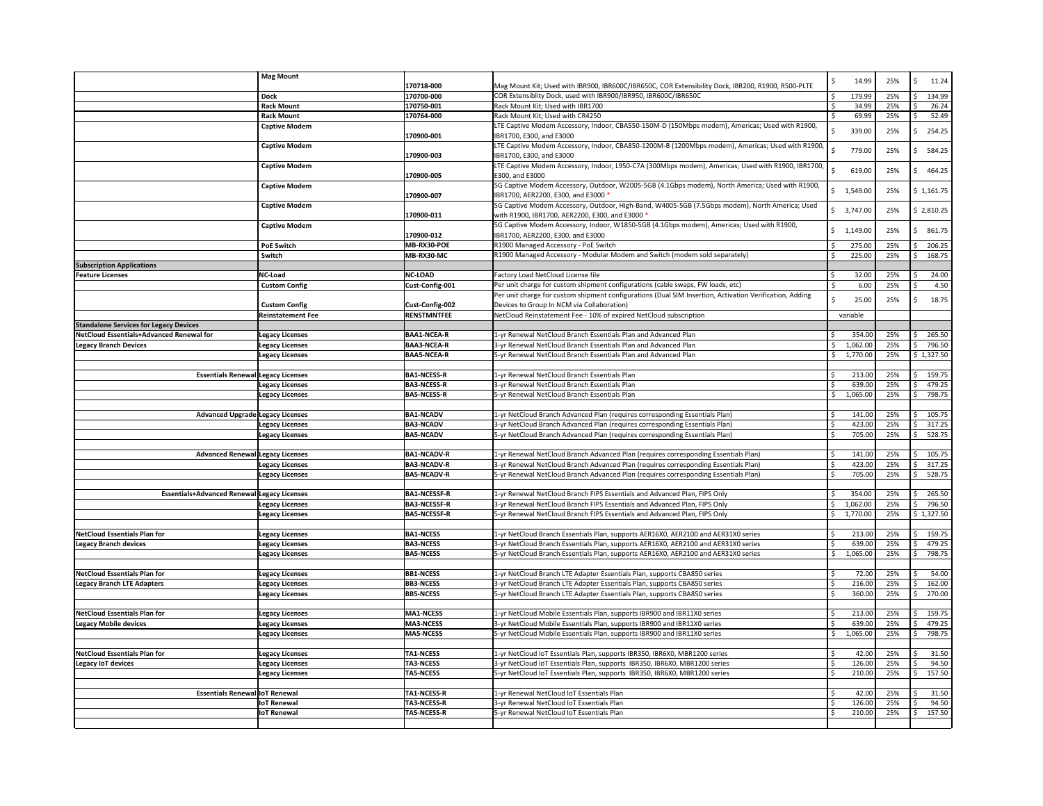| | | | | | | |
|---|---|---|---|---|---|---|
| | **Mag Mount** | **170718-000** | Mag Mount Kit; Used with IBR900, IBR600C/IBR650C, COR Extensibility Dock, IBR200, R1900, R500-PLTE | $ 14.99 | 25% | $ 11.24 |
| | **Dock** | **170700-000** | COR Extensibility Dock, used with IBR900/IBR950, IBR600C/IBR650C | $ 179.99 | 25% | $ 134.99 |
| | **Rack Mount** | **170750-001** | Rack Mount Kit; Used with IBR1700 | $ 34.99 | 25% | $ 26.24 |
| | **Rack Mount** | **170764-000** | Rack Mount Kit; Used with CR4250 | $ 69.99 | 25% | $ 52.49 |
| | **Captive Modem** | **170900-001** | LTE Captive Modem Accessory, Indoor, CBA550-150M-D (150Mbps modem), Americas; Used with R1900, IBR1700, E300, and E3000 | $ 339.00 | 25% | $ 254.25 |
| | **Captive Modem** | **170900-003** | LTE Captive Modem Accessory, Indoor, CBA850-1200M-B (1200Mbps modem), Americas; Used with R1900, IBR1700, E300, and E3000 | $ 779.00 | 25% | $ 584.25 |
| | **Captive Modem** | **170900-005** | LTE Captive Modem Accessory, Indoor, L950-C7A (300Mbps modem), Americas; Used with R1900, IBR1700, E300, and E3000 | $ 619.00 | 25% | $ 464.25 |
| | **Captive Modem** | **170900-007** | 5G Captive Modem Accessory, Outdoor, W2005-5GB (4.1Gbps modem), North America; Used with R1900, IBR1700, AER2200, E300, and E3000 * | $ 1,549.00 | 25% | $ 1,161.75 |
| | **Captive Modem** | **170900-011** | 5G Captive Modem Accessory, Outdoor, High-Band, W4005-5GB (7.5Gbps modem), North America; Used with R1900, IBR1700, AER2200, E300, and E3000 * | $ 3,747.00 | 25% | $ 2,810.25 |
| | **Captive Modem** | **170900-012** | 5G Captive Modem Accessory, Indoor, W1850-5GB (4.1Gbps modem), Americas; Used with R1900, IBR1700, AER2200, E300, and E3000 | $ 1,149.00 | 25% | $ 861.75 |
| | **PoE Switch** | **MB-RX30-POE** | R1900 Managed Accessory - PoE Switch | $ 275.00 | 25% | $ 206.25 |
| | **Switch** | **MB-RX30-MC** | R1900 Managed Accessory - Modular Modem and Switch (modem sold separately) | $ 225.00 | 25% | $ 168.75 |
| **Subscription Applications** | | | | | | |
| **Feature Licenses** | **NC-Load** | **NC-LOAD** | Factory Load NetCloud License file | $ 32.00 | 25% | $ 24.00 |
| | **Custom Config** | **Cust-Config-001** | Per unit charge for custom shipment configurations (cable swaps, FW loads, etc) | $ 6.00 | 25% | $ 4.50 |
| | **Custom Config** | **Cust-Config-002** | Per unit charge for custom shipment configurations (Dual SIM Insertion, Activation Verification, Adding Devices to Group In NCM via Collaboration) | $ 25.00 | 25% | $ 18.75 |
| | **Reinstatement Fee** | **RENSTMNTFEE** | NetCloud Reinstatement Fee - 10% of expired NetCloud subscription | variable | | |
| **Standalone Services for Legacy Devices** | | | | | | |
| **NetCloud Essentials+Advanced Renewal for** | **Legacy Licenses** | **BAA1-NCEA-R** | 1-yr Renewal NetCloud Branch Essentials Plan and Advanced Plan | $ 354.00 | 25% | $ 265.50 |
| **Legacy Branch Devices** | **Legacy Licenses** | **BAA3-NCEA-R** | 3-yr Renewal NetCloud Branch Essentials Plan and Advanced Plan | $ 1,062.00 | 25% | $ 796.50 |
| | **Legacy Licenses** | **BAA5-NCEA-R** | 5-yr Renewal NetCloud Branch Essentials Plan and Advanced Plan | $ 1,770.00 | 25% | $ 1,327.50 |
| | | | | | | |
| **Essentials Renewal** | **Legacy Licenses** | **BA1-NCESS-R** | 1-yr Renewal NetCloud Branch Essentials Plan | $ 213.00 | 25% | $ 159.75 |
| | **Legacy Licenses** | **BA3-NCESS-R** | 3-yr Renewal NetCloud Branch Essentials Plan | $ 639.00 | 25% | $ 479.25 |
| | **Legacy Licenses** | **BA5-NCESS-R** | 5-yr Renewal NetCloud Branch Essentials Plan | $ 1,065.00 | 25% | $ 798.75 |
| | | | | | | |
| **Advanced Upgrade** | **Legacy Licenses** | **BA1-NCADV** | 1-yr NetCloud Branch Advanced Plan (requires corresponding Essentials Plan) | $ 141.00 | 25% | $ 105.75 |
| | **Legacy Licenses** | **BA3-NCADV** | 3-yr NetCloud Branch Advanced Plan (requires corresponding Essentials Plan) | $ 423.00 | 25% | $ 317.25 |
| | **Legacy Licenses** | **BA5-NCADV** | 5-yr NetCloud Branch Advanced Plan (requires corresponding Essentials Plan) | $ 705.00 | 25% | $ 528.75 |
| | | | | | | |
| **Advanced Renewal** | **Legacy Licenses** | **BA1-NCADV-R** | 1-yr Renewal NetCloud Branch Advanced Plan (requires corresponding Essentials Plan) | $ 141.00 | 25% | $ 105.75 |
| | **Legacy Licenses** | **BA3-NCADV-R** | 3-yr Renewal NetCloud Branch Advanced Plan (requires corresponding Essentials Plan) | $ 423.00 | 25% | $ 317.25 |
| | **Legacy Licenses** | **BA5-NCADV-R** | 5-yr Renewal NetCloud Branch Advanced Plan (requires corresponding Essentials Plan) | $ 705.00 | 25% | $ 528.75 |
| | | | | | | |
| **Essentials+Advanced Renewal** | **Legacy Licenses** | **BA1-NCESSF-R** | 1-yr Renewal NetCloud Branch FIPS Essentials and Advanced Plan, FIPS Only | $ 354.00 | 25% | $ 265.50 |
| | **Legacy Licenses** | **BA3-NCESSF-R** | 3-yr Renewal NetCloud Branch FIPS Essentials and Advanced Plan, FIPS Only | $ 1,062.00 | 25% | $ 796.50 |
| | **Legacy Licenses** | **BA5-NCESSF-R** | 5-yr Renewal NetCloud Branch FIPS Essentials and Advanced Plan, FIPS Only | $ 1,770.00 | 25% | $ 1,327.50 |
| | | | | | | |
| **NetCloud Essentials Plan for** | **Legacy Licenses** | **BA1-NCESS** | 1-yr NetCloud Branch Essentials Plan, supports AER16X0, AER2100 and AER31X0 series | $ 213.00 | 25% | $ 159.75 |
| **Legacy Branch devices** | **Legacy Licenses** | **BA3-NCESS** | 3-yr NetCloud Branch Essentials Plan, supports AER16X0, AER2100 and AER31X0 series | $ 639.00 | 25% | $ 479.25 |
| | **Legacy Licenses** | **BA5-NCESS** | 5-yr NetCloud Branch Essentials Plan, supports AER16X0, AER2100 and AER31X0 series | $ 1,065.00 | 25% | $ 798.75 |
| | | | | | | |
| **NetCloud Essentials Plan for** | **Legacy Licenses** | **BB1-NCESS** | 1-yr NetCloud Branch LTE Adapter Essentials Plan, supports CBA850 series | $ 72.00 | 25% | $ 54.00 |
| **Legacy Branch LTE Adapters** | **Legacy Licenses** | **BB3-NCESS** | 3-yr NetCloud Branch LTE Adapter Essentials Plan, supports CBA850 series | $ 216.00 | 25% | $ 162.00 |
| | **Legacy Licenses** | **BB5-NCESS** | 5-yr NetCloud Branch LTE Adapter Essentials Plan, supports CBA850 series | $ 360.00 | 25% | $ 270.00 |
| | | | | | | |
| **NetCloud Essentials Plan for** | **Legacy Licenses** | **MA1-NCESS** | 1-yr NetCloud Mobile Essentials Plan, supports IBR900 and IBR11X0 series | $ 213.00 | 25% | $ 159.75 |
| **Legacy Mobile devices** | **Legacy Licenses** | **MA3-NCESS** | 3-yr NetCloud Mobile Essentials Plan, supports IBR900 and IBR11X0 series | $ 639.00 | 25% | $ 479.25 |
| | **Legacy Licenses** | **MA5-NCESS** | 5-yr NetCloud Mobile Essentials Plan, supports IBR900 and IBR11X0 series | $ 1,065.00 | 25% | $ 798.75 |
| | | | | | | |
| **NetCloud Essentials Plan for** | **Legacy Licenses** | **TA1-NCESS** | 1-yr NetCloud IoT Essentials Plan, supports IBR350, IBR6X0, MBR1200 series | $ 42.00 | 25% | $ 31.50 |
| **Legacy IoT devices** | **Legacy Licenses** | **TA3-NCESS** | 3-yr NetCloud IoT Essentials Plan, supports IBR350, IBR6X0, MBR1200 series | $ 126.00 | 25% | $ 94.50 |
| | **Legacy Licenses** | **TA5-NCESS** | 5-yr NetCloud IoT Essentials Plan, supports IBR350, IBR6X0, MBR1200 series | $ 210.00 | 25% | $ 157.50 |
| | | | | | | |
| **Essentials Renewal** | **IoT Renewal** | **TA1-NCESS-R** | 1-yr Renewal NetCloud IoT Essentials Plan | $ 42.00 | 25% | $ 31.50 |
| | **IoT Renewal** | **TA3-NCESS-R** | 3-yr Renewal NetCloud IoT Essentials Plan | $ 126.00 | 25% | $ 94.50 |
| | **IoT Renewal** | **TA5-NCESS-R** | 5-yr Renewal NetCloud IoT Essentials Plan | $ 210.00 | 25% | $ 157.50 |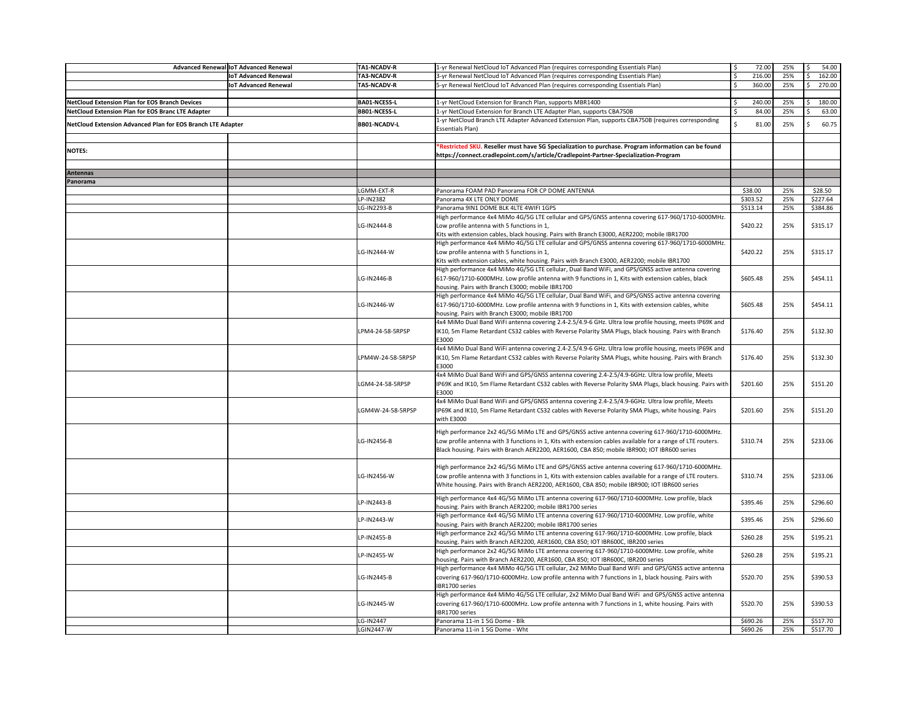| | | | | | | |
|---|---|---|---|---|---|---|
| Advanced Renewal | IoT Advanced Renewal | TA1-NCADV-R | 1-yr Renewal NetCloud IoT Advanced Plan (requires corresponding Essentials Plan) | $ 72.00 | 25% | $ 54.00 |
| | IoT Advanced Renewal | TA3-NCADV-R | 3-yr Renewal NetCloud IoT Advanced Plan (requires corresponding Essentials Plan) | $ 216.00 | 25% | $ 162.00 |
| | IoT Advanced Renewal | TA5-NCADV-R | 5-yr Renewal NetCloud IoT Advanced Plan (requires corresponding Essentials Plan) | $ 360.00 | 25% | $ 270.00 |
| | | | | | | |
| **NetCloud Extension Plan for EOS Branch Devices** | | **BA01-NCESS-L** | 1-yr NetCloud Extension for Branch Plan, supports MBR1400 | $ 240.00 | 25% | $ 180.00 |
| **NetCloud Extension Plan for EOS Branc LTE Adapter** | | **BB01-NCESS-L** | 1-yr NetCloud Extension for Branch LTE Adapter Plan, supports CBA750B | $ 84.00 | 25% | $ 63.00 |
| **NetCloud Extension Advanced Plan for EOS Branch LTE Adapter** | | **BB01-NCADV-L** | 1-yr NetCloud Branch LTE Adapter Advanced Extension Plan, supports CBA750B (requires corresponding Essentials Plan) | $ 81.00 | 25% | $ 60.75 |
| | | | | | | |
| **NOTES:** | | | ***Restricted SKU. Reseller must have 5G Specialization to purchase. Program information can be found https://connect.cradlepoint.com/s/article/Cradlepoint-Partner-Specialization-Program** | | | |
| | | | | | | |
| **Antennas** | | | | | | |
| **Panorama** | | | | | | |
| | | LGMM-EXT-R | Panorama FOAM PAD Panorama FOR CP DOME ANTENNA | $38.00 | 25% | $28.50 |
| | | LP-IN2382 | Panorama 4X LTE ONLY DOME | $303.52 | 25% | $227.64 |
| | | LG-IN2293-B | Panorama 9IN1 DOME BLK 4LTE 4WIFI 1GPS | $513.14 | 25% | $384.86 |
| | | LG-IN2444-B | High performance 4x4 MiMo 4G/5G LTE cellular and GPS/GNSS antenna covering 617-960/1710-6000MHz. Low profile antenna with 5 functions in 1, Kits with extension cables, black housing. Pairs with Branch E3000, AER2200; mobile IBR1700 | $420.22 | 25% | $315.17 |
| | | LG-IN2444-W | High performance 4x4 MiMo 4G/5G LTE cellular and GPS/GNSS antenna covering 617-960/1710-6000MHz. Low profile antenna with 5 functions in 1, Kits with extension cables, white housing. Pairs with Branch E3000, AER2200; mobile IBR1700 | $420.22 | 25% | $315.17 |
| | | LG-IN2446-B | High performance 4x4 MiMo 4G/5G LTE cellular, Dual Band WiFi, and GPS/GNSS active antenna covering 617-960/1710-6000MHz. Low profile antenna with 9 functions in 1, Kits with extension cables, black housing. Pairs with Branch E3000; mobile IBR1700 | $605.48 | 25% | $454.11 |
| | | LG-IN2446-W | High performance 4x4 MiMo 4G/5G LTE cellular, Dual Band WiFi, and GPS/GNSS active antenna covering 617-960/1710-6000MHz. Low profile antenna with 9 functions in 1, Kits with extension cables, white housing. Pairs with Branch E3000; mobile IBR1700 | $605.48 | 25% | $454.11 |
| | | LPM4-24-58-5RPSP | 4x4 MiMo Dual Band WiFi antenna covering 2.4-2.5/4.9-6 GHz. Ultra low profile housing, meets IP69K and IK10, 5m Flame Retardant CS32 cables with Reverse Polarity SMA Plugs, black housing. Pairs with Branch E3000 | $176.40 | 25% | $132.30 |
| | | LPM4W-24-58-5RPSP | 4x4 MiMo Dual Band WiFi antenna covering 2.4-2.5/4.9-6 GHz. Ultra low profile housing, meets IP69K and IK10, 5m Flame Retardant CS32 cables with Reverse Polarity SMA Plugs, white housing. Pairs with Branch E3000 | $176.40 | 25% | $132.30 |
| | | LGM4-24-58-5RPSP | 4x4 MiMo Dual Band WiFi and GPS/GNSS antenna covering 2.4-2.5/4.9-6GHz. Ultra low profile, Meets IP69K and IK10, 5m Flame Retardant CS32 cables with Reverse Polarity SMA Plugs, black housing. Pairs with E3000 | $201.60 | 25% | $151.20 |
| | | LGM4W-24-58-5RPSP | 4x4 MiMo Dual Band WiFi and GPS/GNSS antenna covering 2.4-2.5/4.9-6GHz. Ultra low profile, Meets IP69K and IK10, 5m Flame Retardant CS32 cables with Reverse Polarity SMA Plugs, white housing. Pairs with E3000 | $201.60 | 25% | $151.20 |
| | | LG-IN2456-B | High performance 2x2 4G/5G MiMo LTE and GPS/GNSS active antenna covering 617-960/1710-6000MHz. Low profile antenna with 3 functions in 1, Kits with extension cables available for a range of LTE routers. Black housing. Pairs with Branch AER2200, AER1600, CBA 850; mobile IBR900; IOT IBR600 series | $310.74 | 25% | $233.06 |
| | | LG-IN2456-W | High performance 2x2 4G/5G MiMo LTE and GPS/GNSS active antenna covering 617-960/1710-6000MHz. Low profile antenna with 3 functions in 1, Kits with extension cables available for a range of LTE routers. White housing. Pairs with Branch AER2200, AER1600, CBA 850; mobile IBR900; IOT IBR600 series | $310.74 | 25% | $233.06 |
| | | LP-IN2443-B | High performance 4x4 4G/5G MiMo LTE antenna covering 617-960/1710-6000MHz. Low profile, black housing. Pairs with Branch AER2200; mobile IBR1700 series | $395.46 | 25% | $296.60 |
| | | LP-IN2443-W | High performance 4x4 4G/5G MiMo LTE antenna covering 617-960/1710-6000MHz. Low profile, white housing. Pairs with Branch AER2200; mobile IBR1700 series | $395.46 | 25% | $296.60 |
| | | LP-IN2455-B | High performance 2x2 4G/5G MiMo LTE antenna covering 617-960/1710-6000MHz. Low profile, black housing. Pairs with Branch AER2200, AER1600, CBA 850; IOT IBR600C, IBR200 series | $260.28 | 25% | $195.21 |
| | | LP-IN2455-W | High performance 2x2 4G/5G MiMo LTE antenna covering 617-960/1710-6000MHz. Low profile, white housing. Pairs with Branch AER2200, AER1600, CBA 850; IOT IBR600C, IBR200 series | $260.28 | 25% | $195.21 |
| | | LG-IN2445-B | High performance 4x4 MiMo 4G/5G LTE cellular, 2x2 MiMo Dual Band WiFi and GPS/GNSS active antenna covering 617-960/1710-6000MHz. Low profile antenna with 7 functions in 1, black housing. Pairs with IBR1700 series | $520.70 | 25% | $390.53 |
| | | LG-IN2445-W | High performance 4x4 MiMo 4G/5G LTE cellular, 2x2 MiMo Dual Band WiFi and GPS/GNSS active antenna covering 617-960/1710-6000MHz. Low profile antenna with 7 functions in 1, white housing. Pairs with IBR1700 series | $520.70 | 25% | $390.53 |
| | | LG-IN2447 | Panorama 11-in 1 5G Dome - Blk | $690.26 | 25% | $517.70 |
| | | LGIN2447-W | Panorama 11-in 1 5G Dome - Wht | $690.26 | 25% | $517.70 |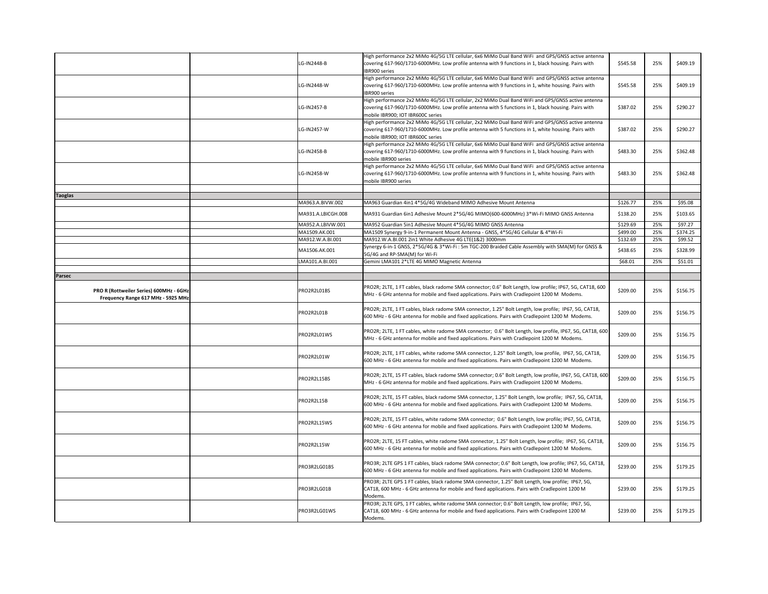| | | | | | | |
|---|---|---|---|---|---|---|
| | | LG-IN2448-B | High performance 2x2 MiMo 4G/5G LTE cellular, 6x6 MiMo Dual Band WiFi and GPS/GNSS active antenna covering 617-960/1710-6000MHz. Low profile antenna with 9 functions in 1, black housing. Pairs with IBR900 series | $545.58 | 25% | $409.19 |
| | | LG-IN2448-W | High performance 2x2 MiMo 4G/5G LTE cellular, 6x6 MiMo Dual Band WiFi and GPS/GNSS active antenna covering 617-960/1710-6000MHz. Low profile antenna with 9 functions in 1, white housing. Pairs with IBR900 series | $545.58 | 25% | $409.19 |
| | | LG-IN2457-B | High performance 2x2 MiMo 4G/5G LTE cellular, 2x2 MiMo Dual Band WiFi and GPS/GNSS active antenna covering 617-960/1710-6000MHz. Low profile antenna with 5 functions in 1, black housing. Pairs with mobile IBR900; IOT IBR600C series | $387.02 | 25% | $290.27 |
| | | LG-IN2457-W | High performance 2x2 MiMo 4G/5G LTE cellular, 2x2 MiMo Dual Band WiFi and GPS/GNSS active antenna covering 617-960/1710-6000MHz. Low profile antenna with 5 functions in 1, white housing. Pairs with mobile IBR900; IOT IBR600C series | $387.02 | 25% | $290.27 |
| | | LG-IN2458-B | High performance 2x2 MiMo 4G/5G LTE cellular, 6x6 MiMo Dual Band WiFi and GPS/GNSS active antenna covering 617-960/1710-6000MHz. Low profile antenna with 9 functions in 1, black housing. Pairs with mobile IBR900 series | $483.30 | 25% | $362.48 |
| | | LG-IN2458-W | High performance 2x2 MiMo 4G/5G LTE cellular, 6x6 MiMo Dual Band WiFi and GPS/GNSS active antenna covering 617-960/1710-6000MHz. Low profile antenna with 9 functions in 1, white housing. Pairs with mobile IBR900 series | $483.30 | 25% | $362.48 |
| | | | | | | |
| **Taoglas** | | | | | | |
| | | MA963.A.BIVW.002 | MA963 Guardian 4in1 4*5G/4G Wideband MIMO Adhesive Mount Antenna | $126.77 | 25% | $95.08 |
| | | MA931.A.LBICGH.008 | MA931 Guardian 6in1 Adhesive Mount 2*5G/4G MIMO(600-6000MHz) 3*Wi-Fi MIMO GNSS Antenna | $138.20 | 25% | $103.65 |
| | | MA952.A.LBIVW.001 | MA952 Guardian 5in1 Adhesive Mount 4*5G/4G MIMO GNSS Antenna | $129.69 | 25% | $97.27 |
| | | MA1509.AK.001 | MA1509 Synergy 9-in-1 Permanent Mount Antenna - GNSS, 4*5G/4G Cellular & 4*Wi-Fi | $499.00 | 25% | $374.25 |
| | | MA912.W.A.BI.001 | MA912.W.A.BI.001 2in1 White Adhesive 4G LTE(1&2) 3000mm | $132.69 | 25% | $99.52 |
| | | MA1506.AK.001 | Synergy 6-in-1 GNSS, 2*5G/4G & 3*Wi-Fi : 5m TGC-200 Braided Cable Assembly with SMA(M) for GNSS & 5G/4G and RP-SMA(M) for Wi-Fi | $438.65 | 25% | $328.99 |
| | | LMA101.A.BI.001 | Gemini LMA101 2*LTE 4G MIMO Magnetic Antenna | $68.01 | 25% | $51.01 |
| | | | | | | |
| **Parsec** | | | | | | |
| **PRO R (Rottweiler Series) 600MHz - 6GHz Frequency Range 617 MHz - 5925 MHz** | | PRO2R2L01BS | PRO2R; 2LTE, 1 FT cables, black radome SMA connector; 0.6" Bolt Length, low profile; IP67, 5G, CAT18, 600 MHz - 6 GHz antenna for mobile and fixed applications. Pairs with Cradlepoint 1200 M Modems. | $209.00 | 25% | $156.75 |
| | | PRO2R2L01B | PRO2R; 2LTE, 1 FT cables, black radome SMA connector, 1.25" Bolt Length, low profile; IP67, 5G, CAT18, 600 MHz - 6 GHz antenna for mobile and fixed applications. Pairs with Cradlepoint 1200 M Modems. | $209.00 | 25% | $156.75 |
| | | PRO2R2L01WS | PRO2R; 2LTE, 1 FT cables, white radome SMA connector; 0.6" Bolt Length, low profile, IP67, 5G, CAT18, 600 MHz - 6 GHz antenna for mobile and fixed applications. Pairs with Cradlepoint 1200 M Modems. | $209.00 | 25% | $156.75 |
| | | PRO2R2L01W | PRO2R; 2LTE, 1 FT cables, white radome SMA connector, 1.25" Bolt Length, low profile, IP67, 5G, CAT18, 600 MHz - 6 GHz antenna for mobile and fixed applications. Pairs with Cradlepoint 1200 M Modems. | $209.00 | 25% | $156.75 |
| | | PRO2R2L15BS | PRO2R; 2LTE, 15 FT cables, black radome SMA connector; 0.6" Bolt Length, low profile, IP67, 5G, CAT18, 600 MHz - 6 GHz antenna for mobile and fixed applications. Pairs with Cradlepoint 1200 M Modems. | $209.00 | 25% | $156.75 |
| | | PRO2R2L15B | PRO2R; 2LTE, 15 FT cables, black radome SMA connector, 1.25" Bolt Length, low profile; IP67, 5G, CAT18, 600 MHz - 6 GHz antenna for mobile and fixed applications. Pairs with Cradlepoint 1200 M Modems. | $209.00 | 25% | $156.75 |
| | | PRO2R2L15WS | PRO2R; 2LTE, 15 FT cables, white radome SMA connector; 0.6" Bolt Length, low profile; IP67, 5G, CAT18, 600 MHz - 6 GHz antenna for mobile and fixed applications. Pairs with Cradlepoint 1200 M Modems. | $209.00 | 25% | $156.75 |
| | | PRO2R2L15W | PRO2R; 2LTE, 15 FT cables, white radome SMA connector, 1.25" Bolt Length, low profile; IP67, 5G, CAT18, 600 MHz - 6 GHz antenna for mobile and fixed applications. Pairs with Cradlepoint 1200 M Modems. | $209.00 | 25% | $156.75 |
| | | PRO3R2LG01BS | PRO3R; 2LTE GPS 1 FT cables, black radome SMA connector; 0.6" Bolt Length, low profile; IP67, 5G, CAT18, 600 MHz - 6 GHz antenna for mobile and fixed applications. Pairs with Cradlepoint 1200 M Modems. | $239.00 | 25% | $179.25 |
| | | PRO3R2LG01B | PRO3R; 2LTE GPS 1 FT cables, black radome SMA connector, 1.25" Bolt Length, low profile; IP67, 5G, CAT18, 600 MHz - 6 GHz antenna for mobile and fixed applications. Pairs with Cradlepoint 1200 M Modems. | $239.00 | 25% | $179.25 |
| | | PRO3R2LG01WS | PRO3R; 2LTE GPS, 1 FT cables, white radome SMA connector; 0.6" Bolt Length, low profile; IP67, 5G, CAT18, 600 MHz - 6 GHz antenna for mobile and fixed applications. Pairs with Cradlepoint 1200 M Modems. | $239.00 | 25% | $179.25 |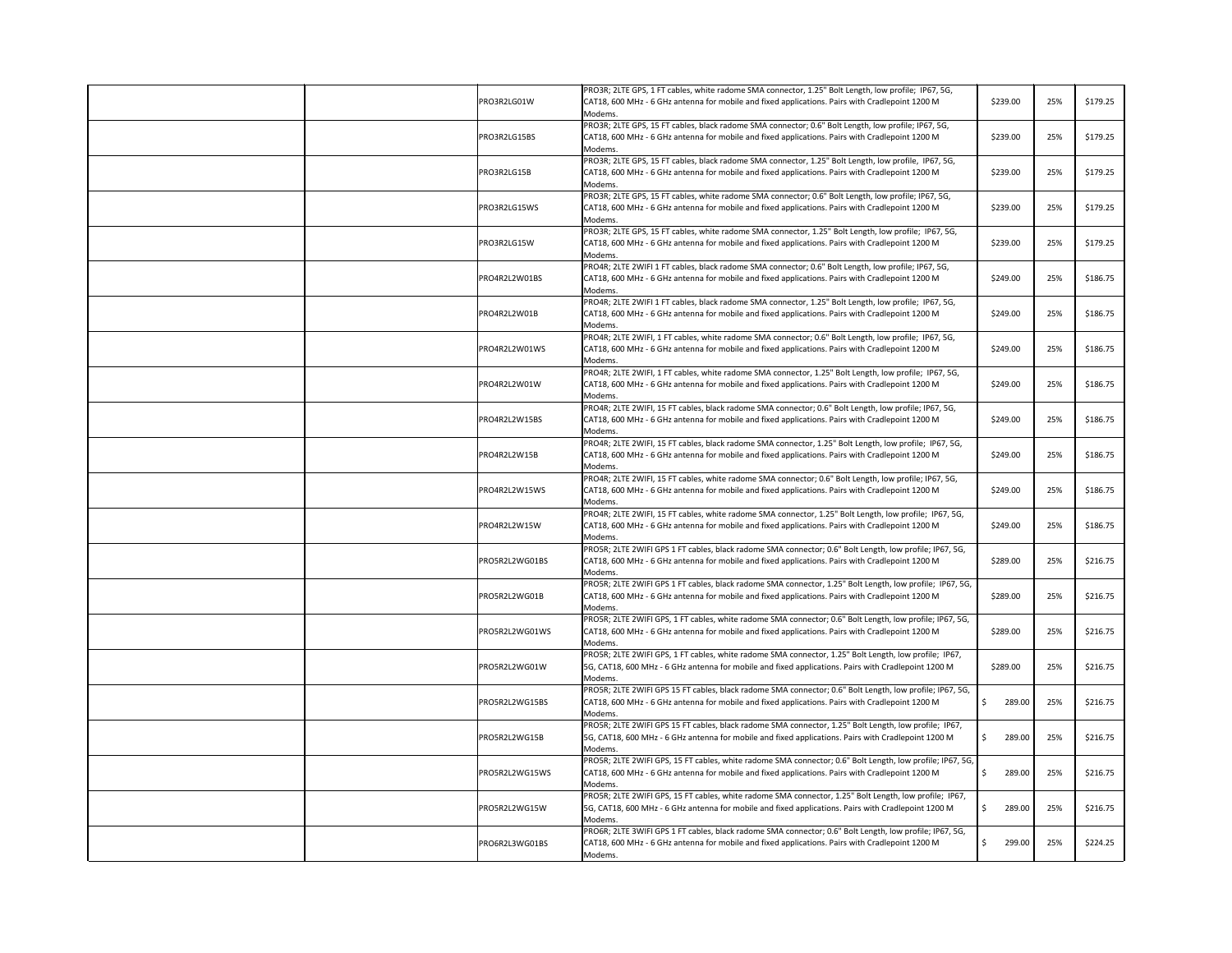| | | | | | | |
|---|---|---|---|---|---|---|
| | | PRO3R2LG01W | PRO3R; 2LTE GPS, 1 FT cables, white radome SMA connector, 1.25" Bolt Length, low profile; IP67, 5G, CAT18, 600 MHz - 6 GHz antenna for mobile and fixed applications. Pairs with Cradlepoint 1200 M Modems. | $239.00 | 25% | $179.25 |
| | | PRO3R2LG15BS | PRO3R; 2LTE GPS, 15 FT cables, black radome SMA connector; 0.6" Bolt Length, low profile; IP67, 5G, CAT18, 600 MHz - 6 GHz antenna for mobile and fixed applications. Pairs with Cradlepoint 1200 M Modems. | $239.00 | 25% | $179.25 |
| | | PRO3R2LG15B | PRO3R; 2LTE GPS, 15 FT cables, black radome SMA connector, 1.25" Bolt Length, low profile, IP67, 5G, CAT18, 600 MHz - 6 GHz antenna for mobile and fixed applications. Pairs with Cradlepoint 1200 M Modems. | $239.00 | 25% | $179.25 |
| | | PRO3R2LG15WS | PRO3R; 2LTE GPS, 15 FT cables, white radome SMA connector; 0.6" Bolt Length, low profile; IP67, 5G, CAT18, 600 MHz - 6 GHz antenna for mobile and fixed applications. Pairs with Cradlepoint 1200 M Modems. | $239.00 | 25% | $179.25 |
| | | PRO3R2LG15W | PRO3R; 2LTE GPS, 15 FT cables, white radome SMA connector, 1.25" Bolt Length, low profile; IP67, 5G, CAT18, 600 MHz - 6 GHz antenna for mobile and fixed applications. Pairs with Cradlepoint 1200 M Modems. | $239.00 | 25% | $179.25 |
| | | PRO4R2L2W01BS | PRO4R; 2LTE 2WIFI 1 FT cables, black radome SMA connector; 0.6" Bolt Length, low profile; IP67, 5G, CAT18, 600 MHz - 6 GHz antenna for mobile and fixed applications. Pairs with Cradlepoint 1200 M Modems. | $249.00 | 25% | $186.75 |
| | | PRO4R2L2W01B | PRO4R; 2LTE 2WIFI 1 FT cables, black radome SMA connector, 1.25" Bolt Length, low profile; IP67, 5G, CAT18, 600 MHz - 6 GHz antenna for mobile and fixed applications. Pairs with Cradlepoint 1200 M Modems. | $249.00 | 25% | $186.75 |
| | | PRO4R2L2W01WS | PRO4R; 2LTE 2WIFI, 1 FT cables, white radome SMA connector; 0.6" Bolt Length, low profile; IP67, 5G, CAT18, 600 MHz - 6 GHz antenna for mobile and fixed applications. Pairs with Cradlepoint 1200 M Modems. | $249.00 | 25% | $186.75 |
| | | PRO4R2L2W01W | PRO4R; 2LTE 2WIFI, 1 FT cables, white radome SMA connector, 1.25" Bolt Length, low profile; IP67, 5G, CAT18, 600 MHz - 6 GHz antenna for mobile and fixed applications. Pairs with Cradlepoint 1200 M Modems. | $249.00 | 25% | $186.75 |
| | | PRO4R2L2W15BS | PRO4R; 2LTE 2WIFI, 15 FT cables, black radome SMA connector; 0.6" Bolt Length, low profile; IP67, 5G, CAT18, 600 MHz - 6 GHz antenna for mobile and fixed applications. Pairs with Cradlepoint 1200 M Modems. | $249.00 | 25% | $186.75 |
| | | PRO4R2L2W15B | PRO4R; 2LTE 2WIFI, 15 FT cables, black radome SMA connector, 1.25" Bolt Length, low profile; IP67, 5G, CAT18, 600 MHz - 6 GHz antenna for mobile and fixed applications. Pairs with Cradlepoint 1200 M Modems. | $249.00 | 25% | $186.75 |
| | | PRO4R2L2W15WS | PRO4R; 2LTE 2WIFI, 15 FT cables, white radome SMA connector; 0.6" Bolt Length, low profile; IP67, 5G, CAT18, 600 MHz - 6 GHz antenna for mobile and fixed applications. Pairs with Cradlepoint 1200 M Modems. | $249.00 | 25% | $186.75 |
| | | PRO4R2L2W15W | PRO4R; 2LTE 2WIFI, 15 FT cables, white radome SMA connector, 1.25" Bolt Length, low profile; IP67, 5G, CAT18, 600 MHz - 6 GHz antenna for mobile and fixed applications. Pairs with Cradlepoint 1200 M Modems. | $249.00 | 25% | $186.75 |
| | | PRO5R2L2WG01BS | PRO5R; 2LTE 2WIFI GPS 1 FT cables, black radome SMA connector; 0.6" Bolt Length, low profile; IP67, 5G, CAT18, 600 MHz - 6 GHz antenna for mobile and fixed applications. Pairs with Cradlepoint 1200 M Modems. | $289.00 | 25% | $216.75 |
| | | PRO5R2L2WG01B | PRO5R; 2LTE 2WIFI GPS 1 FT cables, black radome SMA connector, 1.25" Bolt Length, low profile; IP67, 5G, CAT18, 600 MHz - 6 GHz antenna for mobile and fixed applications. Pairs with Cradlepoint 1200 M Modems. | $289.00 | 25% | $216.75 |
| | | PRO5R2L2WG01WS | PRO5R; 2LTE 2WIFI GPS, 1 FT cables, white radome SMA connector; 0.6" Bolt Length, low profile; IP67, 5G, CAT18, 600 MHz - 6 GHz antenna for mobile and fixed applications. Pairs with Cradlepoint 1200 M Modems. | $289.00 | 25% | $216.75 |
| | | PRO5R2L2WG01W | PRO5R; 2LTE 2WIFI GPS, 1 FT cables, white radome SMA connector, 1.25" Bolt Length, low profile; IP67, 5G, CAT18, 600 MHz - 6 GHz antenna for mobile and fixed applications. Pairs with Cradlepoint 1200 M Modems. | $289.00 | 25% | $216.75 |
| | | PRO5R2L2WG15BS | PRO5R; 2LTE 2WIFI GPS 15 FT cables, black radome SMA connector; 0.6" Bolt Length, low profile; IP67, 5G, CAT18, 600 MHz - 6 GHz antenna for mobile and fixed applications. Pairs with Cradlepoint 1200 M Modems. | $ 289.00 | 25% | $216.75 |
| | | PRO5R2L2WG15B | PRO5R; 2LTE 2WIFI GPS 15 FT cables, black radome SMA connector, 1.25" Bolt Length, low profile; IP67, 5G, CAT18, 600 MHz - 6 GHz antenna for mobile and fixed applications. Pairs with Cradlepoint 1200 M Modems. | $ 289.00 | 25% | $216.75 |
| | | PRO5R2L2WG15WS | PRO5R; 2LTE 2WIFI GPS, 15 FT cables, white radome SMA connector; 0.6" Bolt Length, low profile; IP67, 5G, CAT18, 600 MHz - 6 GHz antenna for mobile and fixed applications. Pairs with Cradlepoint 1200 M Modems. | $ 289.00 | 25% | $216.75 |
| | | PRO5R2L2WG15W | PRO5R; 2LTE 2WIFI GPS, 15 FT cables, white radome SMA connector, 1.25" Bolt Length, low profile; IP67, 5G, CAT18, 600 MHz - 6 GHz antenna for mobile and fixed applications. Pairs with Cradlepoint 1200 M Modems. | $ 289.00 | 25% | $216.75 |
| | | PRO6R2L3WG01BS | PRO6R; 2LTE 3WIFI GPS 1 FT cables, black radome SMA connector; 0.6" Bolt Length, low profile; IP67, 5G, CAT18, 600 MHz - 6 GHz antenna for mobile and fixed applications. Pairs with Cradlepoint 1200 M Modems. | $ 299.00 | 25% | $224.25 |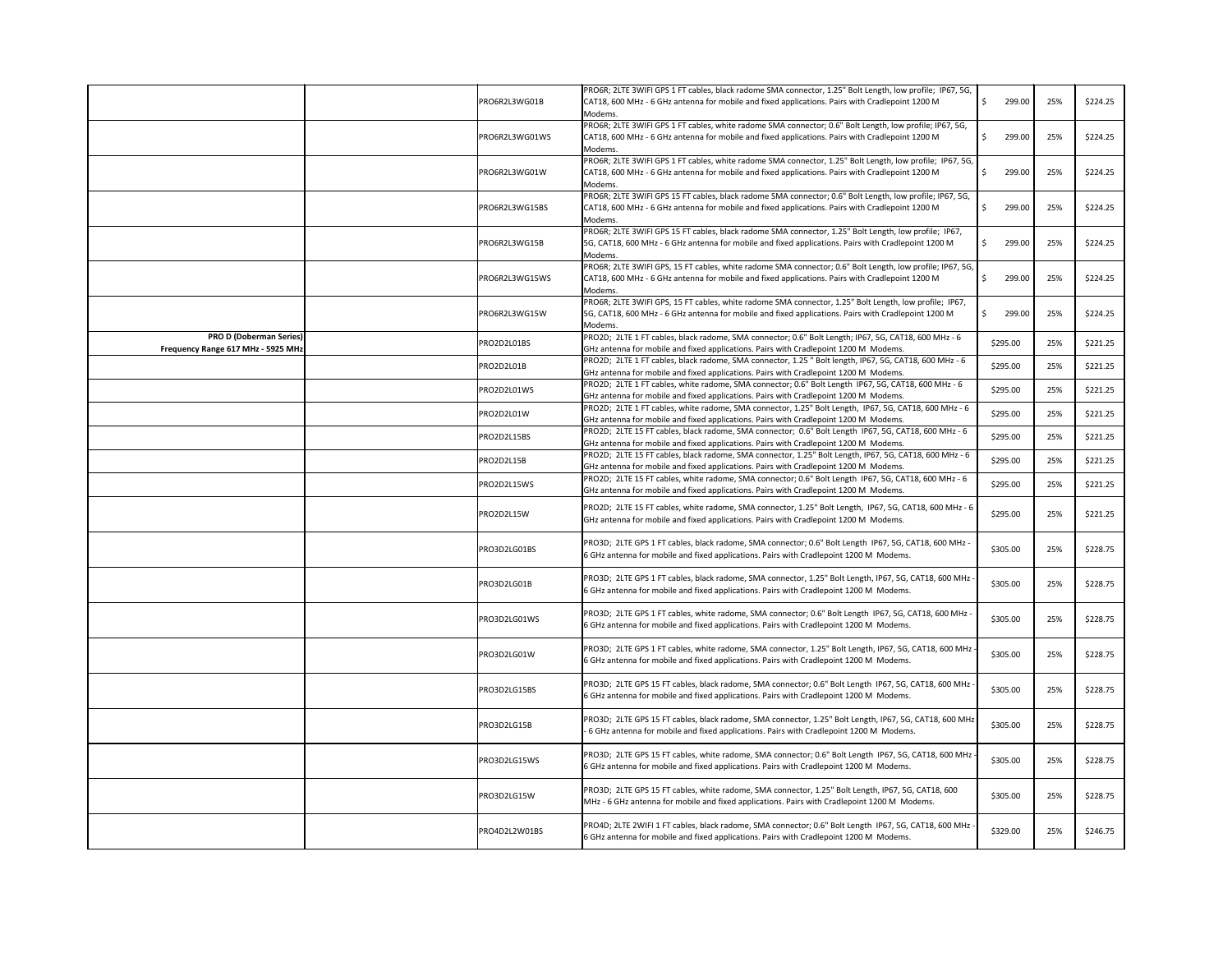| | | | | | | |
|---|---|---|---|---|---|---|
| | | PRO6R2L3WG01B | PRO6R; 2LTE 3WIFI GPS 1 FT cables, black radome SMA connector, 1.25" Bolt Length, low profile; IP67, 5G, CAT18, 600 MHz - 6 GHz antenna for mobile and fixed applications. Pairs with Cradlepoint 1200 M Modems. | $ 299.00 | 25% | $224.25 |
| | | PRO6R2L3WG01WS | PRO6R; 2LTE 3WIFI GPS 1 FT cables, white radome SMA connector; 0.6" Bolt Length, low profile; IP67, 5G, CAT18, 600 MHz - 6 GHz antenna for mobile and fixed applications. Pairs with Cradlepoint 1200 M Modems. | $ 299.00 | 25% | $224.25 |
| | | PRO6R2L3WG01W | PRO6R; 2LTE 3WIFI GPS 1 FT cables, white radome SMA connector, 1.25" Bolt Length, low profile; IP67, 5G, CAT18, 600 MHz - 6 GHz antenna for mobile and fixed applications. Pairs with Cradlepoint 1200 M Modems. | $ 299.00 | 25% | $224.25 |
| | | PRO6R2L3WG15BS | PRO6R; 2LTE 3WIFI GPS 15 FT cables, black radome SMA connector; 0.6" Bolt Length, low profile; IP67, 5G, CAT18, 600 MHz - 6 GHz antenna for mobile and fixed applications. Pairs with Cradlepoint 1200 M Modems. | $ 299.00 | 25% | $224.25 |
| | | PRO6R2L3WG15B | PRO6R; 2LTE 3WIFI GPS 15 FT cables, black radome SMA connector, 1.25" Bolt Length, low profile; IP67, 5G, CAT18, 600 MHz - 6 GHz antenna for mobile and fixed applications. Pairs with Cradlepoint 1200 M Modems. | $ 299.00 | 25% | $224.25 |
| | | PRO6R2L3WG15WS | PRO6R; 2LTE 3WIFI GPS, 15 FT cables, white radome SMA connector; 0.6" Bolt Length, low profile; IP67, 5G, CAT18, 600 MHz - 6 GHz antenna for mobile and fixed applications. Pairs with Cradlepoint 1200 M Modems. | $ 299.00 | 25% | $224.25 |
| | | PRO6R2L3WG15W | PRO6R; 2LTE 3WIFI GPS, 15 FT cables, white radome SMA connector, 1.25" Bolt Length, low profile; IP67, 5G, CAT18, 600 MHz - 6 GHz antenna for mobile and fixed applications. Pairs with Cradlepoint 1200 M Modems. | $ 299.00 | 25% | $224.25 |
| **PRO D (Doberman Series) Frequency Range 617 MHz - 5925 MHz** | | PRO2D2L01BS | PRO2D; 2LTE 1 FT cables, black radome, SMA connector; 0.6" Bolt Length; IP67, 5G, CAT18, 600 MHz - 6 GHz antenna for mobile and fixed applications. Pairs with Cradlepoint 1200 M Modems. | $295.00 | 25% | $221.25 |
| | | PRO2D2L01B | PRO2D; 2LTE 1 FT cables, black radome, SMA connector, 1.25 " Bolt length, IP67, 5G, CAT18, 600 MHz - 6 GHz antenna for mobile and fixed applications. Pairs with Cradlepoint 1200 M Modems. | $295.00 | 25% | $221.25 |
| | | PRO2D2L01WS | PRO2D; 2LTE 1 FT cables, white radome, SMA connector; 0.6" Bolt Length IP67, 5G, CAT18, 600 MHz - 6 GHz antenna for mobile and fixed applications. Pairs with Cradlepoint 1200 M Modems. | $295.00 | 25% | $221.25 |
| | | PRO2D2L01W | PRO2D; 2LTE 1 FT cables, white radome, SMA connector, 1.25" Bolt Length, IP67, 5G, CAT18, 600 MHz - 6 GHz antenna for mobile and fixed applications. Pairs with Cradlepoint 1200 M Modems. | $295.00 | 25% | $221.25 |
| | | PRO2D2L15BS | PRO2D; 2LTE 15 FT cables, black radome, SMA connector; 0.6" Bolt Length IP67, 5G, CAT18, 600 MHz - 6 GHz antenna for mobile and fixed applications. Pairs with Cradlepoint 1200 M Modems. | $295.00 | 25% | $221.25 |
| | | PRO2D2L15B | PRO2D; 2LTE 15 FT cables, black radome, SMA connector, 1.25" Bolt Length, IP67, 5G, CAT18, 600 MHz - 6 GHz antenna for mobile and fixed applications. Pairs with Cradlepoint 1200 M Modems. | $295.00 | 25% | $221.25 |
| | | PRO2D2L15WS | PRO2D; 2LTE 15 FT cables, white radome, SMA connector; 0.6" Bolt Length IP67, 5G, CAT18, 600 MHz - 6 GHz antenna for mobile and fixed applications. Pairs with Cradlepoint 1200 M Modems. | $295.00 | 25% | $221.25 |
| | | PRO2D2L15W | PRO2D; 2LTE 15 FT cables, white radome, SMA connector, 1.25" Bolt Length, IP67, 5G, CAT18, 600 MHz - 6 GHz antenna for mobile and fixed applications. Pairs with Cradlepoint 1200 M Modems. | $295.00 | 25% | $221.25 |
| | | PRO3D2LG01BS | PRO3D; 2LTE GPS 1 FT cables, black radome, SMA connector; 0.6" Bolt Length IP67, 5G, CAT18, 600 MHz - 6 GHz antenna for mobile and fixed applications. Pairs with Cradlepoint 1200 M Modems. | $305.00 | 25% | $228.75 |
| | | PRO3D2LG01B | PRO3D; 2LTE GPS 1 FT cables, black radome, SMA connector, 1.25" Bolt Length, IP67, 5G, CAT18, 600 MHz - 6 GHz antenna for mobile and fixed applications. Pairs with Cradlepoint 1200 M Modems. | $305.00 | 25% | $228.75 |
| | | PRO3D2LG01WS | PRO3D; 2LTE GPS 1 FT cables, white radome, SMA connector; 0.6" Bolt Length IP67, 5G, CAT18, 600 MHz - 6 GHz antenna for mobile and fixed applications. Pairs with Cradlepoint 1200 M Modems. | $305.00 | 25% | $228.75 |
| | | PRO3D2LG01W | PRO3D; 2LTE GPS 1 FT cables, white radome, SMA connector, 1.25" Bolt Length, IP67, 5G, CAT18, 600 MHz - 6 GHz antenna for mobile and fixed applications. Pairs with Cradlepoint 1200 M Modems. | $305.00 | 25% | $228.75 |
| | | PRO3D2LG15BS | PRO3D; 2LTE GPS 15 FT cables, black radome, SMA connector; 0.6" Bolt Length IP67, 5G, CAT18, 600 MHz - 6 GHz antenna for mobile and fixed applications. Pairs with Cradlepoint 1200 M Modems. | $305.00 | 25% | $228.75 |
| | | PRO3D2LG15B | PRO3D; 2LTE GPS 15 FT cables, black radome, SMA connector, 1.25" Bolt Length, IP67, 5G, CAT18, 600 MHz - 6 GHz antenna for mobile and fixed applications. Pairs with Cradlepoint 1200 M Modems. | $305.00 | 25% | $228.75 |
| | | PRO3D2LG15WS | PRO3D; 2LTE GPS 15 FT cables, white radome, SMA connector; 0.6" Bolt Length IP67, 5G, CAT18, 600 MHz - 6 GHz antenna for mobile and fixed applications. Pairs with Cradlepoint 1200 M Modems. | $305.00 | 25% | $228.75 |
| | | PRO3D2LG15W | PRO3D; 2LTE GPS 15 FT cables, white radome, SMA connector, 1.25" Bolt Length, IP67, 5G, CAT18, 600 MHz - 6 GHz antenna for mobile and fixed applications. Pairs with Cradlepoint 1200 M Modems. | $305.00 | 25% | $228.75 |
| | | PRO4D2L2W01BS | PRO4D; 2LTE 2WIFI 1 FT cables, black radome, SMA connector; 0.6" Bolt Length IP67, 5G, CAT18, 600 MHz - 6 GHz antenna for mobile and fixed applications. Pairs with Cradlepoint 1200 M Modems. | $329.00 | 25% | $246.75 |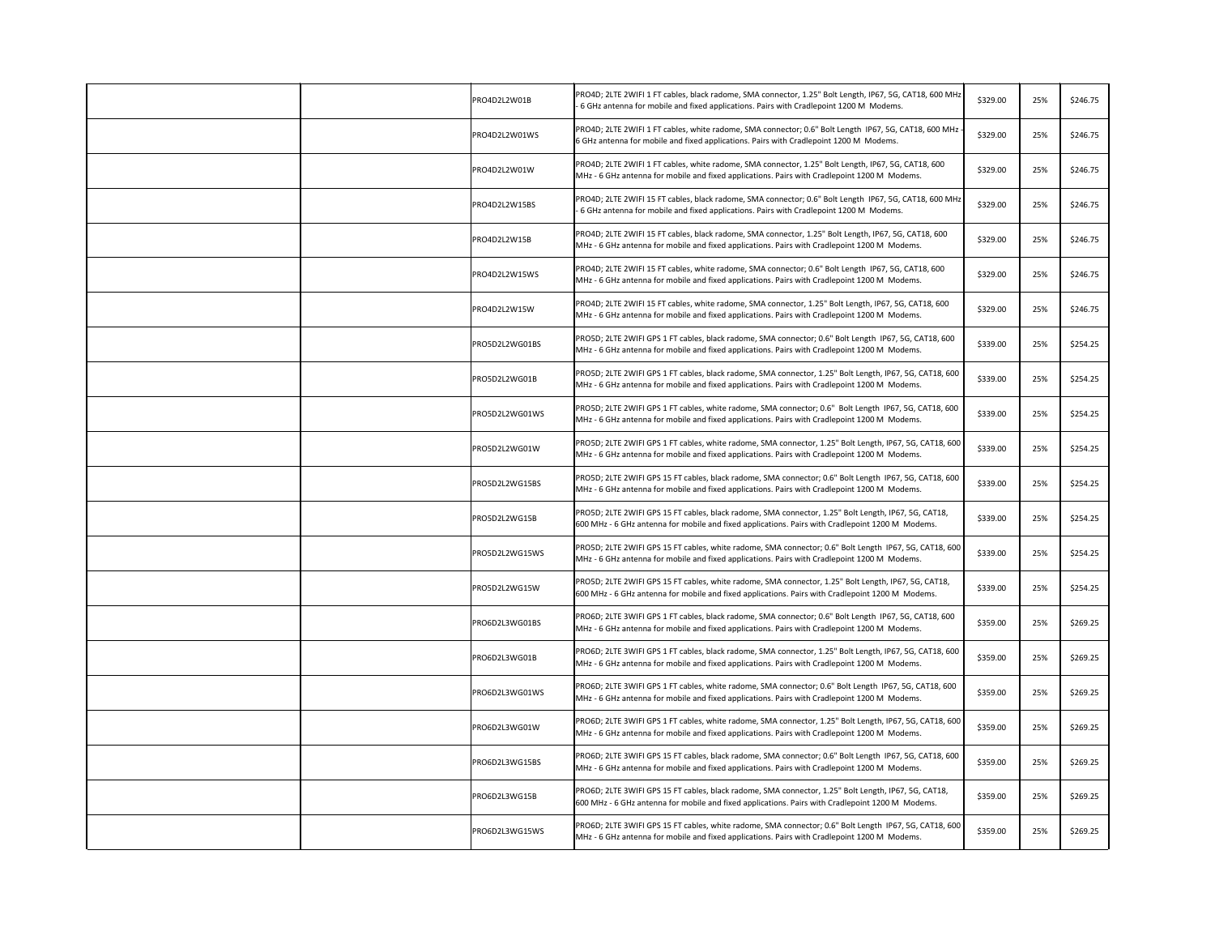| | | | | | | |
|---|---|---|---|---|---|---|
| | | PRO4D2L2W01B | PRO4D; 2LTE 2WIFI 1 FT cables, black radome, SMA connector, 1.25" Bolt Length, IP67, 5G, CAT18, 600 MHz - 6 GHz antenna for mobile and fixed applications. Pairs with Cradlepoint 1200 M Modems. | $329.00 | 25% | $246.75 |
| | | PRO4D2L2W01WS | PRO4D; 2LTE 2WIFI 1 FT cables, white radome, SMA connector; 0.6" Bolt Length IP67, 5G, CAT18, 600 MHz - 6 GHz antenna for mobile and fixed applications. Pairs with Cradlepoint 1200 M Modems. | $329.00 | 25% | $246.75 |
| | | PRO4D2L2W01W | PRO4D; 2LTE 2WIFI 1 FT cables, white radome, SMA connector, 1.25" Bolt Length, IP67, 5G, CAT18, 600 MHz - 6 GHz antenna for mobile and fixed applications. Pairs with Cradlepoint 1200 M Modems. | $329.00 | 25% | $246.75 |
| | | PRO4D2L2W15BS | PRO4D; 2LTE 2WIFI 15 FT cables, black radome, SMA connector; 0.6" Bolt Length IP67, 5G, CAT18, 600 MHz - 6 GHz antenna for mobile and fixed applications. Pairs with Cradlepoint 1200 M Modems. | $329.00 | 25% | $246.75 |
| | | PRO4D2L2W15B | PRO4D; 2LTE 2WIFI 15 FT cables, black radome, SMA connector, 1.25" Bolt Length, IP67, 5G, CAT18, 600 MHz - 6 GHz antenna for mobile and fixed applications. Pairs with Cradlepoint 1200 M Modems. | $329.00 | 25% | $246.75 |
| | | PRO4D2L2W15WS | PRO4D; 2LTE 2WIFI 15 FT cables, white radome, SMA connector; 0.6" Bolt Length IP67, 5G, CAT18, 600 MHz - 6 GHz antenna for mobile and fixed applications. Pairs with Cradlepoint 1200 M Modems. | $329.00 | 25% | $246.75 |
| | | PRO4D2L2W15W | PRO4D; 2LTE 2WIFI 15 FT cables, white radome, SMA connector, 1.25" Bolt Length, IP67, 5G, CAT18, 600 MHz - 6 GHz antenna for mobile and fixed applications. Pairs with Cradlepoint 1200 M Modems. | $329.00 | 25% | $246.75 |
| | | PRO5D2L2WG01BS | PRO5D; 2LTE 2WIFI GPS 1 FT cables, black radome, SMA connector; 0.6" Bolt Length IP67, 5G, CAT18, 600 MHz - 6 GHz antenna for mobile and fixed applications. Pairs with Cradlepoint 1200 M Modems. | $339.00 | 25% | $254.25 |
| | | PRO5D2L2WG01B | PRO5D; 2LTE 2WIFI GPS 1 FT cables, black radome, SMA connector, 1.25" Bolt Length, IP67, 5G, CAT18, 600 MHz - 6 GHz antenna for mobile and fixed applications. Pairs with Cradlepoint 1200 M Modems. | $339.00 | 25% | $254.25 |
| | | PRO5D2L2WG01WS | PRO5D; 2LTE 2WIFI GPS 1 FT cables, white radome, SMA connector; 0.6" Bolt Length IP67, 5G, CAT18, 600 MHz - 6 GHz antenna for mobile and fixed applications. Pairs with Cradlepoint 1200 M Modems. | $339.00 | 25% | $254.25 |
| | | PRO5D2L2WG01W | PRO5D; 2LTE 2WIFI GPS 1 FT cables, white radome, SMA connector, 1.25" Bolt Length, IP67, 5G, CAT18, 600 MHz - 6 GHz antenna for mobile and fixed applications. Pairs with Cradlepoint 1200 M Modems. | $339.00 | 25% | $254.25 |
| | | PRO5D2L2WG15BS | PRO5D; 2LTE 2WIFI GPS 15 FT cables, black radome, SMA connector; 0.6" Bolt Length IP67, 5G, CAT18, 600 MHz - 6 GHz antenna for mobile and fixed applications. Pairs with Cradlepoint 1200 M Modems. | $339.00 | 25% | $254.25 |
| | | PRO5D2L2WG15B | PRO5D; 2LTE 2WIFI GPS 15 FT cables, black radome, SMA connector, 1.25" Bolt Length, IP67, 5G, CAT18, 600 MHz - 6 GHz antenna for mobile and fixed applications. Pairs with Cradlepoint 1200 M Modems. | $339.00 | 25% | $254.25 |
| | | PRO5D2L2WG15WS | PRO5D; 2LTE 2WIFI GPS 15 FT cables, white radome, SMA connector; 0.6" Bolt Length IP67, 5G, CAT18, 600 MHz - 6 GHz antenna for mobile and fixed applications. Pairs with Cradlepoint 1200 M Modems. | $339.00 | 25% | $254.25 |
| | | PRO5D2L2WG15W | PRO5D; 2LTE 2WIFI GPS 15 FT cables, white radome, SMA connector, 1.25" Bolt Length, IP67, 5G, CAT18, 600 MHz - 6 GHz antenna for mobile and fixed applications. Pairs with Cradlepoint 1200 M Modems. | $339.00 | 25% | $254.25 |
| | | PRO6D2L3WG01BS | PRO6D; 2LTE 3WIFI GPS 1 FT cables, black radome, SMA connector; 0.6" Bolt Length IP67, 5G, CAT18, 600 MHz - 6 GHz antenna for mobile and fixed applications. Pairs with Cradlepoint 1200 M Modems. | $359.00 | 25% | $269.25 |
| | | PRO6D2L3WG01B | PRO6D; 2LTE 3WIFI GPS 1 FT cables, black radome, SMA connector, 1.25" Bolt Length, IP67, 5G, CAT18, 600 MHz - 6 GHz antenna for mobile and fixed applications. Pairs with Cradlepoint 1200 M Modems. | $359.00 | 25% | $269.25 |
| | | PRO6D2L3WG01WS | PRO6D; 2LTE 3WIFI GPS 1 FT cables, white radome, SMA connector; 0.6" Bolt Length IP67, 5G, CAT18, 600 MHz - 6 GHz antenna for mobile and fixed applications. Pairs with Cradlepoint 1200 M Modems. | $359.00 | 25% | $269.25 |
| | | PRO6D2L3WG01W | PRO6D; 2LTE 3WIFI GPS 1 FT cables, white radome, SMA connector, 1.25" Bolt Length, IP67, 5G, CAT18, 600 MHz - 6 GHz antenna for mobile and fixed applications. Pairs with Cradlepoint 1200 M Modems. | $359.00 | 25% | $269.25 |
| | | PRO6D2L3WG15BS | PRO6D; 2LTE 3WIFI GPS 15 FT cables, black radome, SMA connector; 0.6" Bolt Length IP67, 5G, CAT18, 600 MHz - 6 GHz antenna for mobile and fixed applications. Pairs with Cradlepoint 1200 M Modems. | $359.00 | 25% | $269.25 |
| | | PRO6D2L3WG15B | PRO6D; 2LTE 3WIFI GPS 15 FT cables, black radome, SMA connector, 1.25" Bolt Length, IP67, 5G, CAT18, 600 MHz - 6 GHz antenna for mobile and fixed applications. Pairs with Cradlepoint 1200 M Modems. | $359.00 | 25% | $269.25 |
| | | PRO6D2L3WG15WS | PRO6D; 2LTE 3WIFI GPS 15 FT cables, white radome, SMA connector; 0.6" Bolt Length IP67, 5G, CAT18, 600 MHz - 6 GHz antenna for mobile and fixed applications. Pairs with Cradlepoint 1200 M Modems. | $359.00 | 25% | $269.25 |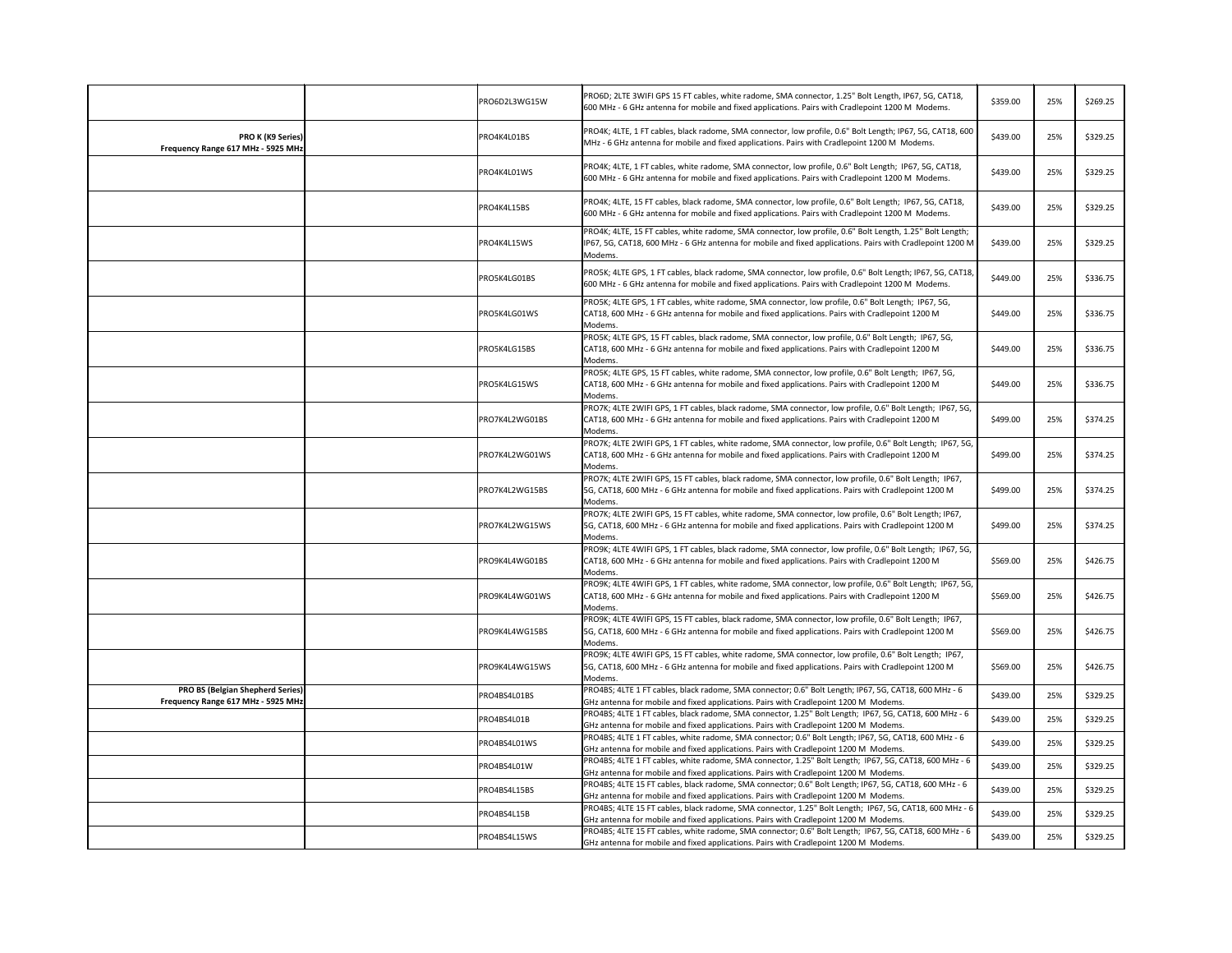| | | | | | | |
|---|---|---|---|---|---|---|
| | | PRO6D2L3WG15W | PRO6D; 2LTE 3WIFI GPS 15 FT cables, white radome, SMA connector, 1.25" Bolt Length, IP67, 5G, CAT18, 600 MHz - 6 GHz antenna for mobile and fixed applications. Pairs with Cradlepoint 1200 M Modems. | $359.00 | 25% | $269.25 |
| **PRO K (K9 Series) Frequency Range 617 MHz - 5925 MHz** | | PRO4K4L01BS | PRO4K; 4LTE, 1 FT cables, black radome, SMA connector, low profile, 0.6" Bolt Length; IP67, 5G, CAT18, 600 MHz - 6 GHz antenna for mobile and fixed applications. Pairs with Cradlepoint 1200 M Modems. | $439.00 | 25% | $329.25 |
| | | PRO4K4L01WS | PRO4K; 4LTE, 1 FT cables, white radome, SMA connector, low profile, 0.6" Bolt Length; IP67, 5G, CAT18, 600 MHz - 6 GHz antenna for mobile and fixed applications. Pairs with Cradlepoint 1200 M Modems. | $439.00 | 25% | $329.25 |
| | | PRO4K4L15BS | PRO4K; 4LTE, 15 FT cables, black radome, SMA connector, low profile, 0.6" Bolt Length; IP67, 5G, CAT18, 600 MHz - 6 GHz antenna for mobile and fixed applications. Pairs with Cradlepoint 1200 M Modems. | $439.00 | 25% | $329.25 |
| | | PRO4K4L15WS | PRO4K; 4LTE, 15 FT cables, white radome, SMA connector, low profile, 0.6" Bolt Length, 1.25" Bolt Length; IP67, 5G, CAT18, 600 MHz - 6 GHz antenna for mobile and fixed applications. Pairs with Cradlepoint 1200 M Modems. | $439.00 | 25% | $329.25 |
| | | PRO5K4LG01BS | PRO5K; 4LTE GPS, 1 FT cables, black radome, SMA connector, low profile, 0.6" Bolt Length; IP67, 5G, CAT18, 600 MHz - 6 GHz antenna for mobile and fixed applications. Pairs with Cradlepoint 1200 M Modems. | $449.00 | 25% | $336.75 |
| | | PRO5K4LG01WS | PRO5K; 4LTE GPS, 1 FT cables, white radome, SMA connector, low profile, 0.6" Bolt Length; IP67, 5G, CAT18, 600 MHz - 6 GHz antenna for mobile and fixed applications. Pairs with Cradlepoint 1200 M Modems. | $449.00 | 25% | $336.75 |
| | | PRO5K4LG15BS | PRO5K; 4LTE GPS, 15 FT cables, black radome, SMA connector, low profile, 0.6" Bolt Length; IP67, 5G, CAT18, 600 MHz - 6 GHz antenna for mobile and fixed applications. Pairs with Cradlepoint 1200 M Modems. | $449.00 | 25% | $336.75 |
| | | PRO5K4LG15WS | PRO5K; 4LTE GPS, 15 FT cables, white radome, SMA connector, low profile, 0.6" Bolt Length; IP67, 5G, CAT18, 600 MHz - 6 GHz antenna for mobile and fixed applications. Pairs with Cradlepoint 1200 M Modems. | $449.00 | 25% | $336.75 |
| | | PRO7K4L2WG01BS | PRO7K; 4LTE 2WIFI GPS, 1 FT cables, black radome, SMA connector, low profile, 0.6" Bolt Length; IP67, 5G, CAT18, 600 MHz - 6 GHz antenna for mobile and fixed applications. Pairs with Cradlepoint 1200 M Modems. | $499.00 | 25% | $374.25 |
| | | PRO7K4L2WG01WS | PRO7K; 4LTE 2WIFI GPS, 1 FT cables, white radome, SMA connector, low profile, 0.6" Bolt Length; IP67, 5G, CAT18, 600 MHz - 6 GHz antenna for mobile and fixed applications. Pairs with Cradlepoint 1200 M Modems. | $499.00 | 25% | $374.25 |
| | | PRO7K4L2WG15BS | PRO7K; 4LTE 2WIFI GPS, 15 FT cables, black radome, SMA connector, low profile, 0.6" Bolt Length; IP67, 5G, CAT18, 600 MHz - 6 GHz antenna for mobile and fixed applications. Pairs with Cradlepoint 1200 M Modems. | $499.00 | 25% | $374.25 |
| | | PRO7K4L2WG15WS | PRO7K; 4LTE 2WIFI GPS, 15 FT cables, white radome, SMA connector, low profile, 0.6" Bolt Length; IP67, 5G, CAT18, 600 MHz - 6 GHz antenna for mobile and fixed applications. Pairs with Cradlepoint 1200 M Modems. | $499.00 | 25% | $374.25 |
| | | PRO9K4L4WG01BS | PRO9K; 4LTE 4WIFI GPS, 1 FT cables, black radome, SMA connector, low profile, 0.6" Bolt Length; IP67, 5G, CAT18, 600 MHz - 6 GHz antenna for mobile and fixed applications. Pairs with Cradlepoint 1200 M Modems. | $569.00 | 25% | $426.75 |
| | | PRO9K4L4WG01WS | PRO9K; 4LTE 4WIFI GPS, 1 FT cables, white radome, SMA connector, low profile, 0.6" Bolt Length; IP67, 5G, CAT18, 600 MHz - 6 GHz antenna for mobile and fixed applications. Pairs with Cradlepoint 1200 M Modems. | $569.00 | 25% | $426.75 |
| | | PRO9K4L4WG15BS | PRO9K; 4LTE 4WIFI GPS, 15 FT cables, black radome, SMA connector, low profile, 0.6" Bolt Length; IP67, 5G, CAT18, 600 MHz - 6 GHz antenna for mobile and fixed applications. Pairs with Cradlepoint 1200 M Modems. | $569.00 | 25% | $426.75 |
| | | PRO9K4L4WG15WS | PRO9K; 4LTE 4WIFI GPS, 15 FT cables, white radome, SMA connector, low profile, 0.6" Bolt Length; IP67, 5G, CAT18, 600 MHz - 6 GHz antenna for mobile and fixed applications. Pairs with Cradlepoint 1200 M Modems. | $569.00 | 25% | $426.75 |
| **PRO BS (Belgian Shepherd Series) Frequency Range 617 MHz - 5925 MHz** | | PRO4BS4L01BS | PRO4BS; 4LTE 1 FT cables, black radome, SMA connector; 0.6" Bolt Length; IP67, 5G, CAT18, 600 MHz - 6 GHz antenna for mobile and fixed applications. Pairs with Cradlepoint 1200 M Modems. | $439.00 | 25% | $329.25 |
| | | PRO4BS4L01B | PRO4BS; 4LTE 1 FT cables, black radome, SMA connector, 1.25" Bolt Length; IP67, 5G, CAT18, 600 MHz - 6 GHz antenna for mobile and fixed applications. Pairs with Cradlepoint 1200 M Modems. | $439.00 | 25% | $329.25 |
| | | PRO4BS4L01WS | PRO4BS; 4LTE 1 FT cables, white radome, SMA connector; 0.6" Bolt Length; IP67, 5G, CAT18, 600 MHz - 6 GHz antenna for mobile and fixed applications. Pairs with Cradlepoint 1200 M Modems. | $439.00 | 25% | $329.25 |
| | | PRO4BS4L01W | PRO4BS; 4LTE 1 FT cables, white radome, SMA connector, 1.25" Bolt Length; IP67, 5G, CAT18, 600 MHz - 6 GHz antenna for mobile and fixed applications. Pairs with Cradlepoint 1200 M Modems. | $439.00 | 25% | $329.25 |
| | | PRO4BS4L15BS | PRO4BS; 4LTE 15 FT cables, black radome, SMA connector; 0.6" Bolt Length; IP67, 5G, CAT18, 600 MHz - 6 GHz antenna for mobile and fixed applications. Pairs with Cradlepoint 1200 M Modems. | $439.00 | 25% | $329.25 |
| | | PRO4BS4L15B | PRO4BS; 4LTE 15 FT cables, black radome, SMA connector, 1.25" Bolt Length; IP67, 5G, CAT18, 600 MHz - 6 GHz antenna for mobile and fixed applications. Pairs with Cradlepoint 1200 M Modems. | $439.00 | 25% | $329.25 |
| | | PRO4BS4L15WS | PRO4BS; 4LTE 15 FT cables, white radome, SMA connector; 0.6" Bolt Length; IP67, 5G, CAT18, 600 MHz - 6 GHz antenna for mobile and fixed applications. Pairs with Cradlepoint 1200 M Modems. | $439.00 | 25% | $329.25 |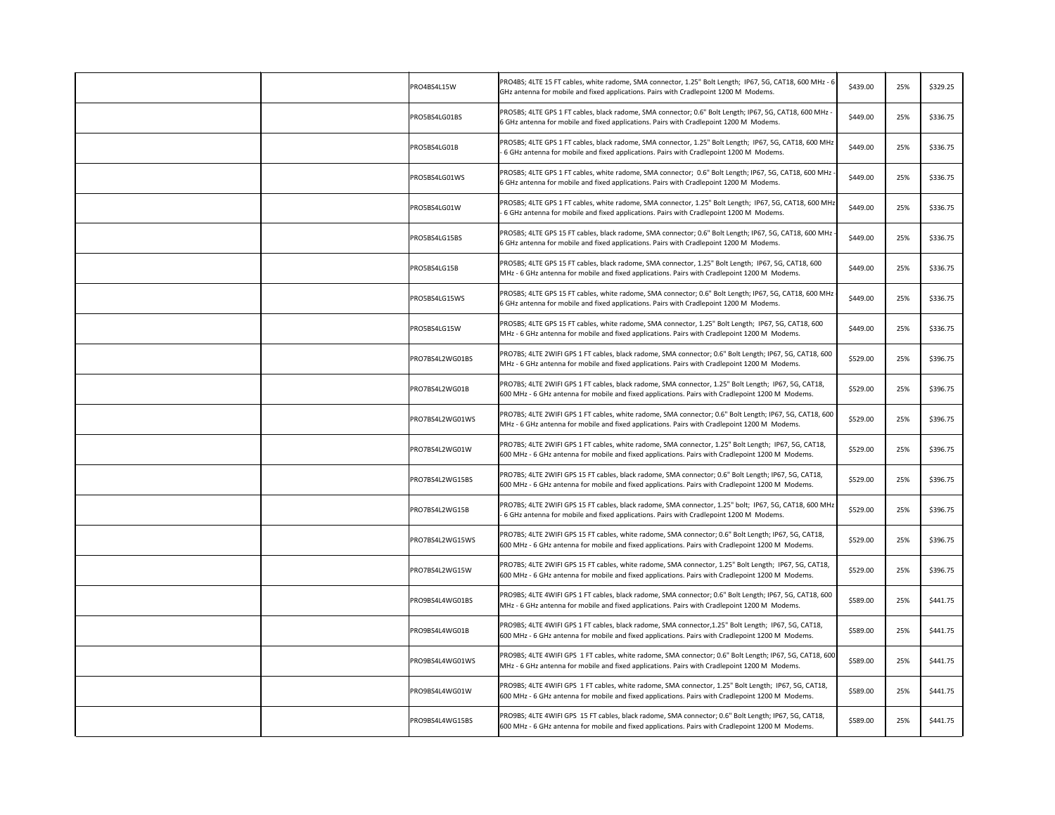| | | | | | | |
|---|---|---|---|---|---|---|
| | | PRO4BS4L15W | PRO4BS; 4LTE 15 FT cables, white radome, SMA connector, 1.25" Bolt Length; IP67, 5G, CAT18, 600 MHz - 6 GHz antenna for mobile and fixed applications. Pairs with Cradlepoint 1200 M Modems. | $439.00 | 25% | $329.25 |
| | | PRO5BS4LG01BS | PRO5BS; 4LTE GPS 1 FT cables, black radome, SMA connector; 0.6" Bolt Length; IP67, 5G, CAT18, 600 MHz - 6 GHz antenna for mobile and fixed applications. Pairs with Cradlepoint 1200 M Modems. | $449.00 | 25% | $336.75 |
| | | PRO5BS4LG01B | PRO5BS; 4LTE GPS 1 FT cables, black radome, SMA connector, 1.25" Bolt Length; IP67, 5G, CAT18, 600 MHz - 6 GHz antenna for mobile and fixed applications. Pairs with Cradlepoint 1200 M Modems. | $449.00 | 25% | $336.75 |
| | | PRO5BS4LG01WS | PRO5BS; 4LTE GPS 1 FT cables, white radome, SMA connector; 0.6" Bolt Length; IP67, 5G, CAT18, 600 MHz - 6 GHz antenna for mobile and fixed applications. Pairs with Cradlepoint 1200 M Modems. | $449.00 | 25% | $336.75 |
| | | PRO5BS4LG01W | PRO5BS; 4LTE GPS 1 FT cables, white radome, SMA connector, 1.25" Bolt Length; IP67, 5G, CAT18, 600 MHz - 6 GHz antenna for mobile and fixed applications. Pairs with Cradlepoint 1200 M Modems. | $449.00 | 25% | $336.75 |
| | | PRO5BS4LG15BS | PRO5BS; 4LTE GPS 15 FT cables, black radome, SMA connector; 0.6" Bolt Length; IP67, 5G, CAT18, 600 MHz - 6 GHz antenna for mobile and fixed applications. Pairs with Cradlepoint 1200 M Modems. | $449.00 | 25% | $336.75 |
| | | PRO5BS4LG15B | PRO5BS; 4LTE GPS 15 FT cables, black radome, SMA connector, 1.25" Bolt Length; IP67, 5G, CAT18, 600 MHz - 6 GHz antenna for mobile and fixed applications. Pairs with Cradlepoint 1200 M Modems. | $449.00 | 25% | $336.75 |
| | | PRO5BS4LG15WS | PRO5BS; 4LTE GPS 15 FT cables, white radome, SMA connector; 0.6" Bolt Length; IP67, 5G, CAT18, 600 MHz - 6 GHz antenna for mobile and fixed applications. Pairs with Cradlepoint 1200 M Modems. | $449.00 | 25% | $336.75 |
| | | PRO5BS4LG15W | PRO5BS; 4LTE GPS 15 FT cables, white radome, SMA connector, 1.25" Bolt Length; IP67, 5G, CAT18, 600 MHz - 6 GHz antenna for mobile and fixed applications. Pairs with Cradlepoint 1200 M Modems. | $449.00 | 25% | $336.75 |
| | | PRO7BS4L2WG01BS | PRO7BS; 4LTE 2WIFI GPS 1 FT cables, black radome, SMA connector; 0.6" Bolt Length; IP67, 5G, CAT18, 600 MHz - 6 GHz antenna for mobile and fixed applications. Pairs with Cradlepoint 1200 M Modems. | $529.00 | 25% | $396.75 |
| | | PRO7BS4L2WG01B | PRO7BS; 4LTE 2WIFI GPS 1 FT cables, black radome, SMA connector, 1.25" Bolt Length; IP67, 5G, CAT18, 600 MHz - 6 GHz antenna for mobile and fixed applications. Pairs with Cradlepoint 1200 M Modems. | $529.00 | 25% | $396.75 |
| | | PRO7BS4L2WG01WS | PRO7BS; 4LTE 2WIFI GPS 1 FT cables, white radome, SMA connector; 0.6" Bolt Length; IP67, 5G, CAT18, 600 MHz - 6 GHz antenna for mobile and fixed applications. Pairs with Cradlepoint 1200 M Modems. | $529.00 | 25% | $396.75 |
| | | PRO7BS4L2WG01W | PRO7BS; 4LTE 2WIFI GPS 1 FT cables, white radome, SMA connector, 1.25" Bolt Length; IP67, 5G, CAT18, 600 MHz - 6 GHz antenna for mobile and fixed applications. Pairs with Cradlepoint 1200 M Modems. | $529.00 | 25% | $396.75 |
| | | PRO7BS4L2WG15BS | PRO7BS; 4LTE 2WIFI GPS 15 FT cables, black radome, SMA connector; 0.6" Bolt Length; IP67, 5G, CAT18, 600 MHz - 6 GHz antenna for mobile and fixed applications. Pairs with Cradlepoint 1200 M Modems. | $529.00 | 25% | $396.75 |
| | | PRO7BS4L2WG15B | PRO7BS; 4LTE 2WIFI GPS 15 FT cables, black radome, SMA connector, 1.25" bolt; IP67, 5G, CAT18, 600 MHz - 6 GHz antenna for mobile and fixed applications. Pairs with Cradlepoint 1200 M Modems. | $529.00 | 25% | $396.75 |
| | | PRO7BS4L2WG15WS | PRO7BS; 4LTE 2WIFI GPS 15 FT cables, white radome, SMA connector; 0.6" Bolt Length; IP67, 5G, CAT18, 600 MHz - 6 GHz antenna for mobile and fixed applications. Pairs with Cradlepoint 1200 M Modems. | $529.00 | 25% | $396.75 |
| | | PRO7BS4L2WG15W | PRO7BS; 4LTE 2WIFI GPS 15 FT cables, white radome, SMA connector, 1.25" Bolt Length; IP67, 5G, CAT18, 600 MHz - 6 GHz antenna for mobile and fixed applications. Pairs with Cradlepoint 1200 M Modems. | $529.00 | 25% | $396.75 |
| | | PRO9BS4L4WG01BS | PRO9BS; 4LTE 4WIFI GPS 1 FT cables, black radome, SMA connector; 0.6" Bolt Length; IP67, 5G, CAT18, 600 MHz - 6 GHz antenna for mobile and fixed applications. Pairs with Cradlepoint 1200 M Modems. | $589.00 | 25% | $441.75 |
| | | PRO9BS4L4WG01B | PRO9BS; 4LTE 4WIFI GPS 1 FT cables, black radome, SMA connector,1.25" Bolt Length; IP67, 5G, CAT18, 600 MHz - 6 GHz antenna for mobile and fixed applications. Pairs with Cradlepoint 1200 M Modems. | $589.00 | 25% | $441.75 |
| | | PRO9BS4L4WG01WS | PRO9BS; 4LTE 4WIFI GPS 1 FT cables, white radome, SMA connector; 0.6" Bolt Length; IP67, 5G, CAT18, 600 MHz - 6 GHz antenna for mobile and fixed applications. Pairs with Cradlepoint 1200 M Modems. | $589.00 | 25% | $441.75 |
| | | PRO9BS4L4WG01W | PRO9BS; 4LTE 4WIFI GPS 1 FT cables, white radome, SMA connector, 1.25" Bolt Length; IP67, 5G, CAT18, 600 MHz - 6 GHz antenna for mobile and fixed applications. Pairs with Cradlepoint 1200 M Modems. | $589.00 | 25% | $441.75 |
| | | PRO9BS4L4WG15BS | PRO9BS; 4LTE 4WIFI GPS 15 FT cables, black radome, SMA connector; 0.6" Bolt Length; IP67, 5G, CAT18, 600 MHz - 6 GHz antenna for mobile and fixed applications. Pairs with Cradlepoint 1200 M Modems. | $589.00 | 25% | $441.75 |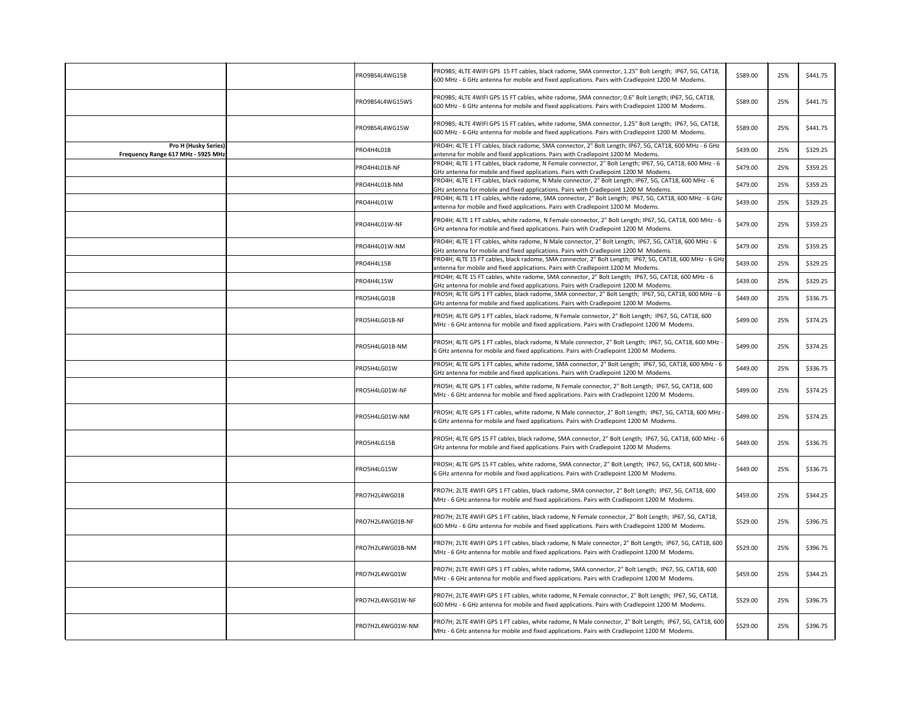| | | | | | | |
|---|---|---|---|---|---|---|
| | | PRO9BS4L4WG15B | PRO9BS; 4LTE 4WIFI GPS 15 FT cables, black radome, SMA connector, 1.25" Bolt Length; IP67, 5G, CAT18, 600 MHz - 6 GHz antenna for mobile and fixed applications. Pairs with Cradlepoint 1200 M Modems. | $589.00 | 25% | $441.75 |
| | | PRO9BS4L4WG15WS | PRO9BS; 4LTE 4WIFI GPS 15 FT cables, white radome, SMA connector; 0.6" Bolt Length; IP67, 5G, CAT18, 600 MHz - 6 GHz antenna for mobile and fixed applications. Pairs with Cradlepoint 1200 M Modems. | $589.00 | 25% | $441.75 |
| | | PRO9BS4L4WG15W | PRO9BS; 4LTE 4WIFI GPS 15 FT cables, white radome, SMA connector, 1.25" Bolt Length; IP67, 5G, CAT18, 600 MHz - 6 GHz antenna for mobile and fixed applications. Pairs with Cradlepoint 1200 M Modems. | $589.00 | 25% | $441.75 |
| **Pro H (Husky Series) Frequency Range 617 MHz - 5925 MHz** | | PRO4H4L01B | PRO4H; 4LTE 1 FT cables, black radome, SMA connector, 2" Bolt Length; IP67, 5G, CAT18, 600 MHz - 6 GHz antenna for mobile and fixed applications. Pairs with Cradlepoint 1200 M Modems. | $439.00 | 25% | $329.25 |
| | | PRO4H4L01B-NF | PRO4H; 4LTE 1 FT cables, black radome, N Female connector, 2" Bolt Length; IP67, 5G, CAT18, 600 MHz - 6 GHz antenna for mobile and fixed applications. Pairs with Cradlepoint 1200 M Modems. | $479.00 | 25% | $359.25 |
| | | PRO4H4L01B-NM | PRO4H; 4LTE 1 FT cables, black radome, N Male connector, 2" Bolt Length; IP67, 5G, CAT18, 600 MHz - 6 GHz antenna for mobile and fixed applications. Pairs with Cradlepoint 1200 M Modems. | $479.00 | 25% | $359.25 |
| | | PRO4H4L01W | PRO4H; 4LTE 1 FT cables, white radome, SMA connector, 2" Bolt Length; IP67, 5G, CAT18, 600 MHz - 6 GHz antenna for mobile and fixed applications. Pairs with Cradlepoint 1200 M Modems. | $439.00 | 25% | $329.25 |
| | | PRO4H4L01W-NF | PRO4H; 4LTE 1 FT cables, white radome, N Female connector, 2" Bolt Length; IP67, 5G, CAT18, 600 MHz - 6 GHz antenna for mobile and fixed applications. Pairs with Cradlepoint 1200 M Modems. | $479.00 | 25% | $359.25 |
| | | PRO4H4L01W-NM | PRO4H; 4LTE 1 FT cables, white radome, N Male connector, 2" Bolt Length; IP67, 5G, CAT18, 600 MHz - 6 GHz antenna for mobile and fixed applications. Pairs with Cradlepoint 1200 M Modems. | $479.00 | 25% | $359.25 |
| | | PRO4H4L15B | PRO4H; 4LTE 15 FT cables, black radome, SMA connector, 2" Bolt Length; IP67, 5G, CAT18, 600 MHz - 6 GHz antenna for mobile and fixed applications. Pairs with Cradlepoint 1200 M Modems. | $439.00 | 25% | $329.25 |
| | | PRO4H4L15W | PRO4H; 4LTE 15 FT cables, white radome, SMA connector, 2" Bolt Length; IP67, 5G, CAT18, 600 MHz - 6 GHz antenna for mobile and fixed applications. Pairs with Cradlepoint 1200 M Modems. | $439.00 | 25% | $329.25 |
| | | PRO5H4LG01B | PRO5H; 4LTE GPS 1 FT cables, black radome, SMA connector, 2" Bolt Length; IP67, 5G, CAT18, 600 MHz - 6 GHz antenna for mobile and fixed applications. Pairs with Cradlepoint 1200 M Modems. | $449.00 | 25% | $336.75 |
| | | PRO5H4LG01B-NF | PRO5H; 4LTE GPS 1 FT cables, black radome, N Female connector, 2" Bolt Length; IP67, 5G, CAT18, 600 MHz - 6 GHz antenna for mobile and fixed applications. Pairs with Cradlepoint 1200 M Modems. | $499.00 | 25% | $374.25 |
| | | PRO5H4LG01B-NM | PRO5H; 4LTE GPS 1 FT cables, black radome, N Male connector, 2" Bolt Length; IP67, 5G, CAT18, 600 MHz - 6 GHz antenna for mobile and fixed applications. Pairs with Cradlepoint 1200 M Modems. | $499.00 | 25% | $374.25 |
| | | PRO5H4LG01W | PRO5H; 4LTE GPS 1 FT cables, white radome, SMA connector, 2" Bolt Length; IP67, 5G, CAT18, 600 MHz - 6 GHz antenna for mobile and fixed applications. Pairs with Cradlepoint 1200 M Modems. | $449.00 | 25% | $336.75 |
| | | PRO5H4LG01W-NF | PRO5H; 4LTE GPS 1 FT cables, white radome, N Female connector, 2" Bolt Length; IP67, 5G, CAT18, 600 MHz - 6 GHz antenna for mobile and fixed applications. Pairs with Cradlepoint 1200 M Modems. | $499.00 | 25% | $374.25 |
| | | PRO5H4LG01W-NM | PRO5H; 4LTE GPS 1 FT cables, white radome, N Male connector, 2" Bolt Length; IP67, 5G, CAT18, 600 MHz - 6 GHz antenna for mobile and fixed applications. Pairs with Cradlepoint 1200 M Modems. | $499.00 | 25% | $374.25 |
| | | PRO5H4LG15B | PRO5H; 4LTE GPS 15 FT cables, black radome, SMA connector, 2" Bolt Length; IP67, 5G, CAT18, 600 MHz - 6 GHz antenna for mobile and fixed applications. Pairs with Cradlepoint 1200 M Modems. | $449.00 | 25% | $336.75 |
| | | PRO5H4LG15W | PRO5H; 4LTE GPS 15 FT cables, white radome, SMA connector, 2" Bolt Length; IP67, 5G, CAT18, 600 MHz - 6 GHz antenna for mobile and fixed applications. Pairs with Cradlepoint 1200 M Modems. | $449.00 | 25% | $336.75 |
| | | PRO7H2L4WG01B | PRO7H; 2LTE 4WIFI GPS 1 FT cables, black radome, SMA connector, 2" Bolt Length; IP67, 5G, CAT18, 600 MHz - 6 GHz antenna for mobile and fixed applications. Pairs with Cradlepoint 1200 M Modems. | $459.00 | 25% | $344.25 |
| | | PRO7H2L4WG01B-NF | PRO7H; 2LTE 4WIFI GPS 1 FT cables, black radome, N Female connector, 2" Bolt Length; IP67, 5G, CAT18, 600 MHz - 6 GHz antenna for mobile and fixed applications. Pairs with Cradlepoint 1200 M Modems. | $529.00 | 25% | $396.75 |
| | | PRO7H2L4WG01B-NM | PRO7H; 2LTE 4WIFI GPS 1 FT cables, black radome, N Male connector, 2" Bolt Length; IP67, 5G, CAT18, 600 MHz - 6 GHz antenna for mobile and fixed applications. Pairs with Cradlepoint 1200 M Modems. | $529.00 | 25% | $396.75 |
| | | PRO7H2L4WG01W | PRO7H; 2LTE 4WIFI GPS 1 FT cables, white radome, SMA connector, 2" Bolt Length; IP67, 5G, CAT18, 600 MHz - 6 GHz antenna for mobile and fixed applications. Pairs with Cradlepoint 1200 M Modems. | $459.00 | 25% | $344.25 |
| | | PRO7H2L4WG01W-NF | PRO7H; 2LTE 4WIFI GPS 1 FT cables, white radome, N Female connector, 2" Bolt Length; IP67, 5G, CAT18, 600 MHz - 6 GHz antenna for mobile and fixed applications. Pairs with Cradlepoint 1200 M Modems. | $529.00 | 25% | $396.75 |
| | | PRO7H2L4WG01W-NM | PRO7H; 2LTE 4WIFI GPS 1 FT cables, white radome, N Male connector, 2" Bolt Length; IP67, 5G, CAT18, 600 MHz - 6 GHz antenna for mobile and fixed applications. Pairs with Cradlepoint 1200 M Modems. | $529.00 | 25% | $396.75 |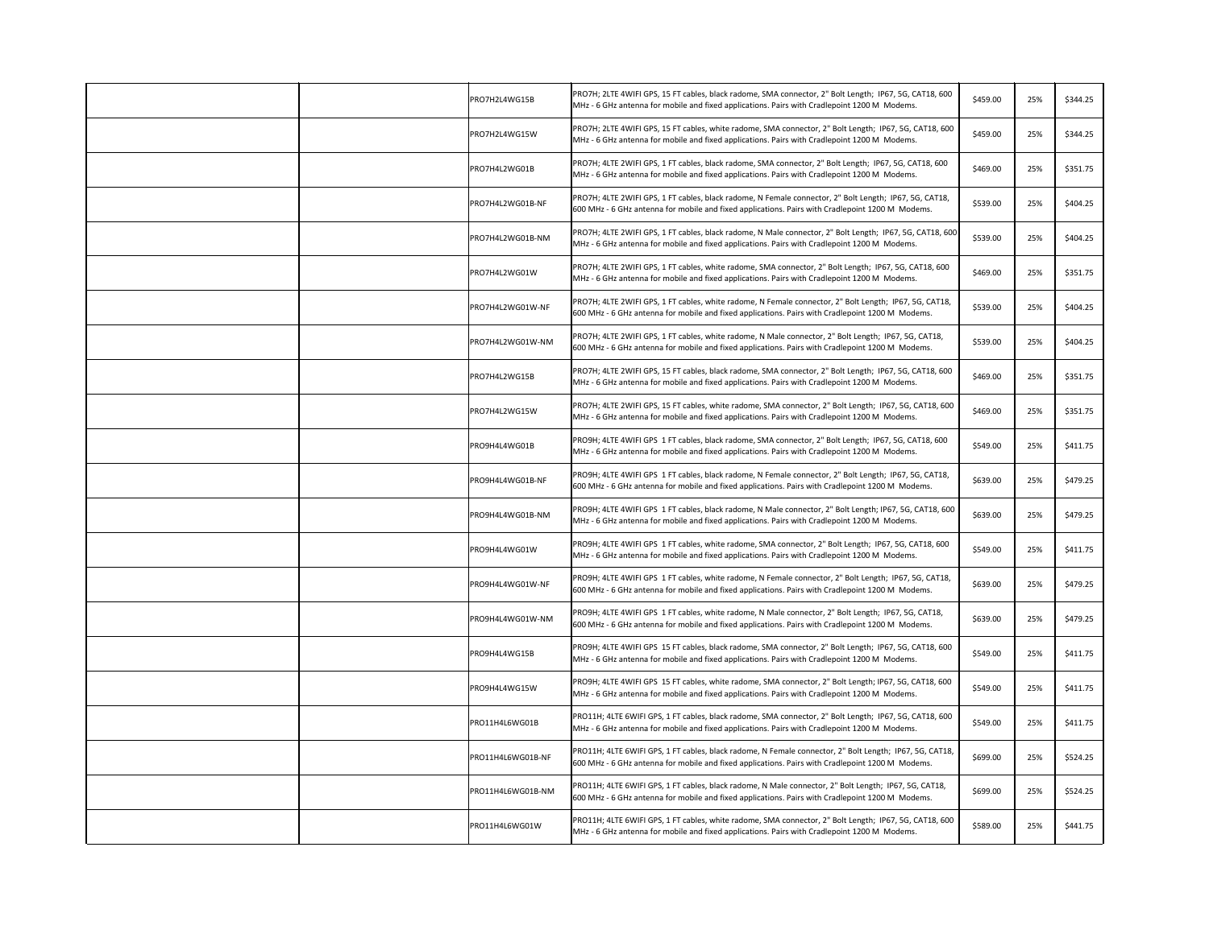|  |  |  |  |  |  |  |
|---|---|---|---|---|---|---|
|  |  | PRO7H2L4WG15B | PRO7H; 2LTE 4WIFI GPS, 15 FT cables, black radome, SMA connector, 2" Bolt Length; IP67, 5G, CAT18, 600 MHz - 6 GHz antenna for mobile and fixed applications. Pairs with Cradlepoint 1200 M Modems. | $459.00 | 25% | $344.25 |
|  |  | PRO7H2L4WG15W | PRO7H; 2LTE 4WIFI GPS, 15 FT cables, white radome, SMA connector, 2" Bolt Length; IP67, 5G, CAT18, 600 MHz - 6 GHz antenna for mobile and fixed applications. Pairs with Cradlepoint 1200 M Modems. | $459.00 | 25% | $344.25 |
|  |  | PRO7H4L2WG01B | PRO7H; 4LTE 2WIFI GPS, 1 FT cables, black radome, SMA connector, 2" Bolt Length; IP67, 5G, CAT18, 600 MHz - 6 GHz antenna for mobile and fixed applications. Pairs with Cradlepoint 1200 M Modems. | $469.00 | 25% | $351.75 |
|  |  | PRO7H4L2WG01B-NF | PRO7H; 4LTE 2WIFI GPS, 1 FT cables, black radome, N Female connector, 2" Bolt Length; IP67, 5G, CAT18, 600 MHz - 6 GHz antenna for mobile and fixed applications. Pairs with Cradlepoint 1200 M Modems. | $539.00 | 25% | $404.25 |
|  |  | PRO7H4L2WG01B-NM | PRO7H; 4LTE 2WIFI GPS, 1 FT cables, black radome, N Male connector, 2" Bolt Length; IP67, 5G, CAT18, 600 MHz - 6 GHz antenna for mobile and fixed applications. Pairs with Cradlepoint 1200 M Modems. | $539.00 | 25% | $404.25 |
|  |  | PRO7H4L2WG01W | PRO7H; 4LTE 2WIFI GPS, 1 FT cables, white radome, SMA connector, 2" Bolt Length; IP67, 5G, CAT18, 600 MHz - 6 GHz antenna for mobile and fixed applications. Pairs with Cradlepoint 1200 M Modems. | $469.00 | 25% | $351.75 |
|  |  | PRO7H4L2WG01W-NF | PRO7H; 4LTE 2WIFI GPS, 1 FT cables, white radome, N Female connector, 2" Bolt Length; IP67, 5G, CAT18, 600 MHz - 6 GHz antenna for mobile and fixed applications. Pairs with Cradlepoint 1200 M Modems. | $539.00 | 25% | $404.25 |
|  |  | PRO7H4L2WG01W-NM | PRO7H; 4LTE 2WIFI GPS, 1 FT cables, white radome, N Male connector, 2" Bolt Length; IP67, 5G, CAT18, 600 MHz - 6 GHz antenna for mobile and fixed applications. Pairs with Cradlepoint 1200 M Modems. | $539.00 | 25% | $404.25 |
|  |  | PRO7H4L2WG15B | PRO7H; 4LTE 2WIFI GPS, 15 FT cables, black radome, SMA connector, 2" Bolt Length; IP67, 5G, CAT18, 600 MHz - 6 GHz antenna for mobile and fixed applications. Pairs with Cradlepoint 1200 M Modems. | $469.00 | 25% | $351.75 |
|  |  | PRO7H4L2WG15W | PRO7H; 4LTE 2WIFI GPS, 15 FT cables, white radome, SMA connector, 2" Bolt Length; IP67, 5G, CAT18, 600 MHz - 6 GHz antenna for mobile and fixed applications. Pairs with Cradlepoint 1200 M Modems. | $469.00 | 25% | $351.75 |
|  |  | PRO9H4L4WG01B | PRO9H; 4LTE 4WIFI GPS 1 FT cables, black radome, SMA connector, 2" Bolt Length; IP67, 5G, CAT18, 600 MHz - 6 GHz antenna for mobile and fixed applications. Pairs with Cradlepoint 1200 M Modems. | $549.00 | 25% | $411.75 |
|  |  | PRO9H4L4WG01B-NF | PRO9H; 4LTE 4WIFI GPS 1 FT cables, black radome, N Female connector, 2" Bolt Length; IP67, 5G, CAT18, 600 MHz - 6 GHz antenna for mobile and fixed applications. Pairs with Cradlepoint 1200 M Modems. | $639.00 | 25% | $479.25 |
|  |  | PRO9H4L4WG01B-NM | PRO9H; 4LTE 4WIFI GPS 1 FT cables, black radome, N Male connector, 2" Bolt Length; IP67, 5G, CAT18, 600 MHz - 6 GHz antenna for mobile and fixed applications. Pairs with Cradlepoint 1200 M Modems. | $639.00 | 25% | $479.25 |
|  |  | PRO9H4L4WG01W | PRO9H; 4LTE 4WIFI GPS 1 FT cables, white radome, SMA connector, 2" Bolt Length; IP67, 5G, CAT18, 600 MHz - 6 GHz antenna for mobile and fixed applications. Pairs with Cradlepoint 1200 M Modems. | $549.00 | 25% | $411.75 |
|  |  | PRO9H4L4WG01W-NF | PRO9H; 4LTE 4WIFI GPS 1 FT cables, white radome, N Female connector, 2" Bolt Length; IP67, 5G, CAT18, 600 MHz - 6 GHz antenna for mobile and fixed applications. Pairs with Cradlepoint 1200 M Modems. | $639.00 | 25% | $479.25 |
|  |  | PRO9H4L4WG01W-NM | PRO9H; 4LTE 4WIFI GPS 1 FT cables, white radome, N Male connector, 2" Bolt Length; IP67, 5G, CAT18, 600 MHz - 6 GHz antenna for mobile and fixed applications. Pairs with Cradlepoint 1200 M Modems. | $639.00 | 25% | $479.25 |
|  |  | PRO9H4L4WG15B | PRO9H; 4LTE 4WIFI GPS 15 FT cables, black radome, SMA connector, 2" Bolt Length; IP67, 5G, CAT18, 600 MHz - 6 GHz antenna for mobile and fixed applications. Pairs with Cradlepoint 1200 M Modems. | $549.00 | 25% | $411.75 |
|  |  | PRO9H4L4WG15W | PRO9H; 4LTE 4WIFI GPS 15 FT cables, white radome, SMA connector, 2" Bolt Length; IP67, 5G, CAT18, 600 MHz - 6 GHz antenna for mobile and fixed applications. Pairs with Cradlepoint 1200 M Modems. | $549.00 | 25% | $411.75 |
|  |  | PRO11H4L6WG01B | PRO11H; 4LTE 6WIFI GPS, 1 FT cables, black radome, SMA connector, 2" Bolt Length; IP67, 5G, CAT18, 600 MHz - 6 GHz antenna for mobile and fixed applications. Pairs with Cradlepoint 1200 M Modems. | $549.00 | 25% | $411.75 |
|  |  | PRO11H4L6WG01B-NF | PRO11H; 4LTE 6WIFI GPS, 1 FT cables, black radome, N Female connector, 2" Bolt Length; IP67, 5G, CAT18, 600 MHz - 6 GHz antenna for mobile and fixed applications. Pairs with Cradlepoint 1200 M Modems. | $699.00 | 25% | $524.25 |
|  |  | PRO11H4L6WG01B-NM | PRO11H; 4LTE 6WIFI GPS, 1 FT cables, black radome, N Male connector, 2" Bolt Length; IP67, 5G, CAT18, 600 MHz - 6 GHz antenna for mobile and fixed applications. Pairs with Cradlepoint 1200 M Modems. | $699.00 | 25% | $524.25 |
|  |  | PRO11H4L6WG01W | PRO11H; 4LTE 6WIFI GPS, 1 FT cables, white radome, SMA connector, 2" Bolt Length; IP67, 5G, CAT18, 600 MHz - 6 GHz antenna for mobile and fixed applications. Pairs with Cradlepoint 1200 M Modems. | $589.00 | 25% | $441.75 |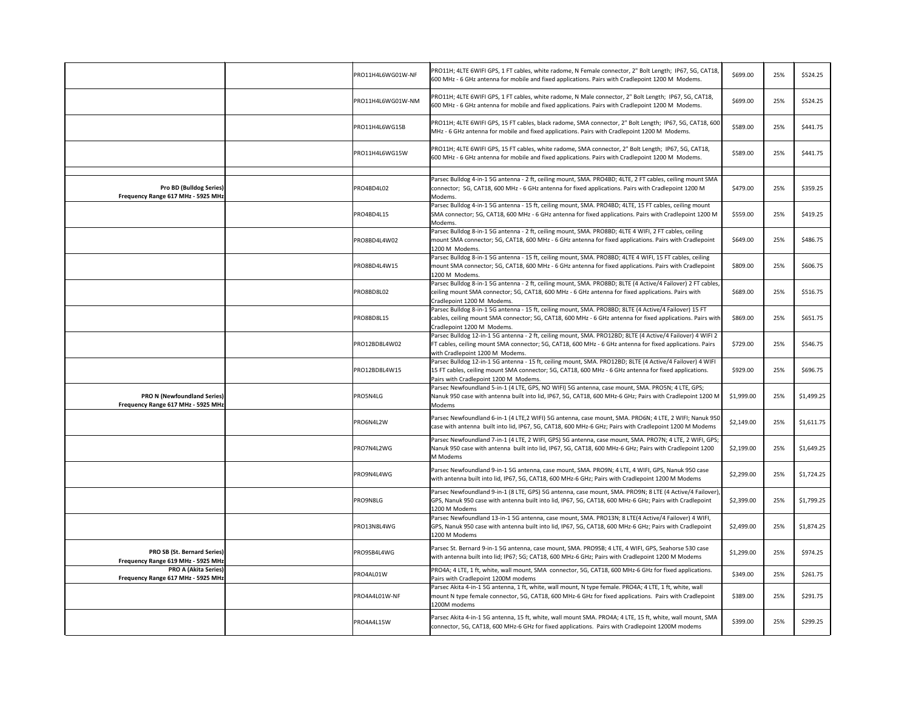| | | | | | | |
|---|---|---|---|---|---|---|
| | | PRO11H4L6WG01W-NF | PRO11H; 4LTE 6WIFI GPS, 1 FT cables, white radome, N Female connector, 2" Bolt Length; IP67, 5G, CAT18, 600 MHz - 6 GHz antenna for mobile and fixed applications. Pairs with Cradlepoint 1200 M Modems. | $699.00 | 25% | $524.25 |
| | | PRO11H4L6WG01W-NM | PRO11H; 4LTE 6WIFI GPS, 1 FT cables, white radome, N Male connector, 2" Bolt Length; IP67, 5G, CAT18, 600 MHz - 6 GHz antenna for mobile and fixed applications. Pairs with Cradlepoint 1200 M Modems. | $699.00 | 25% | $524.25 |
| | | PRO11H4L6WG15B | PRO11H; 4LTE 6WIFI GPS, 15 FT cables, black radome, SMA connector, 2" Bolt Length; IP67, 5G, CAT18, 600 MHz - 6 GHz antenna for mobile and fixed applications. Pairs with Cradlepoint 1200 M Modems. | $589.00 | 25% | $441.75 |
| | | PRO11H4L6WG15W | PRO11H; 4LTE 6WIFI GPS, 15 FT cables, white radome, SMA connector, 2" Bolt Length; IP67, 5G, CAT18, 600 MHz - 6 GHz antenna for mobile and fixed applications. Pairs with Cradlepoint 1200 M Modems. | $589.00 | 25% | $441.75 |
| | | | | | | |
| **Pro BD (Bulldog Series) Frequency Range 617 MHz - 5925 MHz** | | PRO4BD4L02 | Parsec Bulldog 4-in-1 5G antenna - 2 ft, ceiling mount, SMA. PRO4BD; 4LTE, 2 FT cables, ceiling mount SMA connector; 5G, CAT18, 600 MHz - 6 GHz antenna for fixed applications. Pairs with Cradlepoint 1200 M Modems. | $479.00 | 25% | $359.25 |
| | | PRO4BD4L15 | Parsec Bulldog 4-in-1 5G antenna - 15 ft, ceiling mount, SMA. PRO4BD; 4LTE, 15 FT cables, ceiling mount SMA connector; 5G, CAT18, 600 MHz - 6 GHz antenna for fixed applications. Pairs with Cradlepoint 1200 M Modems. | $559.00 | 25% | $419.25 |
| | | PRO8BD4L4W02 | Parsec Bulldog 8-in-1 5G antenna - 2 ft, ceiling mount, SMA. PRO8BD; 4LTE 4 WIFI, 2 FT cables, ceiling mount SMA connector; 5G, CAT18, 600 MHz - 6 GHz antenna for fixed applications. Pairs with Cradlepoint 1200 M Modems. | $649.00 | 25% | $486.75 |
| | | PRO8BD4L4W15 | Parsec Bulldog 8-in-1 5G antenna - 15 ft, ceiling mount, SMA. PRO8BD; 4LTE 4 WIFI, 15 FT cables, ceiling mount SMA connector; 5G, CAT18, 600 MHz - 6 GHz antenna for fixed applications. Pairs with Cradlepoint 1200 M Modems. | $809.00 | 25% | $606.75 |
| | | PRO8BD8L02 | Parsec Bulldog 8-in-1 5G antenna - 2 ft, ceiling mount, SMA. PRO8BD; 8LTE (4 Active/4 Failover) 2 FT cables, ceiling mount SMA connector; 5G, CAT18, 600 MHz - 6 GHz antenna for fixed applications. Pairs with Cradlepoint 1200 M Modems. | $689.00 | 25% | $516.75 |
| | | PRO8BD8L15 | Parsec Bulldog 8-in-1 5G antenna - 15 ft, ceiling mount, SMA. PRO8BD; 8LTE (4 Active/4 Failover) 15 FT cables, ceiling mount SMA connector; 5G, CAT18, 600 MHz - 6 GHz antenna for fixed applications. Pairs with Cradlepoint 1200 M Modems. | $869.00 | 25% | $651.75 |
| | | PRO12BD8L4W02 | Parsec Bulldog 12-in-1 5G antenna - 2 ft, ceiling mount, SMA. PRO12BD; 8LTE (4 Active/4 Failover) 4 WIFI 2 FT cables, ceiling mount SMA connector; 5G, CAT18, 600 MHz - 6 GHz antenna for fixed applications. Pairs with Cradlepoint 1200 M Modems. | $729.00 | 25% | $546.75 |
| | | PRO12BD8L4W15 | Parsec Bulldog 12-in-1 5G antenna - 15 ft, ceiling mount, SMA. PRO12BD; 8LTE (4 Active/4 Failover) 4 WIFI 15 FT cables, ceiling mount SMA connector; 5G, CAT18, 600 MHz - 6 GHz antenna for fixed applications. Pairs with Cradlepoint 1200 M Modems. | $929.00 | 25% | $696.75 |
| **PRO N (Newfoundland Series) Frequency Range 617 MHz - 5925 MHz** | | PRO5N4LG | Parsec Newfoundland 5-in-1 (4 LTE, GPS, NO WIFI) 5G antenna, case mount, SMA. PRO5N; 4 LTE, GPS; Nanuk 950 case with antenna built into lid, IP67, 5G, CAT18, 600 MHz-6 GHz; Pairs with Cradlepoint 1200 M Modems | $1,999.00 | 25% | $1,499.25 |
| | | PRO6N4L2W | Parsec Newfoundland 6-in-1 (4 LTE,2 WIFI) 5G antenna, case mount, SMA. PRO6N; 4 LTE, 2 WIFI; Nanuk 950 case with antenna built into lid, IP67, 5G, CAT18, 600 MHz-6 GHz; Pairs with Cradlepoint 1200 M Modems | $2,149.00 | 25% | $1,611.75 |
| | | PRO7N4L2WG | Parsec Newfoundland 7-in-1 (4 LTE, 2 WIFI, GPS) 5G antenna, case mount, SMA. PRO7N; 4 LTE, 2 WIFI, GPS; Nanuk 950 case with antenna built into lid, IP67, 5G, CAT18, 600 MHz-6 GHz; Pairs with Cradlepoint 1200 M Modems | $2,199.00 | 25% | $1,649.25 |
| | | PRO9N4L4WG | Parsec Newfoundland 9-in-1 5G antenna, case mount, SMA. PRO9N; 4 LTE, 4 WIFI, GPS, Nanuk 950 case with antenna built into lid, IP67, 5G, CAT18, 600 MHz-6 GHz; Pairs with Cradlepoint 1200 M Modems | $2,299.00 | 25% | $1,724.25 |
| | | PRO9N8LG | Parsec Newfoundland 9-in-1 (8 LTE, GPS) 5G antenna, case mount, SMA. PRO9N; 8 LTE (4 Active/4 Failover), GPS, Nanuk 950 case with antenna built into lid, IP67, 5G, CAT18, 600 MHz-6 GHz; Pairs with Cradlepoint 1200 M Modems | $2,399.00 | 25% | $1,799.25 |
| | | PRO13N8L4WG | Parsec Newfoundland 13-in-1 5G antenna, case mount, SMA. PRO13N; 8 LTE(4 Active/4 Failover) 4 WIFI, GPS, Nanuk 950 case with antenna built into lid, IP67, 5G, CAT18, 600 MHz-6 GHz; Pairs with Cradlepoint 1200 M Modems | $2,499.00 | 25% | $1,874.25 |
| **PRO SB (St. Bernard Series) Frequency Range 619 MHz - 5925 MHz** | | PRO9SB4L4WG | Parsec St. Bernard 9-in-1 5G antenna, case mount, SMA. PRO9SB; 4 LTE, 4 WIFI, GPS, Seahorse 530 case with antenna built into lid; IP67; 5G; CAT18, 600 MHz-6 GHz; Pairs with Cradlepoint 1200 M Modems | $1,299.00 | 25% | $974.25 |
| **PRO A (Akita Series) Frequency Range 617 MHz - 5925 MHz** | | PRO4AL01W | PRO4A; 4 LTE, 1 ft, white, wall mount, SMA connector, 5G, CAT18, 600 MHz-6 GHz for fixed applications. Pairs with Cradlepoint 1200M modems | $349.00 | 25% | $261.75 |
| | | PRO4A4L01W-NF | Parsec Akita 4-in-1 5G antenna, 1 ft, white, wall mount, N type female. PRO4A; 4 LTE, 1 ft, white, wall mount N type female connector, 5G, CAT18, 600 MHz-6 GHz for fixed applications. Pairs with Cradlepoint 1200M modems | $389.00 | 25% | $291.75 |
| | | PRO4A4L15W | Parsec Akita 4-in-1 5G antenna, 15 ft, white, wall mount SMA. PRO4A; 4 LTE, 15 ft, white, wall mount, SMA connector, 5G, CAT18, 600 MHz-6 GHz for fixed applications. Pairs with Cradlepoint 1200M modems | $399.00 | 25% | $299.25 |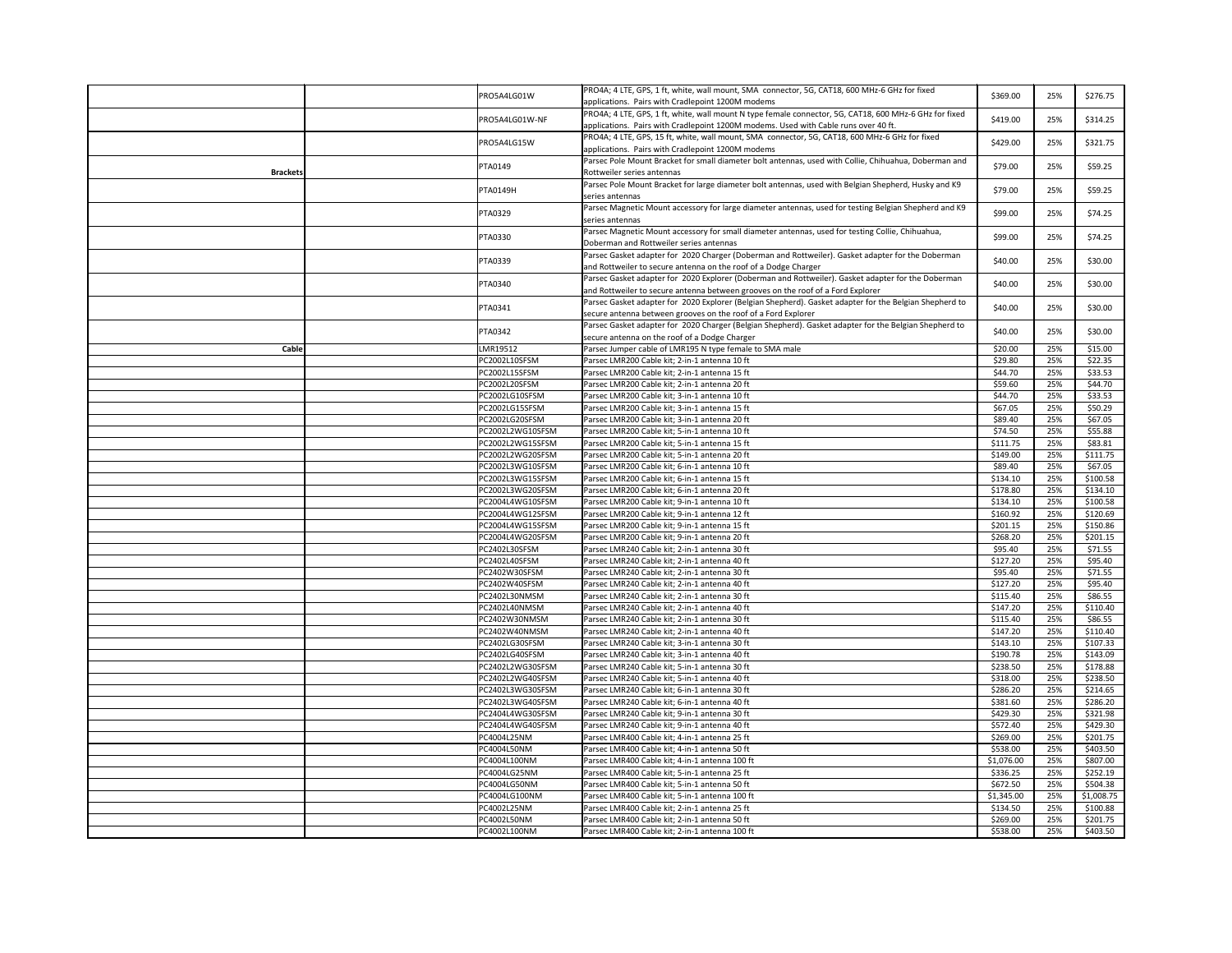| | | | | | | |
|---|---|---|---|---|---|---|
| | | PRO5A4LG01W | PRO4A; 4 LTE, GPS, 1 ft, white, wall mount, SMA connector, 5G, CAT18, 600 MHz-6 GHz for fixed applications. Pairs with Cradlepoint 1200M modems | $369.00 | 25% | $276.75 |
| | | PRO5A4LG01W-NF | PRO4A; 4 LTE, GPS, 1 ft, white, wall mount N type female connector, 5G, CAT18, 600 MHz-6 GHz for fixed applications. Pairs with Cradlepoint 1200M modems. Used with Cable runs over 40 ft. | $419.00 | 25% | $314.25 |
| | | PRO5A4LG15W | PRO4A; 4 LTE, GPS, 15 ft, white, wall mount, SMA connector, 5G, CAT18, 600 MHz-6 GHz for fixed applications. Pairs with Cradlepoint 1200M modems | $429.00 | 25% | $321.75 |
| **Brackets** | | PTA0149 | Parsec Pole Mount Bracket for small diameter bolt antennas, used with Collie, Chihuahua, Doberman and Rottweiler series antennas | $79.00 | 25% | $59.25 |
| | | PTA0149H | Parsec Pole Mount Bracket for large diameter bolt antennas, used with Belgian Shepherd, Husky and K9 series antennas | $79.00 | 25% | $59.25 |
| | | PTA0329 | Parsec Magnetic Mount accessory for large diameter antennas, used for testing Belgian Shepherd and K9 series antennas | $99.00 | 25% | $74.25 |
| | | PTA0330 | Parsec Magnetic Mount accessory for small diameter antennas, used for testing Collie, Chihuahua, Doberman and Rottweiler series antennas | $99.00 | 25% | $74.25 |
| | | PTA0339 | Parsec Gasket adapter for 2020 Charger (Doberman and Rottweiler). Gasket adapter for the Doberman and Rottweiler to secure antenna on the roof of a Dodge Charger | $40.00 | 25% | $30.00 |
| | | PTA0340 | Parsec Gasket adapter for 2020 Explorer (Doberman and Rottweiler). Gasket adapter for the Doberman and Rottweiler to secure antenna between grooves on the roof of a Ford Explorer | $40.00 | 25% | $30.00 |
| | | PTA0341 | Parsec Gasket adapter for 2020 Explorer (Belgian Shepherd). Gasket adapter for the Belgian Shepherd to secure antenna between grooves on the roof of a Ford Explorer | $40.00 | 25% | $30.00 |
| | | PTA0342 | Parsec Gasket adapter for 2020 Charger (Belgian Shepherd). Gasket adapter for the Belgian Shepherd to secure antenna on the roof of a Dodge Charger | $40.00 | 25% | $30.00 |
| **Cable** | | LMR19512 | Parsec Jumper cable of LMR195 N type female to SMA male | $20.00 | 25% | $15.00 |
| | | PC2002L10SFSM | Parsec LMR200 Cable kit; 2-in-1 antenna 10 ft | $29.80 | 25% | $22.35 |
| | | PC2002L15SFSM | Parsec LMR200 Cable kit; 2-in-1 antenna 15 ft | $44.70 | 25% | $33.53 |
| | | PC2002L20SFSM | Parsec LMR200 Cable kit; 2-in-1 antenna 20 ft | $59.60 | 25% | $44.70 |
| | | PC2002LG10SFSM | Parsec LMR200 Cable kit; 3-in-1 antenna 10 ft | $44.70 | 25% | $33.53 |
| | | PC2002LG15SFSM | Parsec LMR200 Cable kit; 3-in-1 antenna 15 ft | $67.05 | 25% | $50.29 |
| | | PC2002LG20SFSM | Parsec LMR200 Cable kit; 3-in-1 antenna 20 ft | $89.40 | 25% | $67.05 |
| | | PC2002L2WG10SFSM | Parsec LMR200 Cable kit; 5-in-1 antenna 10 ft | $74.50 | 25% | $55.88 |
| | | PC2002L2WG15SFSM | Parsec LMR200 Cable kit; 5-in-1 antenna 15 ft | $111.75 | 25% | $83.81 |
| | | PC2002L2WG20SFSM | Parsec LMR200 Cable kit; 5-in-1 antenna 20 ft | $149.00 | 25% | $111.75 |
| | | PC2002L3WG10SFSM | Parsec LMR200 Cable kit; 6-in-1 antenna 10 ft | $89.40 | 25% | $67.05 |
| | | PC2002L3WG15SFSM | Parsec LMR200 Cable kit; 6-in-1 antenna 15 ft | $134.10 | 25% | $100.58 |
| | | PC2002L3WG20SFSM | Parsec LMR200 Cable kit; 6-in-1 antenna 20 ft | $178.80 | 25% | $134.10 |
| | | PC2004L4WG10SFSM | Parsec LMR200 Cable kit; 9-in-1 antenna 10 ft | $134.10 | 25% | $100.58 |
| | | PC2004L4WG12SFSM | Parsec LMR200 Cable kit; 9-in-1 antenna 12 ft | $160.92 | 25% | $120.69 |
| | | PC2004L4WG15SFSM | Parsec LMR200 Cable kit; 9-in-1 antenna 15 ft | $201.15 | 25% | $150.86 |
| | | PC2004L4WG20SFSM | Parsec LMR200 Cable kit; 9-in-1 antenna 20 ft | $268.20 | 25% | $201.15 |
| | | PC2402L30SFSM | Parsec LMR240 Cable kit; 2-in-1 antenna 30 ft | $95.40 | 25% | $71.55 |
| | | PC2402L40SFSM | Parsec LMR240 Cable kit; 2-in-1 antenna 40 ft | $127.20 | 25% | $95.40 |
| | | PC2402W30SFSM | Parsec LMR240 Cable kit; 2-in-1 antenna 30 ft | $95.40 | 25% | $71.55 |
| | | PC2402W40SFSM | Parsec LMR240 Cable kit; 2-in-1 antenna 40 ft | $127.20 | 25% | $95.40 |
| | | PC2402L30NMSM | Parsec LMR240 Cable kit; 2-in-1 antenna 30 ft | $115.40 | 25% | $86.55 |
| | | PC2402L40NMSM | Parsec LMR240 Cable kit; 2-in-1 antenna 40 ft | $147.20 | 25% | $110.40 |
| | | PC2402W30NMSM | Parsec LMR240 Cable kit; 2-in-1 antenna 30 ft | $115.40 | 25% | $86.55 |
| | | PC2402W40NMSM | Parsec LMR240 Cable kit; 2-in-1 antenna 40 ft | $147.20 | 25% | $110.40 |
| | | PC2402LG30SFSM | Parsec LMR240 Cable kit; 3-in-1 antenna 30 ft | $143.10 | 25% | $107.33 |
| | | PC2402LG40SFSM | Parsec LMR240 Cable kit; 3-in-1 antenna 40 ft | $190.78 | 25% | $143.09 |
| | | PC2402L2WG30SFSM | Parsec LMR240 Cable kit; 5-in-1 antenna 30 ft | $238.50 | 25% | $178.88 |
| | | PC2402L2WG40SFSM | Parsec LMR240 Cable kit; 5-in-1 antenna 40 ft | $318.00 | 25% | $238.50 |
| | | PC2402L3WG30SFSM | Parsec LMR240 Cable kit; 6-in-1 antenna 30 ft | $286.20 | 25% | $214.65 |
| | | PC2402L3WG40SFSM | Parsec LMR240 Cable kit; 6-in-1 antenna 40 ft | $381.60 | 25% | $286.20 |
| | | PC2404L4WG30SFSM | Parsec LMR240 Cable kit; 9-in-1 antenna 30 ft | $429.30 | 25% | $321.98 |
| | | PC2404L4WG40SFSM | Parsec LMR240 Cable kit; 9-in-1 antenna 40 ft | $572.40 | 25% | $429.30 |
| | | PC4004L25NM | Parsec LMR400 Cable kit; 4-in-1 antenna 25 ft | $269.00 | 25% | $201.75 |
| | | PC4004L50NM | Parsec LMR400 Cable kit; 4-in-1 antenna 50 ft | $538.00 | 25% | $403.50 |
| | | PC4004L100NM | Parsec LMR400 Cable kit; 4-in-1 antenna 100 ft | $1,076.00 | 25% | $807.00 |
| | | PC4004LG25NM | Parsec LMR400 Cable kit; 5-in-1 antenna 25 ft | $336.25 | 25% | $252.19 |
| | | PC4004LG50NM | Parsec LMR400 Cable kit; 5-in-1 antenna 50 ft | $672.50 | 25% | $504.38 |
| | | PC4004LG100NM | Parsec LMR400 Cable kit; 5-in-1 antenna 100 ft | $1,345.00 | 25% | $1,008.75 |
| | | PC4002L25NM | Parsec LMR400 Cable kit; 2-in-1 antenna 25 ft | $134.50 | 25% | $100.88 |
| | | PC4002L50NM | Parsec LMR400 Cable kit; 2-in-1 antenna 50 ft | $269.00 | 25% | $201.75 |
| | | PC4002L100NM | Parsec LMR400 Cable kit; 2-in-1 antenna 100 ft | $538.00 | 25% | $403.50 |